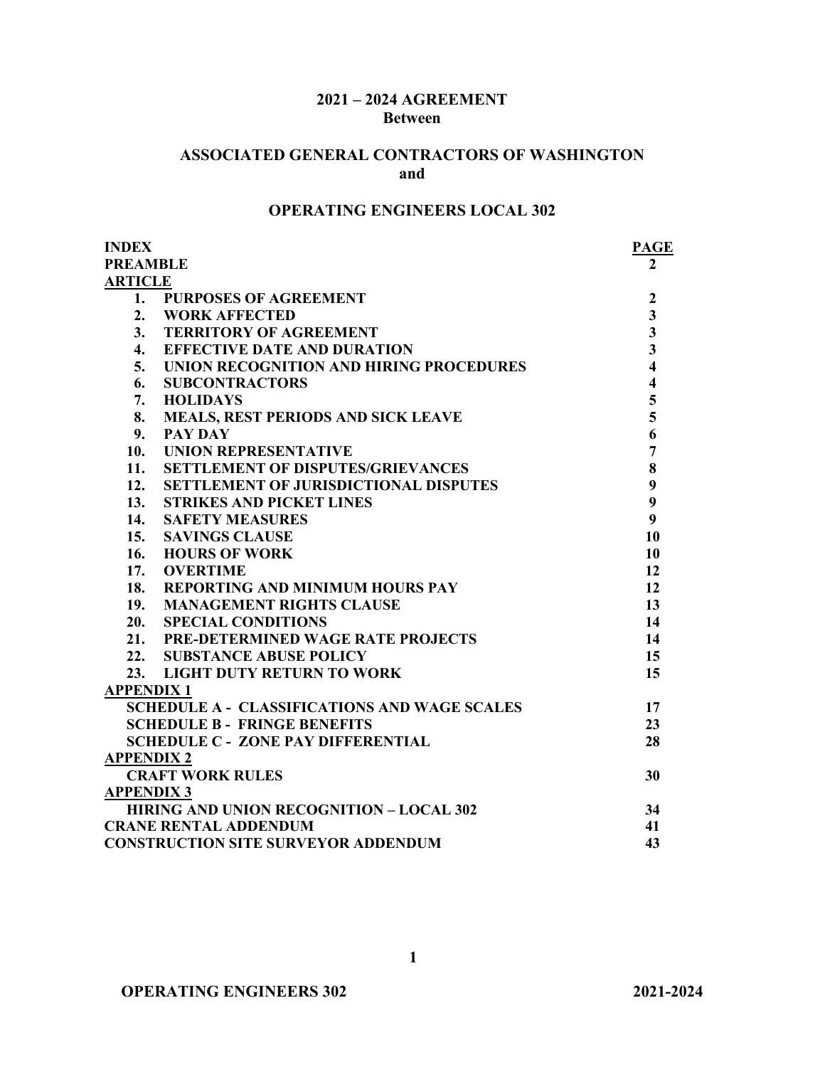# 2021 – 2024 AGREEMENT
**Between**

## ASSOCIATED GENERAL CONTRACTORS OF WASHINGTON
**and**

## OPERATING ENGINEERS LOCAL 302

| INDEX | PAGE |
|---|---|
| **PREAMBLE** | **2** |
| **ARTICLE** | |
| **1. PURPOSES OF AGREEMENT** | **2** |
| **2. WORK AFFECTED** | **3** |
| **3. TERRITORY OF AGREEMENT** | **3** |
| **4. EFFECTIVE DATE AND DURATION** | **3** |
| **5. UNION RECOGNITION AND HIRING PROCEDURES** | **4** |
| **6. SUBCONTRACTORS** | **4** |
| **7. HOLIDAYS** | **5** |
| **8. MEALS, REST PERIODS AND SICK LEAVE** | **5** |
| **9. PAY DAY** | **6** |
| **10. UNION REPRESENTATIVE** | **7** |
| **11. SETTLEMENT OF DISPUTES/GRIEVANCES** | **8** |
| **12. SETTLEMENT OF JURISDICTIONAL DISPUTES** | **9** |
| **13. STRIKES AND PICKET LINES** | **9** |
| **14. SAFETY MEASURES** | **9** |
| **15. SAVINGS CLAUSE** | **10** |
| **16. HOURS OF WORK** | **10** |
| **17. OVERTIME** | **12** |
| **18. REPORTING AND MINIMUM HOURS PAY** | **12** |
| **19. MANAGEMENT RIGHTS CLAUSE** | **13** |
| **20. SPECIAL CONDITIONS** | **14** |
| **21. PRE-DETERMINED WAGE RATE PROJECTS** | **14** |
| **22. SUBSTANCE ABUSE POLICY** | **15** |
| **23. LIGHT DUTY RETURN TO WORK** | **15** |
| **APPENDIX 1** | |
| **SCHEDULE A - CLASSIFICATIONS AND WAGE SCALES** | **17** |
| **SCHEDULE B - FRINGE BENEFITS** | **23** |
| **SCHEDULE C - ZONE PAY DIFFERENTIAL** | **28** |
| **APPENDIX 2** | |
| **CRAFT WORK RULES** | **30** |
| **APPENDIX 3** | |
| **HIRING AND UNION RECOGNITION – LOCAL 302** | **34** |
| **CRANE RENTAL ADDENDUM** | **41** |
| **CONSTRUCTION SITE SURVEYOR ADDENDUM** | **43** |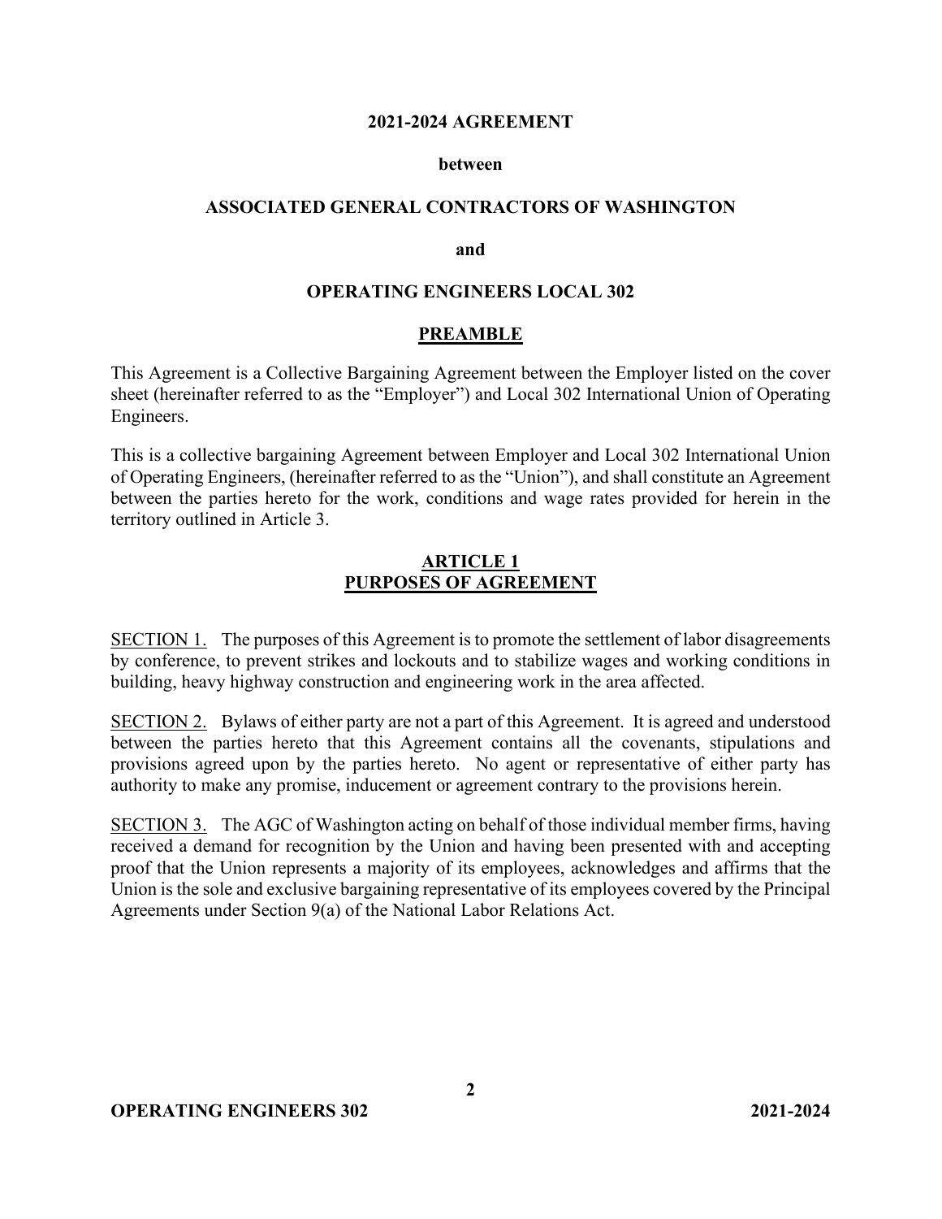**2021-2024 AGREEMENT**

**between**

**ASSOCIATED GENERAL CONTRACTORS OF WASHINGTON**

**and**

**OPERATING ENGINEERS LOCAL 302**

## PREAMBLE

This Agreement is a Collective Bargaining Agreement between the Employer listed on the cover sheet (hereinafter referred to as the "Employer") and Local 302 International Union of Operating Engineers.

This is a collective bargaining Agreement between Employer and Local 302 International Union of Operating Engineers, (hereinafter referred to as the "Union"), and shall constitute an Agreement between the parties hereto for the work, conditions and wage rates provided for herein in the territory outlined in Article 3.

## ARTICLE 1
## PURPOSES OF AGREEMENT

SECTION 1. The purposes of this Agreement is to promote the settlement of labor disagreements by conference, to prevent strikes and lockouts and to stabilize wages and working conditions in building, heavy highway construction and engineering work in the area affected.

SECTION 2. Bylaws of either party are not a part of this Agreement. It is agreed and understood between the parties hereto that this Agreement contains all the covenants, stipulations and provisions agreed upon by the parties hereto. No agent or representative of either party has authority to make any promise, inducement or agreement contrary to the provisions herein.

SECTION 3. The AGC of Washington acting on behalf of those individual member firms, having received a demand for recognition by the Union and having been presented with and accepting proof that the Union represents a majority of its employees, acknowledges and affirms that the Union is the sole and exclusive bargaining representative of its employees covered by the Principal Agreements under Section 9(a) of the National Labor Relations Act.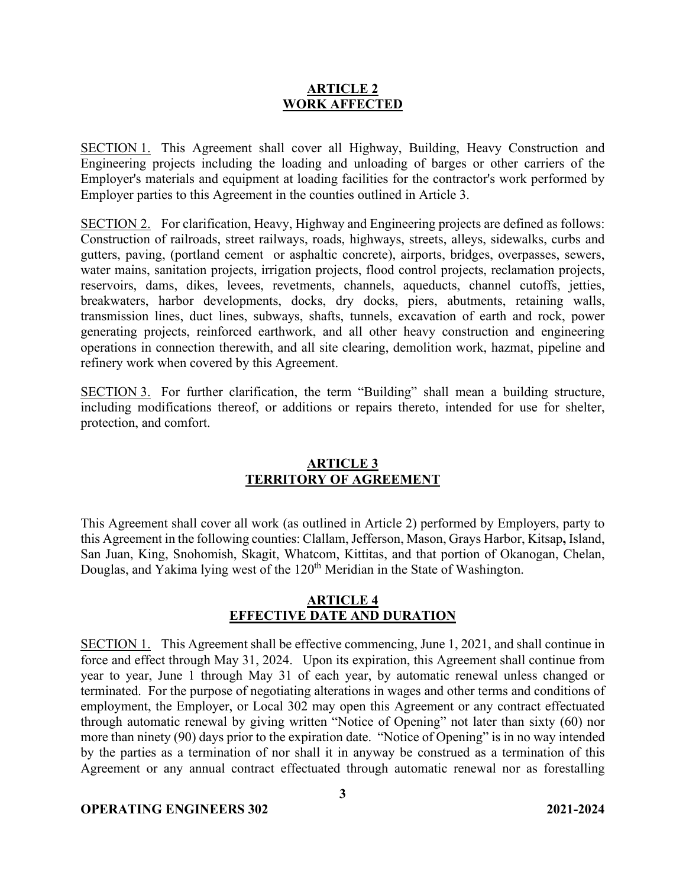## ARTICLE 2
## WORK AFFECTED

SECTION 1. This Agreement shall cover all Highway, Building, Heavy Construction and Engineering projects including the loading and unloading of barges or other carriers of the Employer's materials and equipment at loading facilities for the contractor's work performed by Employer parties to this Agreement in the counties outlined in Article 3.

SECTION 2. For clarification, Heavy, Highway and Engineering projects are defined as follows: Construction of railroads, street railways, roads, highways, streets, alleys, sidewalks, curbs and gutters, paving, (portland cement or asphaltic concrete), airports, bridges, overpasses, sewers, water mains, sanitation projects, irrigation projects, flood control projects, reclamation projects, reservoirs, dams, dikes, levees, revetments, channels, aqueducts, channel cutoffs, jetties, breakwaters, harbor developments, docks, dry docks, piers, abutments, retaining walls, transmission lines, duct lines, subways, shafts, tunnels, excavation of earth and rock, power generating projects, reinforced earthwork, and all other heavy construction and engineering operations in connection therewith, and all site clearing, demolition work, hazmat, pipeline and refinery work when covered by this Agreement.

SECTION 3. For further clarification, the term "Building" shall mean a building structure, including modifications thereof, or additions or repairs thereto, intended for use for shelter, protection, and comfort.

## ARTICLE 3
## TERRITORY OF AGREEMENT

This Agreement shall cover all work (as outlined in Article 2) performed by Employers, party to this Agreement in the following counties: Clallam, Jefferson, Mason, Grays Harbor, Kitsap**,** Island, San Juan, King, Snohomish, Skagit, Whatcom, Kittitas, and that portion of Okanogan, Chelan, Douglas, and Yakima lying west of the 120th Meridian in the State of Washington.

## ARTICLE 4
## EFFECTIVE DATE AND DURATION

SECTION 1. This Agreement shall be effective commencing, June 1, 2021, and shall continue in force and effect through May 31, 2024. Upon its expiration, this Agreement shall continue from year to year, June 1 through May 31 of each year, by automatic renewal unless changed or terminated. For the purpose of negotiating alterations in wages and other terms and conditions of employment, the Employer, or Local 302 may open this Agreement or any contract effectuated through automatic renewal by giving written "Notice of Opening" not later than sixty (60) nor more than ninety (90) days prior to the expiration date. "Notice of Opening" is in no way intended by the parties as a termination of nor shall it in anyway be construed as a termination of this Agreement or any annual contract effectuated through automatic renewal nor as forestalling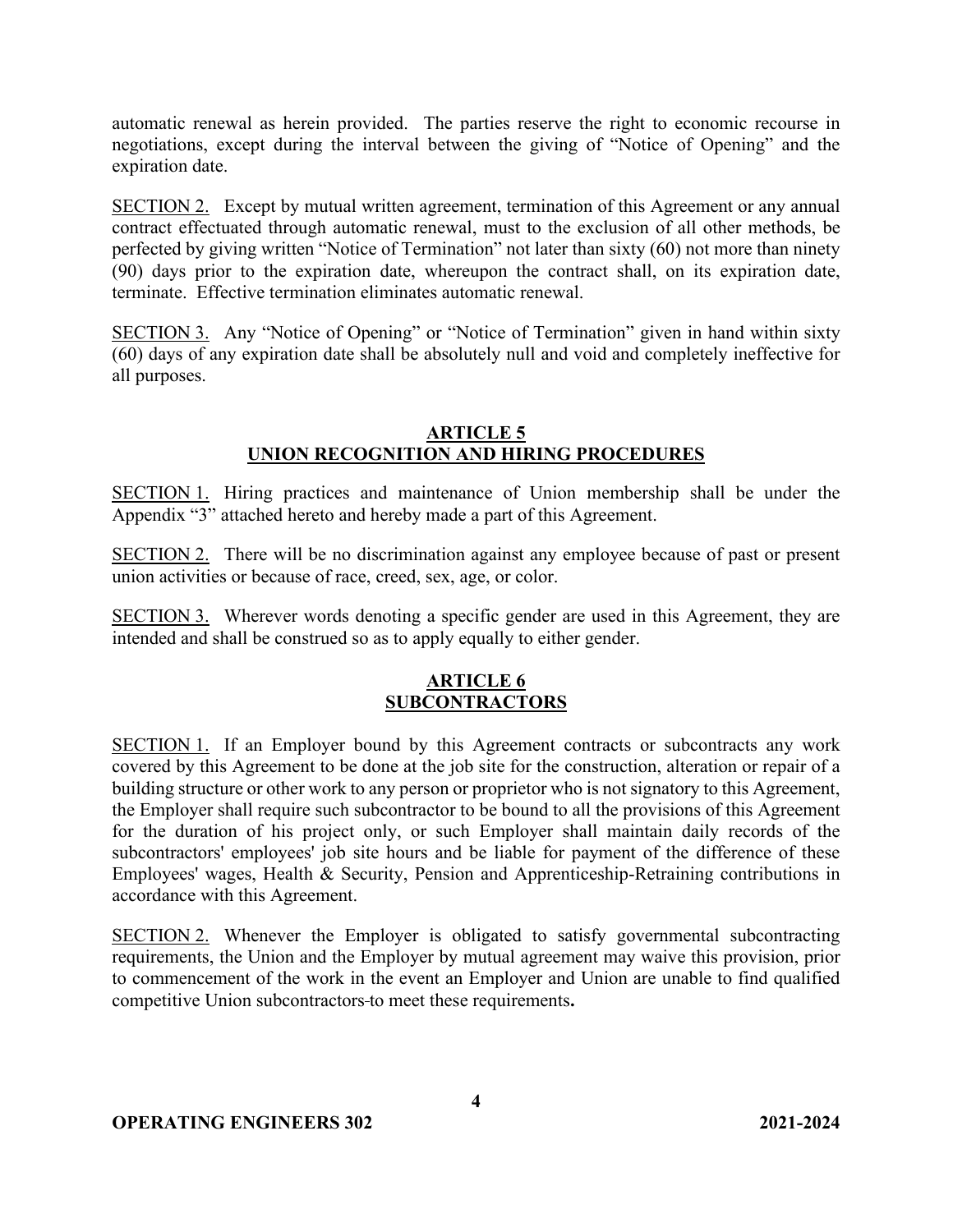automatic renewal as herein provided. The parties reserve the right to economic recourse in negotiations, except during the interval between the giving of "Notice of Opening" and the expiration date.

SECTION 2. Except by mutual written agreement, termination of this Agreement or any annual contract effectuated through automatic renewal, must to the exclusion of all other methods, be perfected by giving written "Notice of Termination" not later than sixty (60) not more than ninety (90) days prior to the expiration date, whereupon the contract shall, on its expiration date, terminate. Effective termination eliminates automatic renewal.

SECTION 3. Any "Notice of Opening" or "Notice of Termination" given in hand within sixty (60) days of any expiration date shall be absolutely null and void and completely ineffective for all purposes.

## ARTICLE 5
## UNION RECOGNITION AND HIRING PROCEDURES

SECTION 1. Hiring practices and maintenance of Union membership shall be under the Appendix "3" attached hereto and hereby made a part of this Agreement.

SECTION 2. There will be no discrimination against any employee because of past or present union activities or because of race, creed, sex, age, or color.

SECTION 3. Wherever words denoting a specific gender are used in this Agreement, they are intended and shall be construed so as to apply equally to either gender.

## ARTICLE 6
## SUBCONTRACTORS

SECTION 1. If an Employer bound by this Agreement contracts or subcontracts any work covered by this Agreement to be done at the job site for the construction, alteration or repair of a building structure or other work to any person or proprietor who is not signatory to this Agreement, the Employer shall require such subcontractor to be bound to all the provisions of this Agreement for the duration of his project only, or such Employer shall maintain daily records of the subcontractors' employees' job site hours and be liable for payment of the difference of these Employees' wages, Health & Security, Pension and Apprenticeship-Retraining contributions in accordance with this Agreement.

SECTION 2. Whenever the Employer is obligated to satisfy governmental subcontracting requirements, the Union and the Employer by mutual agreement may waive this provision, prior to commencement of the work in the event an Employer and Union are unable to find qualified competitive Union subcontractors to meet these requirements**.**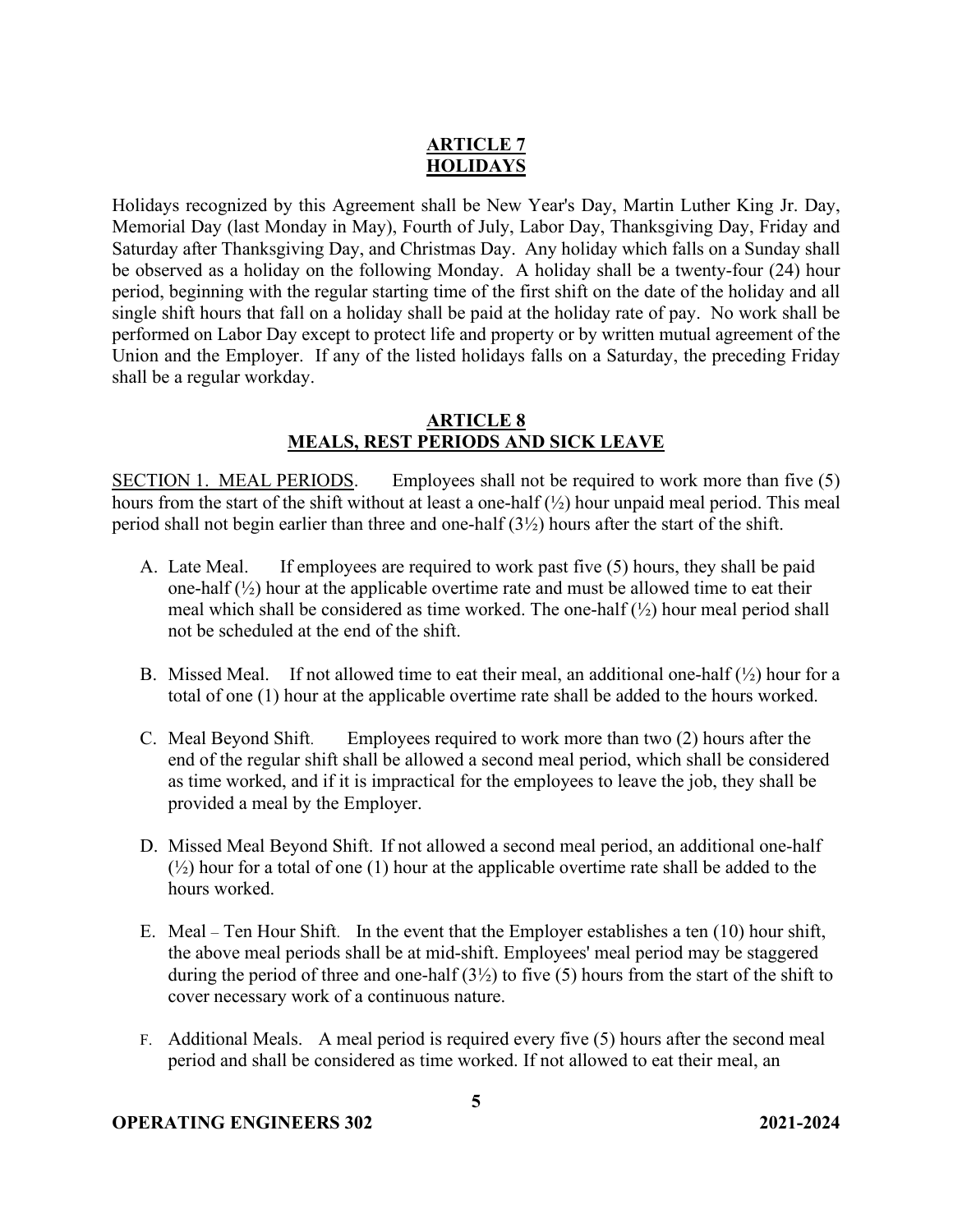## ARTICLE 7
## HOLIDAYS

Holidays recognized by this Agreement shall be New Year's Day, Martin Luther King Jr. Day, Memorial Day (last Monday in May), Fourth of July, Labor Day, Thanksgiving Day, Friday and Saturday after Thanksgiving Day, and Christmas Day. Any holiday which falls on a Sunday shall be observed as a holiday on the following Monday. A holiday shall be a twenty-four (24) hour period, beginning with the regular starting time of the first shift on the date of the holiday and all single shift hours that fall on a holiday shall be paid at the holiday rate of pay. No work shall be performed on Labor Day except to protect life and property or by written mutual agreement of the Union and the Employer. If any of the listed holidays falls on a Saturday, the preceding Friday shall be a regular workday.

## ARTICLE 8
## MEALS, REST PERIODS AND SICK LEAVE

SECTION 1. MEAL PERIODS. Employees shall not be required to work more than five (5) hours from the start of the shift without at least a one-half (½) hour unpaid meal period. This meal period shall not begin earlier than three and one-half (3½) hours after the start of the shift.

A. Late Meal. If employees are required to work past five (5) hours, they shall be paid one-half (½) hour at the applicable overtime rate and must be allowed time to eat their meal which shall be considered as time worked. The one-half (½) hour meal period shall not be scheduled at the end of the shift.

B. Missed Meal. If not allowed time to eat their meal, an additional one-half (½) hour for a total of one (1) hour at the applicable overtime rate shall be added to the hours worked.

C. Meal Beyond Shift. Employees required to work more than two (2) hours after the end of the regular shift shall be allowed a second meal period, which shall be considered as time worked, and if it is impractical for the employees to leave the job, they shall be provided a meal by the Employer.

D. Missed Meal Beyond Shift. If not allowed a second meal period, an additional one-half (½) hour for a total of one (1) hour at the applicable overtime rate shall be added to the hours worked.

E. Meal – Ten Hour Shift. In the event that the Employer establishes a ten (10) hour shift, the above meal periods shall be at mid-shift. Employees' meal period may be staggered during the period of three and one-half (3½) to five (5) hours from the start of the shift to cover necessary work of a continuous nature.

F. Additional Meals. A meal period is required every five (5) hours after the second meal period and shall be considered as time worked. If not allowed to eat their meal, an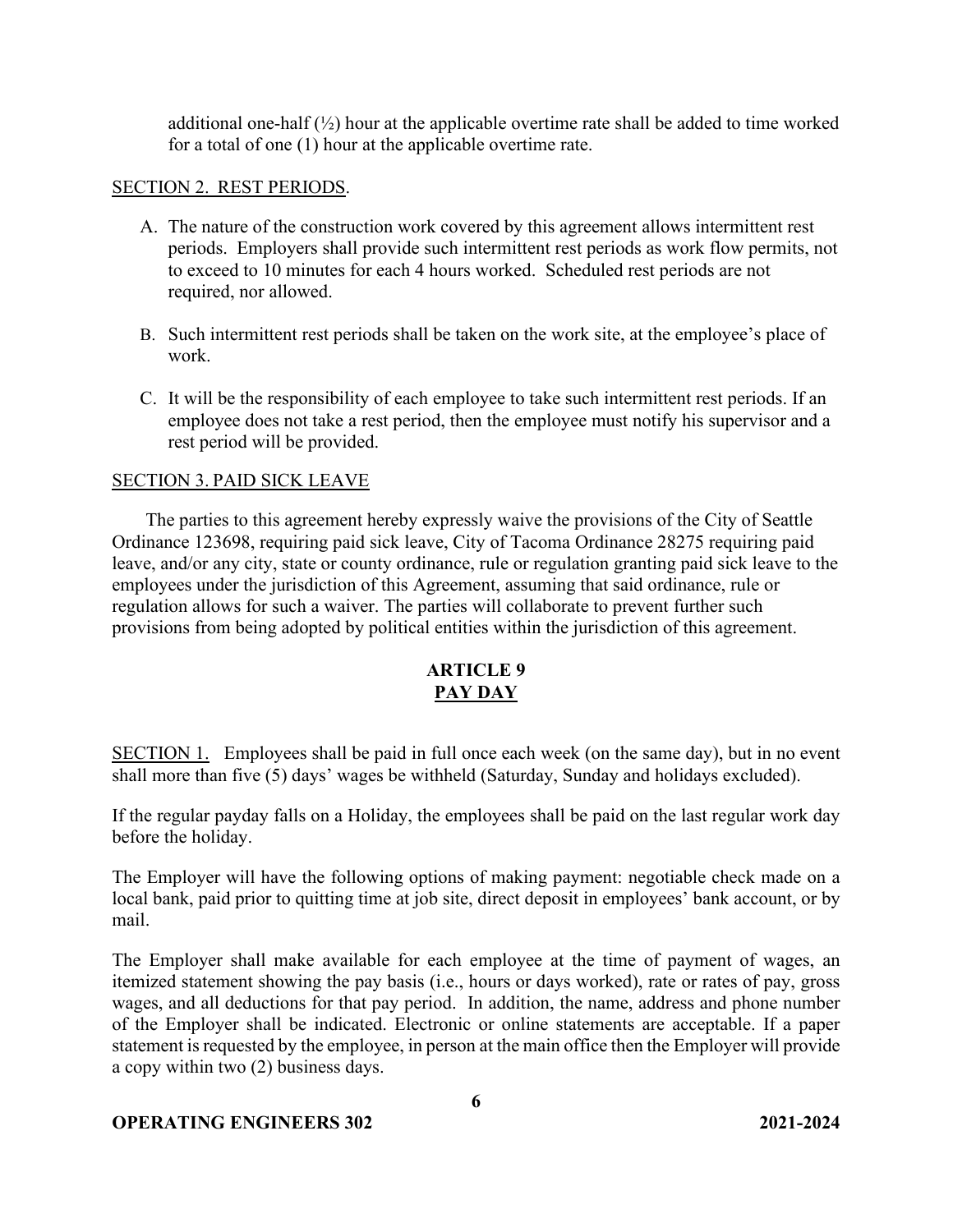additional one-half (½) hour at the applicable overtime rate shall be added to time worked for a total of one (1) hour at the applicable overtime rate.

SECTION 2. REST PERIODS.

A. The nature of the construction work covered by this agreement allows intermittent rest periods. Employers shall provide such intermittent rest periods as work flow permits, not to exceed to 10 minutes for each 4 hours worked. Scheduled rest periods are not required, nor allowed.

B. Such intermittent rest periods shall be taken on the work site, at the employee's place of work.

C. It will be the responsibility of each employee to take such intermittent rest periods. If an employee does not take a rest period, then the employee must notify his supervisor and a rest period will be provided.

SECTION 3. PAID SICK LEAVE

The parties to this agreement hereby expressly waive the provisions of the City of Seattle Ordinance 123698, requiring paid sick leave, City of Tacoma Ordinance 28275 requiring paid leave, and/or any city, state or county ordinance, rule or regulation granting paid sick leave to the employees under the jurisdiction of this Agreement, assuming that said ordinance, rule or regulation allows for such a waiver. The parties will collaborate to prevent further such provisions from being adopted by political entities within the jurisdiction of this agreement.

## ARTICLE 9
## PAY DAY

SECTION 1. Employees shall be paid in full once each week (on the same day), but in no event shall more than five (5) days' wages be withheld (Saturday, Sunday and holidays excluded).

If the regular payday falls on a Holiday, the employees shall be paid on the last regular work day before the holiday.

The Employer will have the following options of making payment: negotiable check made on a local bank, paid prior to quitting time at job site, direct deposit in employees' bank account, or by mail.

The Employer shall make available for each employee at the time of payment of wages, an itemized statement showing the pay basis (i.e., hours or days worked), rate or rates of pay, gross wages, and all deductions for that pay period. In addition, the name, address and phone number of the Employer shall be indicated. Electronic or online statements are acceptable. If a paper statement is requested by the employee, in person at the main office then the Employer will provide a copy within two (2) business days.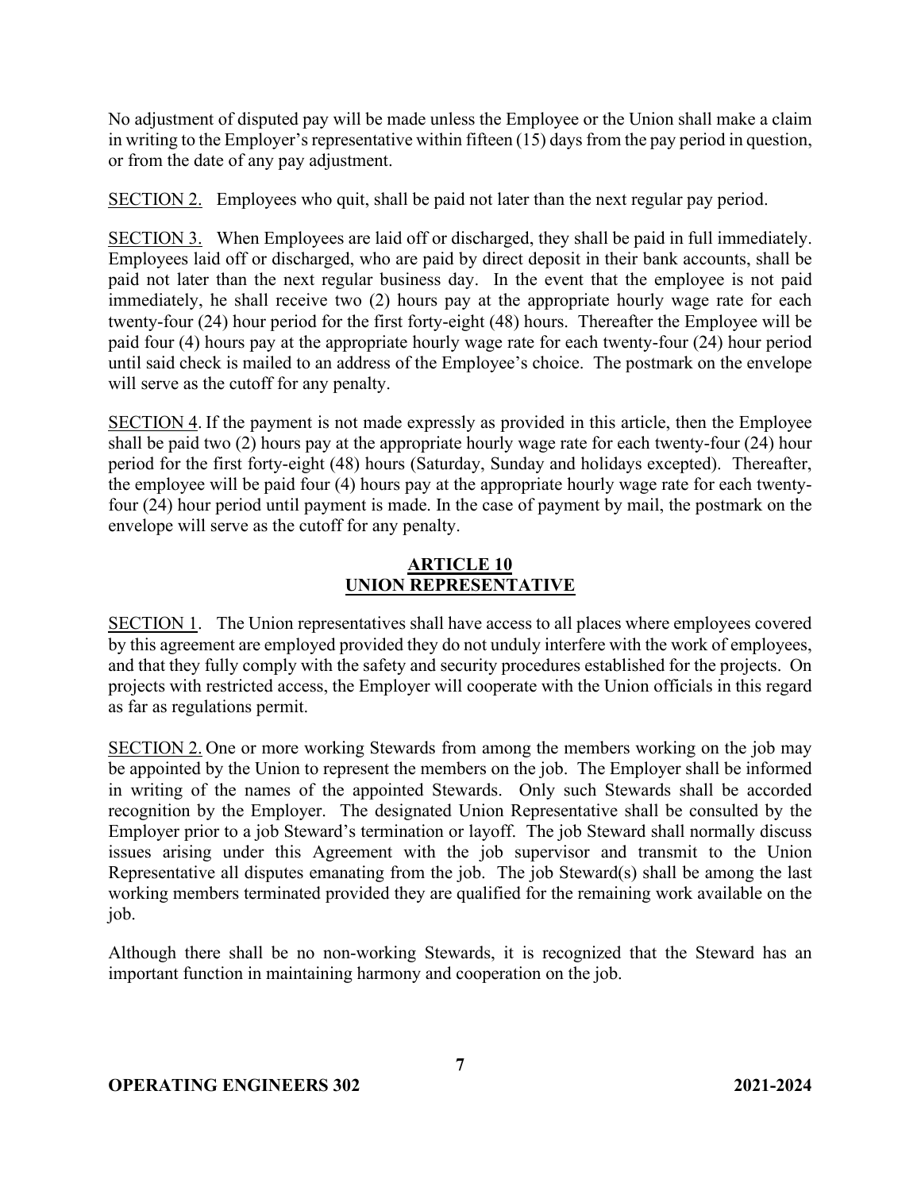No adjustment of disputed pay will be made unless the Employee or the Union shall make a claim in writing to the Employer's representative within fifteen (15) days from the pay period in question, or from the date of any pay adjustment.

SECTION 2. Employees who quit, shall be paid not later than the next regular pay period.

SECTION 3. When Employees are laid off or discharged, they shall be paid in full immediately. Employees laid off or discharged, who are paid by direct deposit in their bank accounts, shall be paid not later than the next regular business day. In the event that the employee is not paid immediately, he shall receive two (2) hours pay at the appropriate hourly wage rate for each twenty-four (24) hour period for the first forty-eight (48) hours. Thereafter the Employee will be paid four (4) hours pay at the appropriate hourly wage rate for each twenty-four (24) hour period until said check is mailed to an address of the Employee's choice. The postmark on the envelope will serve as the cutoff for any penalty.

SECTION 4. If the payment is not made expressly as provided in this article, then the Employee shall be paid two (2) hours pay at the appropriate hourly wage rate for each twenty-four (24) hour period for the first forty-eight (48) hours (Saturday, Sunday and holidays excepted). Thereafter, the employee will be paid four (4) hours pay at the appropriate hourly wage rate for each twenty-four (24) hour period until payment is made. In the case of payment by mail, the postmark on the envelope will serve as the cutoff for any penalty.

## ARTICLE 10
## UNION REPRESENTATIVE

SECTION 1. The Union representatives shall have access to all places where employees covered by this agreement are employed provided they do not unduly interfere with the work of employees, and that they fully comply with the safety and security procedures established for the projects. On projects with restricted access, the Employer will cooperate with the Union officials in this regard as far as regulations permit.

SECTION 2. One or more working Stewards from among the members working on the job may be appointed by the Union to represent the members on the job. The Employer shall be informed in writing of the names of the appointed Stewards. Only such Stewards shall be accorded recognition by the Employer. The designated Union Representative shall be consulted by the Employer prior to a job Steward's termination or layoff. The job Steward shall normally discuss issues arising under this Agreement with the job supervisor and transmit to the Union Representative all disputes emanating from the job. The job Steward(s) shall be among the last working members terminated provided they are qualified for the remaining work available on the job.

Although there shall be no non-working Stewards, it is recognized that the Steward has an important function in maintaining harmony and cooperation on the job.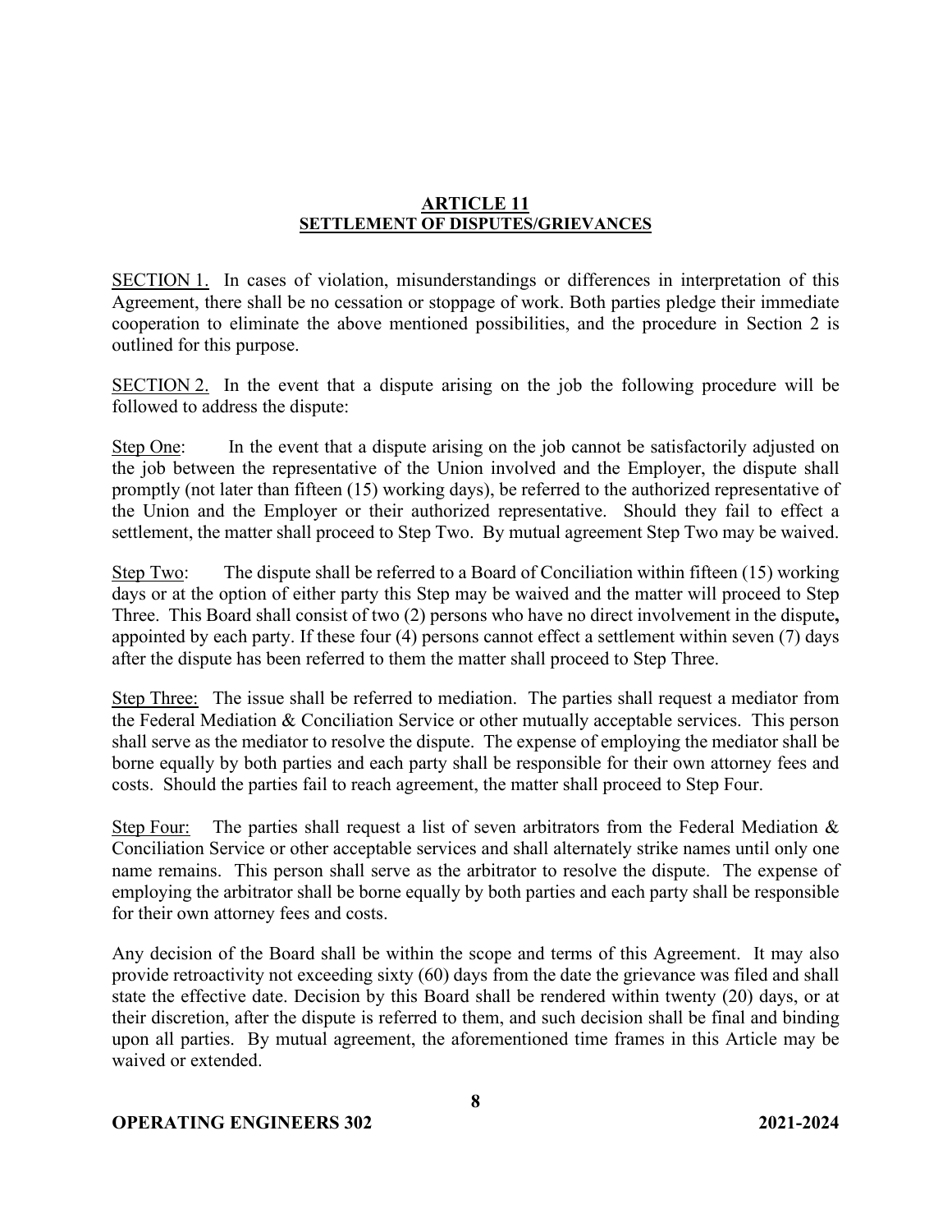## ARTICLE 11
## SETTLEMENT OF DISPUTES/GRIEVANCES

SECTION 1. In cases of violation, misunderstandings or differences in interpretation of this Agreement, there shall be no cessation or stoppage of work. Both parties pledge their immediate cooperation to eliminate the above mentioned possibilities, and the procedure in Section 2 is outlined for this purpose.

SECTION 2. In the event that a dispute arising on the job the following procedure will be followed to address the dispute:

Step One: In the event that a dispute arising on the job cannot be satisfactorily adjusted on the job between the representative of the Union involved and the Employer, the dispute shall promptly (not later than fifteen (15) working days), be referred to the authorized representative of the Union and the Employer or their authorized representative. Should they fail to effect a settlement, the matter shall proceed to Step Two. By mutual agreement Step Two may be waived.

Step Two: The dispute shall be referred to a Board of Conciliation within fifteen (15) working days or at the option of either party this Step may be waived and the matter will proceed to Step Three. This Board shall consist of two (2) persons who have no direct involvement in the dispute**,** appointed by each party. If these four (4) persons cannot effect a settlement within seven (7) days after the dispute has been referred to them the matter shall proceed to Step Three.

Step Three: The issue shall be referred to mediation. The parties shall request a mediator from the Federal Mediation & Conciliation Service or other mutually acceptable services. This person shall serve as the mediator to resolve the dispute. The expense of employing the mediator shall be borne equally by both parties and each party shall be responsible for their own attorney fees and costs. Should the parties fail to reach agreement, the matter shall proceed to Step Four.

Step Four: The parties shall request a list of seven arbitrators from the Federal Mediation & Conciliation Service or other acceptable services and shall alternately strike names until only one name remains. This person shall serve as the arbitrator to resolve the dispute. The expense of employing the arbitrator shall be borne equally by both parties and each party shall be responsible for their own attorney fees and costs.

Any decision of the Board shall be within the scope and terms of this Agreement. It may also provide retroactivity not exceeding sixty (60) days from the date the grievance was filed and shall state the effective date. Decision by this Board shall be rendered within twenty (20) days, or at their discretion, after the dispute is referred to them, and such decision shall be final and binding upon all parties. By mutual agreement, the aforementioned time frames in this Article may be waived or extended.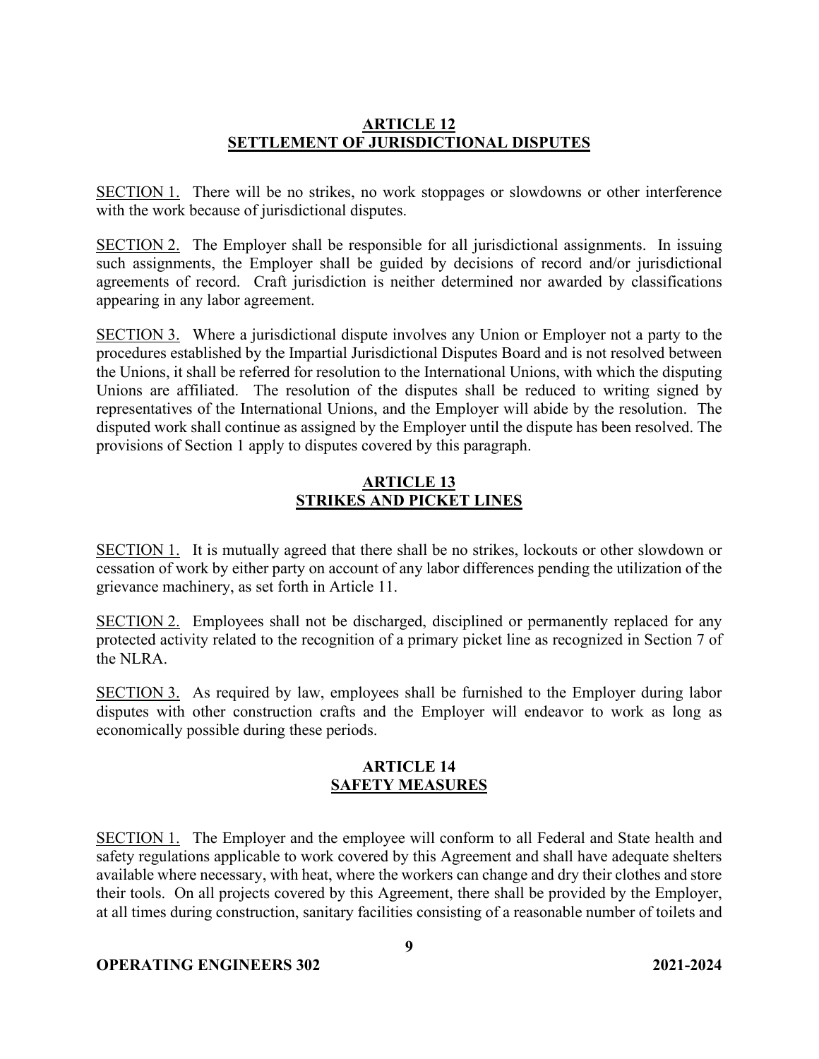## ARTICLE 12
## SETTLEMENT OF JURISDICTIONAL DISPUTES

SECTION 1. There will be no strikes, no work stoppages or slowdowns or other interference with the work because of jurisdictional disputes.

SECTION 2. The Employer shall be responsible for all jurisdictional assignments. In issuing such assignments, the Employer shall be guided by decisions of record and/or jurisdictional agreements of record. Craft jurisdiction is neither determined nor awarded by classifications appearing in any labor agreement.

SECTION 3. Where a jurisdictional dispute involves any Union or Employer not a party to the procedures established by the Impartial Jurisdictional Disputes Board and is not resolved between the Unions, it shall be referred for resolution to the International Unions, with which the disputing Unions are affiliated. The resolution of the disputes shall be reduced to writing signed by representatives of the International Unions, and the Employer will abide by the resolution. The disputed work shall continue as assigned by the Employer until the dispute has been resolved. The provisions of Section 1 apply to disputes covered by this paragraph.

## ARTICLE 13
## STRIKES AND PICKET LINES

SECTION 1. It is mutually agreed that there shall be no strikes, lockouts or other slowdown or cessation of work by either party on account of any labor differences pending the utilization of the grievance machinery, as set forth in Article 11.

SECTION 2. Employees shall not be discharged, disciplined or permanently replaced for any protected activity related to the recognition of a primary picket line as recognized in Section 7 of the NLRA.

SECTION 3. As required by law, employees shall be furnished to the Employer during labor disputes with other construction crafts and the Employer will endeavor to work as long as economically possible during these periods.

## ARTICLE 14
## SAFETY MEASURES

SECTION 1. The Employer and the employee will conform to all Federal and State health and safety regulations applicable to work covered by this Agreement and shall have adequate shelters available where necessary, with heat, where the workers can change and dry their clothes and store their tools. On all projects covered by this Agreement, there shall be provided by the Employer, at all times during construction, sanitary facilities consisting of a reasonable number of toilets and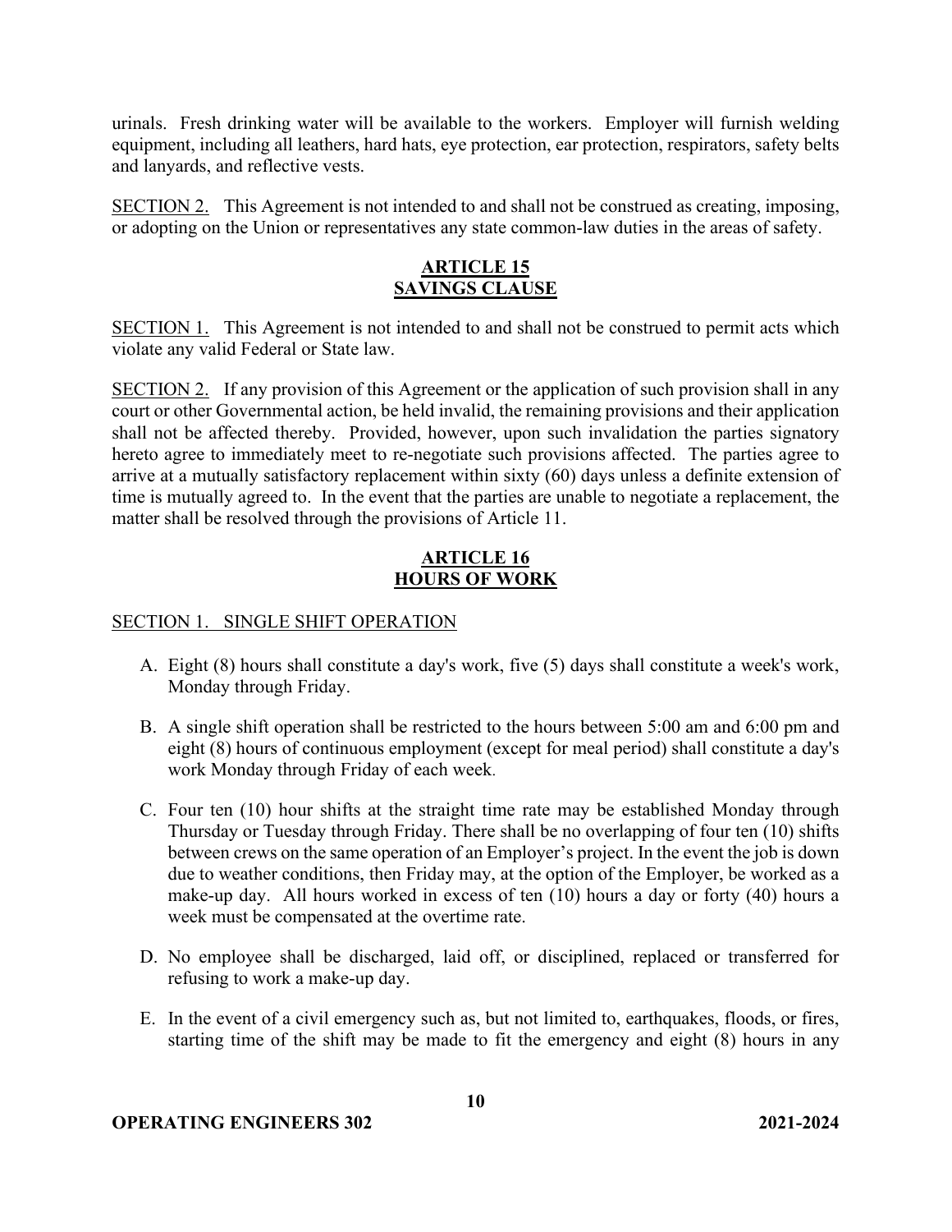urinals. Fresh drinking water will be available to the workers. Employer will furnish welding equipment, including all leathers, hard hats, eye protection, ear protection, respirators, safety belts and lanyards, and reflective vests.

SECTION 2. This Agreement is not intended to and shall not be construed as creating, imposing, or adopting on the Union or representatives any state common-law duties in the areas of safety.

## ARTICLE 15
## SAVINGS CLAUSE

SECTION 1. This Agreement is not intended to and shall not be construed to permit acts which violate any valid Federal or State law.

SECTION 2. If any provision of this Agreement or the application of such provision shall in any court or other Governmental action, be held invalid, the remaining provisions and their application shall not be affected thereby. Provided, however, upon such invalidation the parties signatory hereto agree to immediately meet to re-negotiate such provisions affected. The parties agree to arrive at a mutually satisfactory replacement within sixty (60) days unless a definite extension of time is mutually agreed to. In the event that the parties are unable to negotiate a replacement, the matter shall be resolved through the provisions of Article 11.

## ARTICLE 16
## HOURS OF WORK

SECTION 1. SINGLE SHIFT OPERATION

A. Eight (8) hours shall constitute a day's work, five (5) days shall constitute a week's work, Monday through Friday.

B. A single shift operation shall be restricted to the hours between 5:00 am and 6:00 pm and eight (8) hours of continuous employment (except for meal period) shall constitute a day's work Monday through Friday of each week.

C. Four ten (10) hour shifts at the straight time rate may be established Monday through Thursday or Tuesday through Friday. There shall be no overlapping of four ten (10) shifts between crews on the same operation of an Employer's project. In the event the job is down due to weather conditions, then Friday may, at the option of the Employer, be worked as a make-up day. All hours worked in excess of ten (10) hours a day or forty (40) hours a week must be compensated at the overtime rate.

D. No employee shall be discharged, laid off, or disciplined, replaced or transferred for refusing to work a make-up day.

E. In the event of a civil emergency such as, but not limited to, earthquakes, floods, or fires, starting time of the shift may be made to fit the emergency and eight (8) hours in any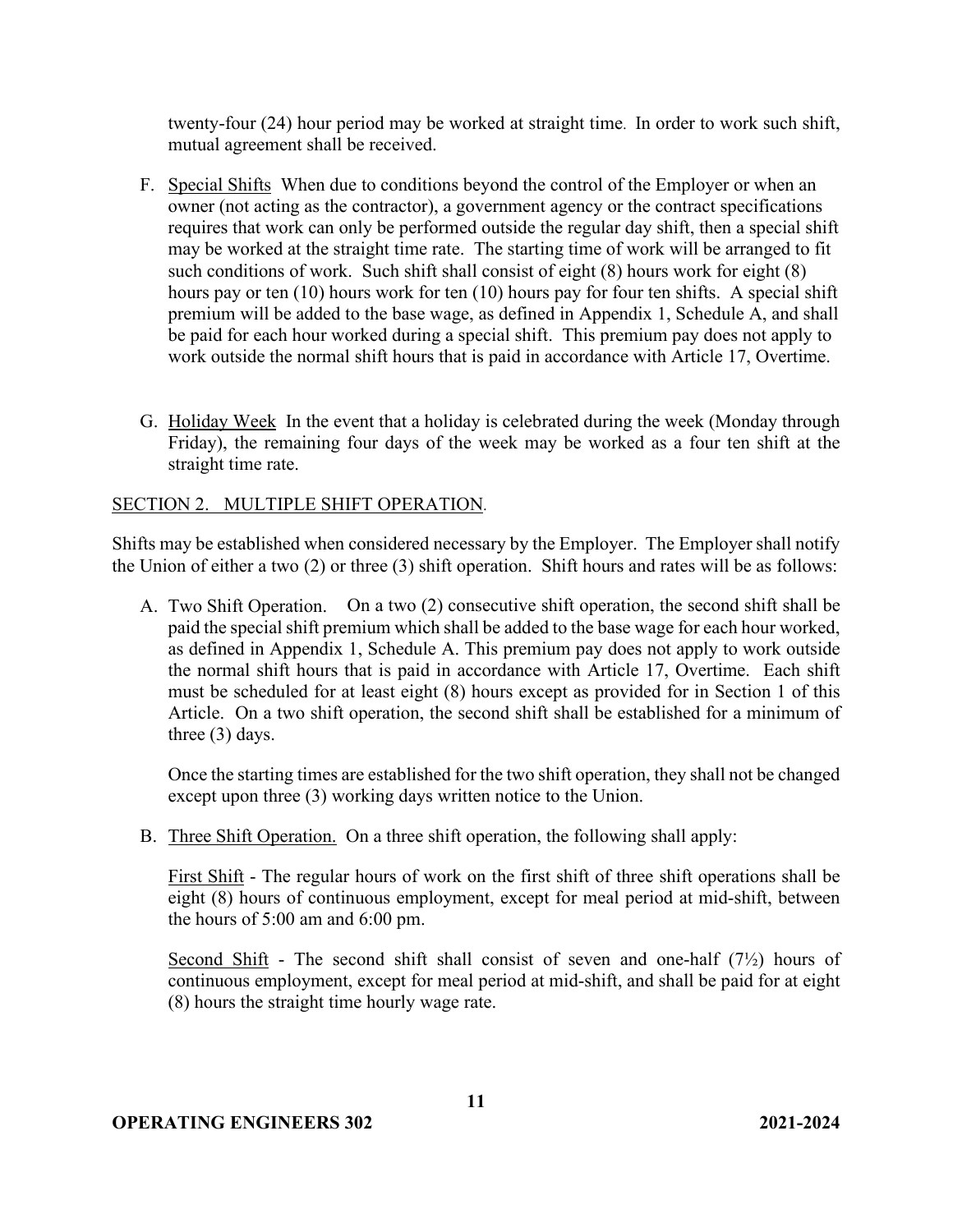twenty-four (24) hour period may be worked at straight time. In order to work such shift, mutual agreement shall be received.

F. Special Shifts When due to conditions beyond the control of the Employer or when an owner (not acting as the contractor), a government agency or the contract specifications requires that work can only be performed outside the regular day shift, then a special shift may be worked at the straight time rate. The starting time of work will be arranged to fit such conditions of work. Such shift shall consist of eight (8) hours work for eight (8) hours pay or ten (10) hours work for ten (10) hours pay for four ten shifts. A special shift premium will be added to the base wage, as defined in Appendix 1, Schedule A, and shall be paid for each hour worked during a special shift. This premium pay does not apply to work outside the normal shift hours that is paid in accordance with Article 17, Overtime.

G. Holiday Week In the event that a holiday is celebrated during the week (Monday through Friday), the remaining four days of the week may be worked as a four ten shift at the straight time rate.

SECTION 2. MULTIPLE SHIFT OPERATION.

Shifts may be established when considered necessary by the Employer. The Employer shall notify the Union of either a two (2) or three (3) shift operation. Shift hours and rates will be as follows:

A. Two Shift Operation. On a two (2) consecutive shift operation, the second shift shall be paid the special shift premium which shall be added to the base wage for each hour worked, as defined in Appendix 1, Schedule A. This premium pay does not apply to work outside the normal shift hours that is paid in accordance with Article 17, Overtime. Each shift must be scheduled for at least eight (8) hours except as provided for in Section 1 of this Article. On a two shift operation, the second shift shall be established for a minimum of three (3) days.

Once the starting times are established for the two shift operation, they shall not be changed except upon three (3) working days written notice to the Union.

B. Three Shift Operation. On a three shift operation, the following shall apply:

First Shift - The regular hours of work on the first shift of three shift operations shall be eight (8) hours of continuous employment, except for meal period at mid-shift, between the hours of 5:00 am and 6:00 pm.

Second Shift - The second shift shall consist of seven and one-half (7½) hours of continuous employment, except for meal period at mid-shift, and shall be paid for at eight (8) hours the straight time hourly wage rate.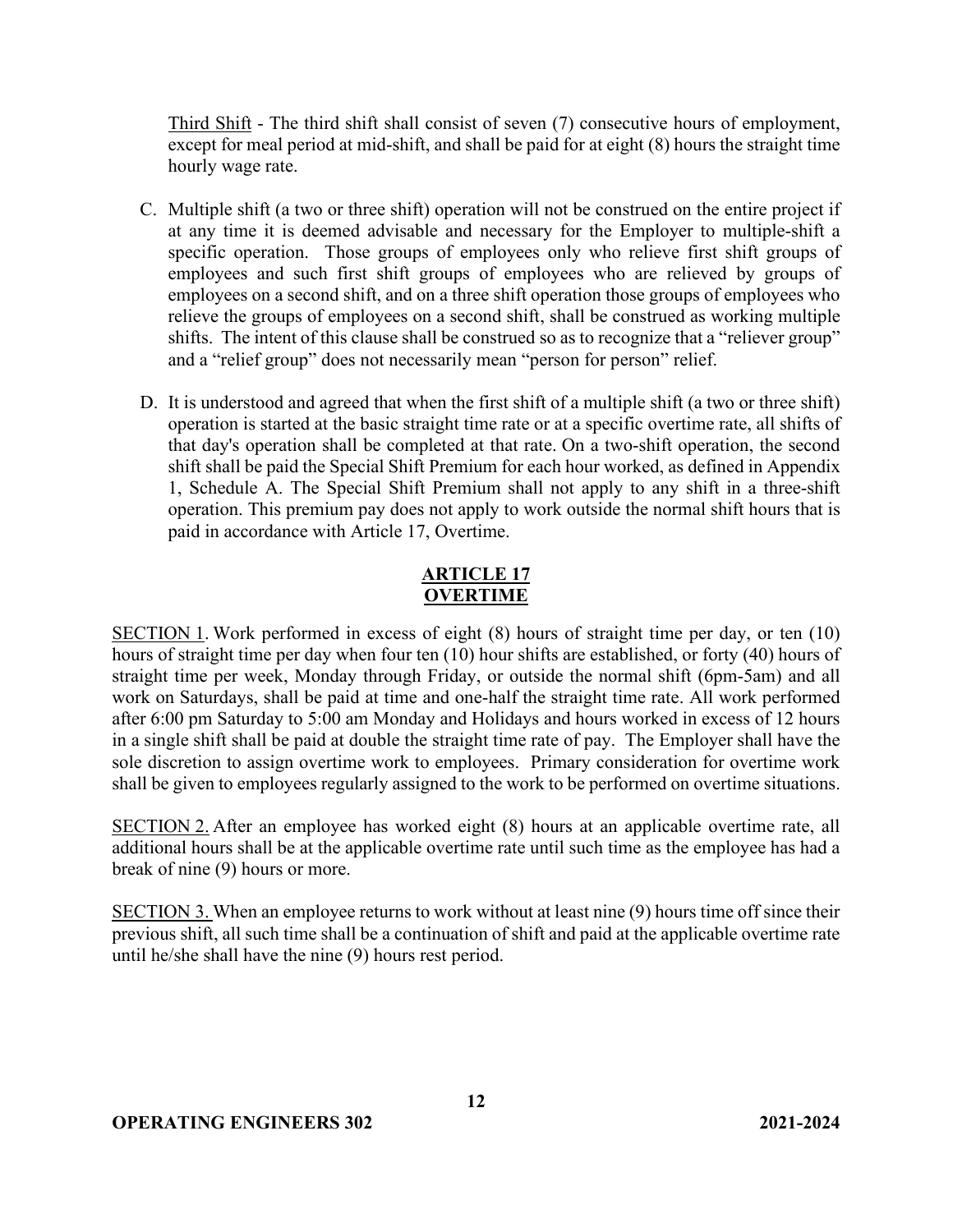Third Shift - The third shift shall consist of seven (7) consecutive hours of employment, except for meal period at mid-shift, and shall be paid for at eight (8) hours the straight time hourly wage rate.

C. Multiple shift (a two or three shift) operation will not be construed on the entire project if at any time it is deemed advisable and necessary for the Employer to multiple-shift a specific operation. Those groups of employees only who relieve first shift groups of employees and such first shift groups of employees who are relieved by groups of employees on a second shift, and on a three shift operation those groups of employees who relieve the groups of employees on a second shift, shall be construed as working multiple shifts. The intent of this clause shall be construed so as to recognize that a "reliever group" and a "relief group" does not necessarily mean "person for person" relief.

D. It is understood and agreed that when the first shift of a multiple shift (a two or three shift) operation is started at the basic straight time rate or at a specific overtime rate, all shifts of that day's operation shall be completed at that rate. On a two-shift operation, the second shift shall be paid the Special Shift Premium for each hour worked, as defined in Appendix 1, Schedule A. The Special Shift Premium shall not apply to any shift in a three-shift operation. This premium pay does not apply to work outside the normal shift hours that is paid in accordance with Article 17, Overtime.

## ARTICLE 17
## OVERTIME

SECTION 1. Work performed in excess of eight (8) hours of straight time per day, or ten (10) hours of straight time per day when four ten (10) hour shifts are established, or forty (40) hours of straight time per week, Monday through Friday, or outside the normal shift (6pm-5am) and all work on Saturdays, shall be paid at time and one-half the straight time rate. All work performed after 6:00 pm Saturday to 5:00 am Monday and Holidays and hours worked in excess of 12 hours in a single shift shall be paid at double the straight time rate of pay. The Employer shall have the sole discretion to assign overtime work to employees. Primary consideration for overtime work shall be given to employees regularly assigned to the work to be performed on overtime situations.

SECTION 2. After an employee has worked eight (8) hours at an applicable overtime rate, all additional hours shall be at the applicable overtime rate until such time as the employee has had a break of nine (9) hours or more.

SECTION 3. When an employee returns to work without at least nine (9) hours time off since their previous shift, all such time shall be a continuation of shift and paid at the applicable overtime rate until he/she shall have the nine (9) hours rest period.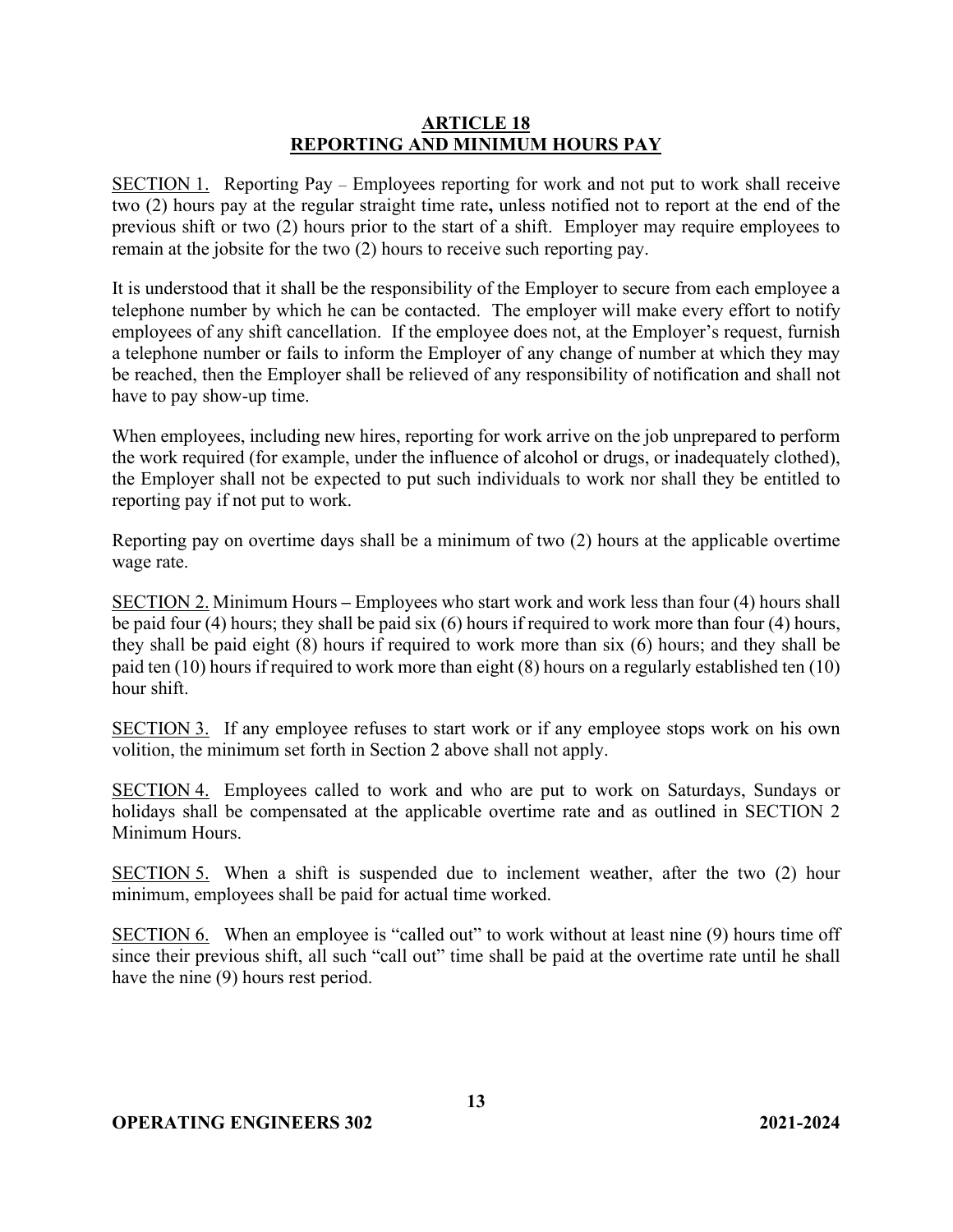## ARTICLE 18
## REPORTING AND MINIMUM HOURS PAY

SECTION 1. Reporting Pay – Employees reporting for work and not put to work shall receive two (2) hours pay at the regular straight time rate**,** unless notified not to report at the end of the previous shift or two (2) hours prior to the start of a shift. Employer may require employees to remain at the jobsite for the two (2) hours to receive such reporting pay.

It is understood that it shall be the responsibility of the Employer to secure from each employee a telephone number by which he can be contacted. The employer will make every effort to notify employees of any shift cancellation. If the employee does not, at the Employer's request, furnish a telephone number or fails to inform the Employer of any change of number at which they may be reached, then the Employer shall be relieved of any responsibility of notification and shall not have to pay show-up time.

When employees, including new hires, reporting for work arrive on the job unprepared to perform the work required (for example, under the influence of alcohol or drugs, or inadequately clothed), the Employer shall not be expected to put such individuals to work nor shall they be entitled to reporting pay if not put to work.

Reporting pay on overtime days shall be a minimum of two (2) hours at the applicable overtime wage rate.

SECTION 2. Minimum Hours **–** Employees who start work and work less than four (4) hours shall be paid four (4) hours; they shall be paid six (6) hours if required to work more than four (4) hours, they shall be paid eight (8) hours if required to work more than six (6) hours; and they shall be paid ten (10) hours if required to work more than eight (8) hours on a regularly established ten (10) hour shift.

SECTION 3. If any employee refuses to start work or if any employee stops work on his own volition, the minimum set forth in Section 2 above shall not apply.

SECTION 4. Employees called to work and who are put to work on Saturdays, Sundays or holidays shall be compensated at the applicable overtime rate and as outlined in SECTION 2 Minimum Hours.

SECTION 5. When a shift is suspended due to inclement weather, after the two (2) hour minimum, employees shall be paid for actual time worked.

SECTION 6. When an employee is "called out" to work without at least nine (9) hours time off since their previous shift, all such "call out" time shall be paid at the overtime rate until he shall have the nine (9) hours rest period.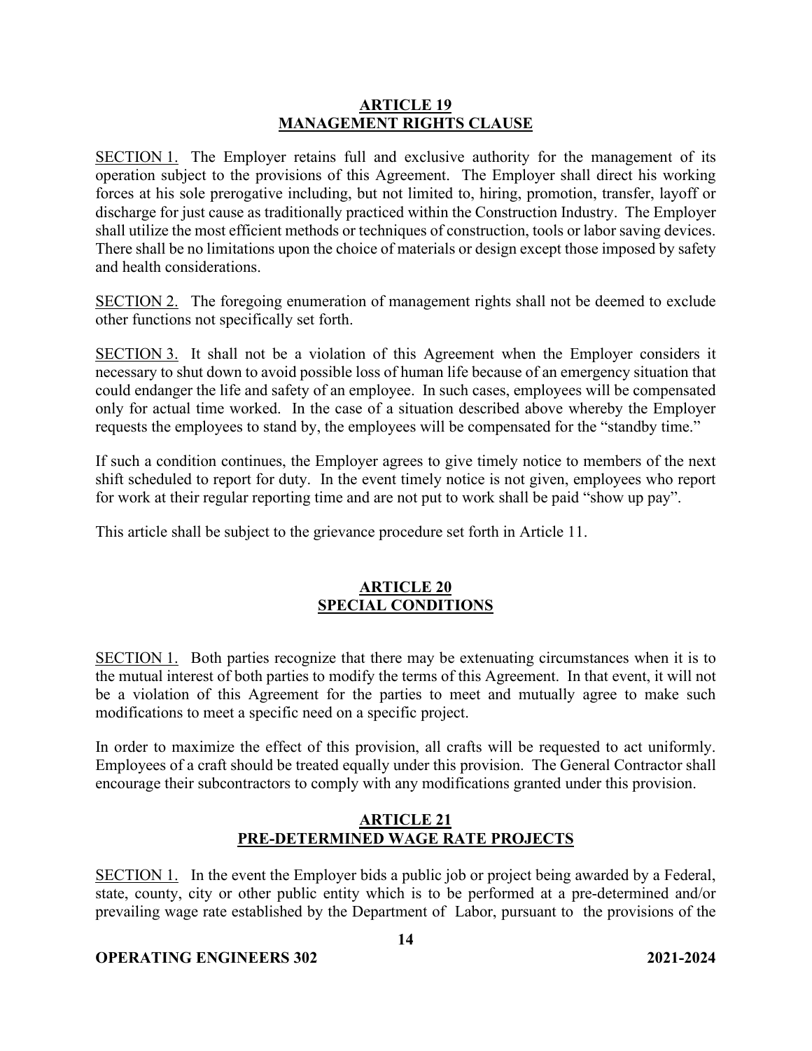## ARTICLE 19
## MANAGEMENT RIGHTS CLAUSE

SECTION 1. The Employer retains full and exclusive authority for the management of its operation subject to the provisions of this Agreement. The Employer shall direct his working forces at his sole prerogative including, but not limited to, hiring, promotion, transfer, layoff or discharge for just cause as traditionally practiced within the Construction Industry. The Employer shall utilize the most efficient methods or techniques of construction, tools or labor saving devices. There shall be no limitations upon the choice of materials or design except those imposed by safety and health considerations.

SECTION 2. The foregoing enumeration of management rights shall not be deemed to exclude other functions not specifically set forth.

SECTION 3. It shall not be a violation of this Agreement when the Employer considers it necessary to shut down to avoid possible loss of human life because of an emergency situation that could endanger the life and safety of an employee. In such cases, employees will be compensated only for actual time worked. In the case of a situation described above whereby the Employer requests the employees to stand by, the employees will be compensated for the "standby time."

If such a condition continues, the Employer agrees to give timely notice to members of the next shift scheduled to report for duty. In the event timely notice is not given, employees who report for work at their regular reporting time and are not put to work shall be paid "show up pay".

This article shall be subject to the grievance procedure set forth in Article 11.

## ARTICLE 20
## SPECIAL CONDITIONS

SECTION 1. Both parties recognize that there may be extenuating circumstances when it is to the mutual interest of both parties to modify the terms of this Agreement. In that event, it will not be a violation of this Agreement for the parties to meet and mutually agree to make such modifications to meet a specific need on a specific project.

In order to maximize the effect of this provision, all crafts will be requested to act uniformly. Employees of a craft should be treated equally under this provision. The General Contractor shall encourage their subcontractors to comply with any modifications granted under this provision.

## ARTICLE 21
## PRE-DETERMINED WAGE RATE PROJECTS

SECTION 1. In the event the Employer bids a public job or project being awarded by a Federal, state, county, city or other public entity which is to be performed at a pre-determined and/or prevailing wage rate established by the Department of Labor, pursuant to the provisions of the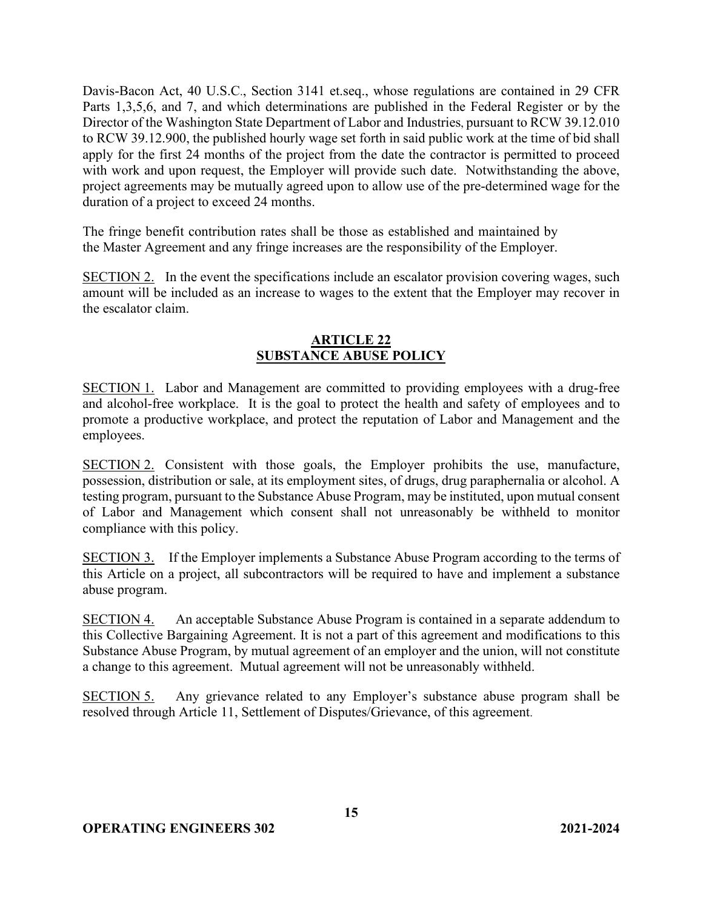Davis-Bacon Act, 40 U.S.C., Section 3141 et.seq., whose regulations are contained in 29 CFR Parts 1,3,5,6, and 7, and which determinations are published in the Federal Register or by the Director of the Washington State Department of Labor and Industries, pursuant to RCW 39.12.010 to RCW 39.12.900, the published hourly wage set forth in said public work at the time of bid shall apply for the first 24 months of the project from the date the contractor is permitted to proceed with work and upon request, the Employer will provide such date. Notwithstanding the above, project agreements may be mutually agreed upon to allow use of the pre-determined wage for the duration of a project to exceed 24 months.

The fringe benefit contribution rates shall be those as established and maintained by the Master Agreement and any fringe increases are the responsibility of the Employer.

SECTION 2. In the event the specifications include an escalator provision covering wages, such amount will be included as an increase to wages to the extent that the Employer may recover in the escalator claim.

## ARTICLE 22
## SUBSTANCE ABUSE POLICY

SECTION 1. Labor and Management are committed to providing employees with a drug-free and alcohol-free workplace. It is the goal to protect the health and safety of employees and to promote a productive workplace, and protect the reputation of Labor and Management and the employees.

SECTION 2. Consistent with those goals, the Employer prohibits the use, manufacture, possession, distribution or sale, at its employment sites, of drugs, drug paraphernalia or alcohol. A testing program, pursuant to the Substance Abuse Program, may be instituted, upon mutual consent of Labor and Management which consent shall not unreasonably be withheld to monitor compliance with this policy.

SECTION 3. If the Employer implements a Substance Abuse Program according to the terms of this Article on a project, all subcontractors will be required to have and implement a substance abuse program.

SECTION 4. An acceptable Substance Abuse Program is contained in a separate addendum to this Collective Bargaining Agreement. It is not a part of this agreement and modifications to this Substance Abuse Program, by mutual agreement of an employer and the union, will not constitute a change to this agreement. Mutual agreement will not be unreasonably withheld.

SECTION 5. Any grievance related to any Employer's substance abuse program shall be resolved through Article 11, Settlement of Disputes/Grievance, of this agreement.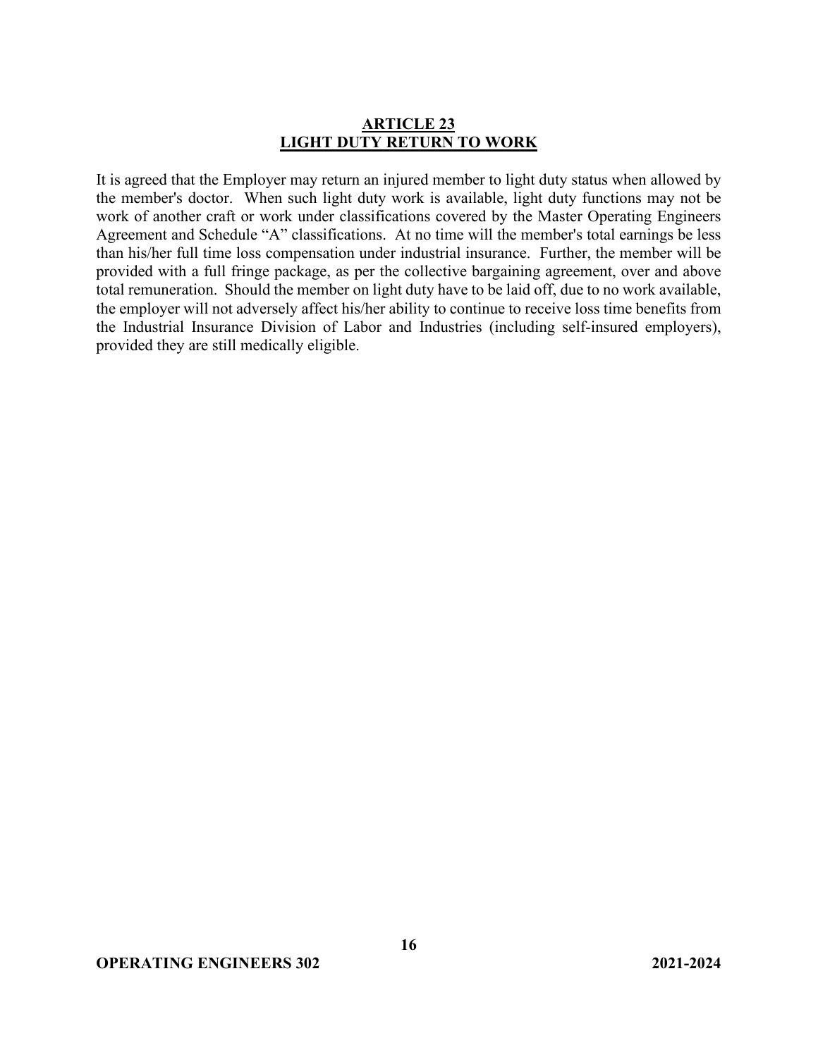## ARTICLE 23
## LIGHT DUTY RETURN TO WORK

It is agreed that the Employer may return an injured member to light duty status when allowed by the member's doctor. When such light duty work is available, light duty functions may not be work of another craft or work under classifications covered by the Master Operating Engineers Agreement and Schedule "A" classifications. At no time will the member's total earnings be less than his/her full time loss compensation under industrial insurance. Further, the member will be provided with a full fringe package, as per the collective bargaining agreement, over and above total remuneration. Should the member on light duty have to be laid off, due to no work available, the employer will not adversely affect his/her ability to continue to receive loss time benefits from the Industrial Insurance Division of Labor and Industries (including self-insured employers), provided they are still medically eligible.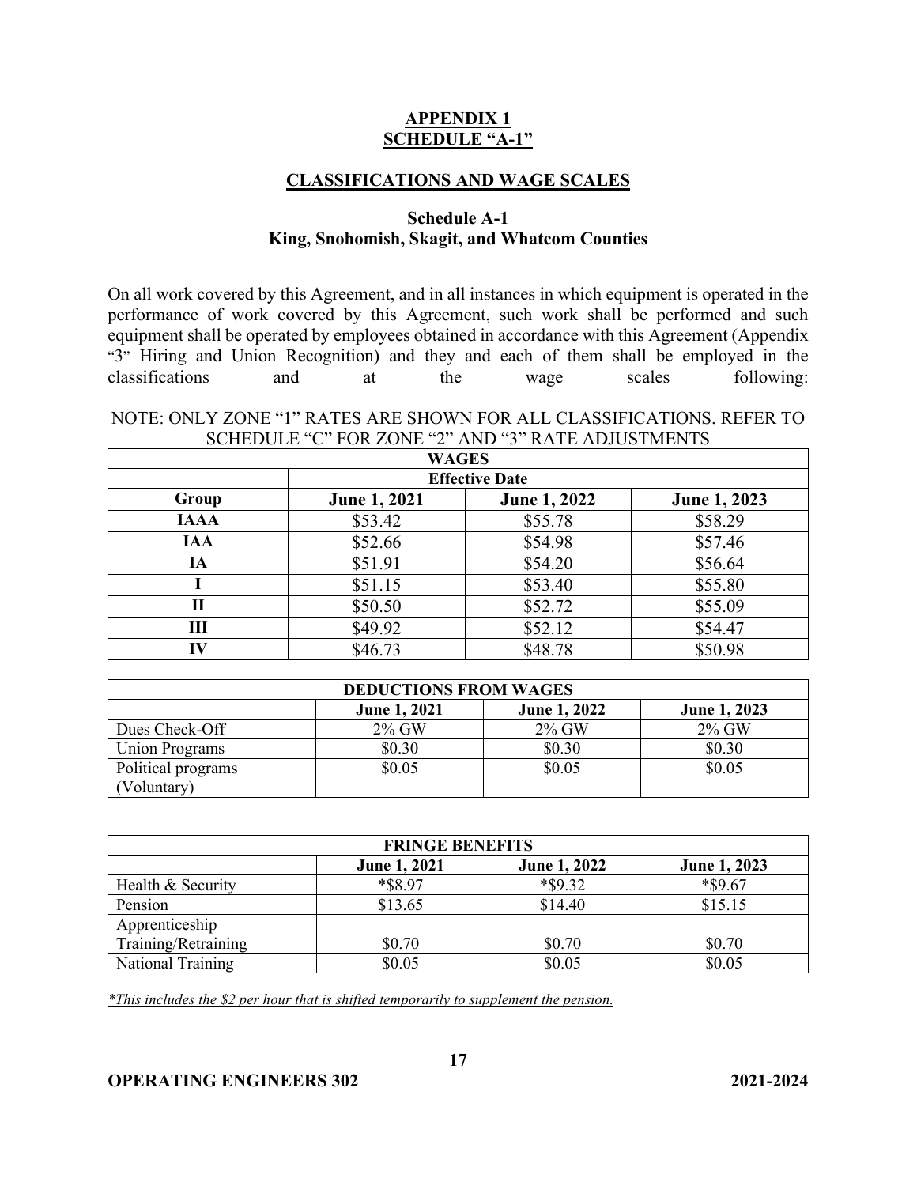## APPENDIX 1
## SCHEDULE "A-1"

### CLASSIFICATIONS AND WAGE SCALES

**Schedule A-1**
**King, Snohomish, Skagit, and Whatcom Counties**

On all work covered by this Agreement, and in all instances in which equipment is operated in the performance of work covered by this Agreement, such work shall be performed and such equipment shall be operated by employees obtained in accordance with this Agreement (Appendix "3" Hiring and Union Recognition) and they and each of them shall be employed in the classifications and at the wage scales following:

NOTE: ONLY ZONE "1" RATES ARE SHOWN FOR ALL CLASSIFICATIONS. REFER TO SCHEDULE "C" FOR ZONE "2" AND "3" RATE ADJUSTMENTS

| WAGES | | | |
|---|---|---|---|
| | Effective Date | | |
| **Group** | **June 1, 2021** | **June 1, 2022** | **June 1, 2023** |
| **IAAA** | $53.42 | $55.78 | $58.29 |
| **IAA** | $52.66 | $54.98 | $57.46 |
| **IA** | $51.91 | $54.20 | $56.64 |
| **I** | $51.15 | $53.40 | $55.80 |
| **II** | $50.50 | $52.72 | $55.09 |
| **III** | $49.92 | $52.12 | $54.47 |
| **IV** | $46.73 | $48.78 | $50.98 |

| DEDUCTIONS FROM WAGES | | | |
|---|---|---|---|
| | **June 1, 2021** | **June 1, 2022** | **June 1, 2023** |
| Dues Check-Off | 2% GW | 2% GW | 2% GW |
| Union Programs | $0.30 | $0.30 | $0.30 |
| Political programs (Voluntary) | $0.05 | $0.05 | $0.05 |

| FRINGE BENEFITS | | | |
|---|---|---|---|
| | **June 1, 2021** | **June 1, 2022** | **June 1, 2023** |
| Health & Security | *$8.97 | *$9.32 | *$9.67 |
| Pension | $13.65 | $14.40 | $15.15 |
| Apprenticeship Training/Retraining | $0.70 | $0.70 | $0.70 |
| National Training | $0.05 | $0.05 | $0.05 |

*\*This includes the $2 per hour that is shifted temporarily to supplement the pension.*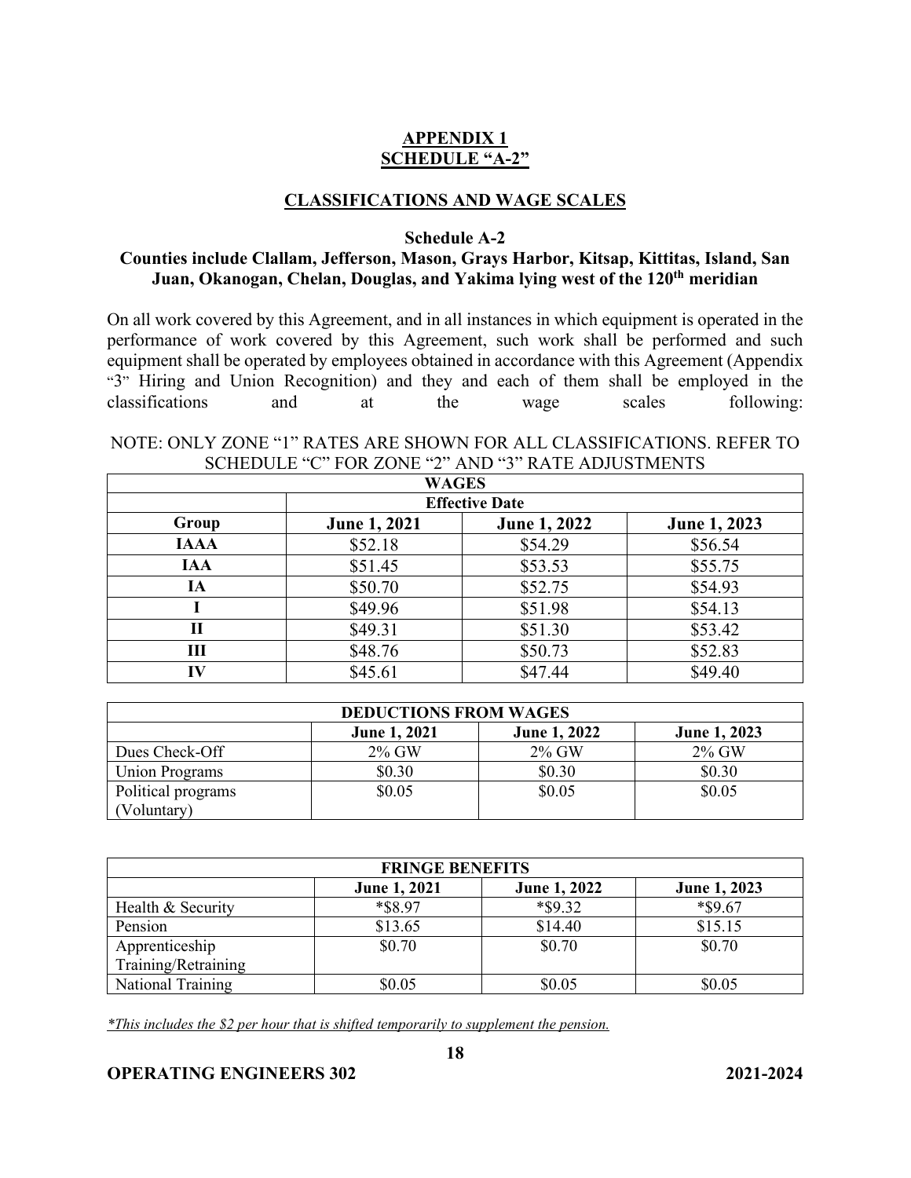## APPENDIX 1
## SCHEDULE "A-2"

### CLASSIFICATIONS AND WAGE SCALES

**Schedule A-2**

**Counties include Clallam, Jefferson, Mason, Grays Harbor, Kitsap, Kittitas, Island, San Juan, Okanogan, Chelan, Douglas, and Yakima lying west of the 120th meridian**

On all work covered by this Agreement, and in all instances in which equipment is operated in the performance of work covered by this Agreement, such work shall be performed and such equipment shall be operated by employees obtained in accordance with this Agreement (Appendix "3" Hiring and Union Recognition) and they and each of them shall be employed in the classifications and at the wage scales following:

NOTE: ONLY ZONE "1" RATES ARE SHOWN FOR ALL CLASSIFICATIONS. REFER TO SCHEDULE "C" FOR ZONE "2" AND "3" RATE ADJUSTMENTS

| WAGES | | | |
|---|---|---|---|
| | Effective Date | | |
| Group | June 1, 2021 | June 1, 2022 | June 1, 2023 |
| IAAA | $52.18 | $54.29 | $56.54 |
| IAA | $51.45 | $53.53 | $55.75 |
| IA | $50.70 | $52.75 | $54.93 |
| I | $49.96 | $51.98 | $54.13 |
| II | $49.31 | $51.30 | $53.42 |
| III | $48.76 | $50.73 | $52.83 |
| IV | $45.61 | $47.44 | $49.40 |

| DEDUCTIONS FROM WAGES | | | |
|---|---|---|---|
| | June 1, 2021 | June 1, 2022 | June 1, 2023 |
| Dues Check-Off | 2% GW | 2% GW | 2% GW |
| Union Programs | $0.30 | $0.30 | $0.30 |
| Political programs (Voluntary) | $0.05 | $0.05 | $0.05 |

| FRINGE BENEFITS | | | |
|---|---|---|---|
| | June 1, 2021 | June 1, 2022 | June 1, 2023 |
| Health & Security | *$8.97 | *$9.32 | *$9.67 |
| Pension | $13.65 | $14.40 | $15.15 |
| Apprenticeship Training/Retraining | $0.70 | $0.70 | $0.70 |
| National Training | $0.05 | $0.05 | $0.05 |

*\*This includes the $2 per hour that is shifted temporarily to supplement the pension.*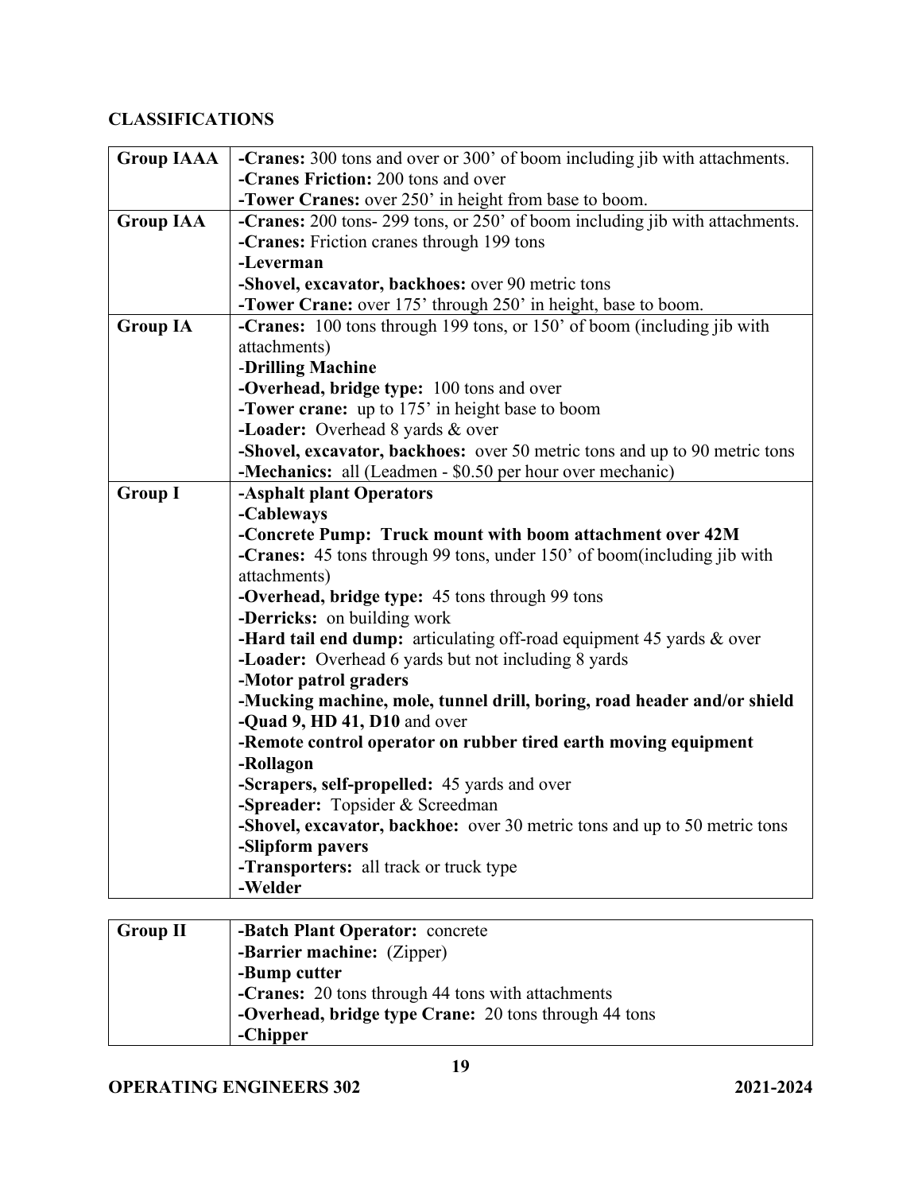## CLASSIFICATIONS

| Group | Classifications |
|---|---|
| **Group IAAA** | **-Cranes:** 300 tons and over or 300' of boom including jib with attachments.<br>**-Cranes Friction:** 200 tons and over<br>**-Tower Cranes:** over 250' in height from base to boom. |
| **Group IAA** | **-Cranes:** 200 tons- 299 tons, or 250' of boom including jib with attachments.<br>**-Cranes:** Friction cranes through 199 tons<br>**-Leverman**<br>**-Shovel, excavator, backhoes:** over 90 metric tons<br>**-Tower Crane:** over 175' through 250' in height, base to boom. |
| **Group IA** | **-Cranes:** 100 tons through 199 tons, or 150' of boom (including jib with attachments)<br>-**Drilling Machine**<br>**-Overhead, bridge type:** 100 tons and over<br>**-Tower crane:** up to 175' in height base to boom<br>**-Loader:** Overhead 8 yards & over<br>**-Shovel, excavator, backhoes:** over 50 metric tons and up to 90 metric tons<br>**-Mechanics:** all (Leadmen - $0.50 per hour over mechanic) |
| **Group I** | **-Asphalt plant Operators**<br>**-Cableways**<br>**-Concrete Pump: Truck mount with boom attachment over 42M**<br>**-Cranes:** 45 tons through 99 tons, under 150' of boom(including jib with attachments)<br>**-Overhead, bridge type:** 45 tons through 99 tons<br>**-Derricks:** on building work<br>**-Hard tail end dump:** articulating off-road equipment 45 yards & over<br>**-Loader:** Overhead 6 yards but not including 8 yards<br>**-Motor patrol graders**<br>**-Mucking machine, mole, tunnel drill, boring, road header and/or shield**<br>**-Quad 9, HD 41, D10** and over<br>**-Remote control operator on rubber tired earth moving equipment**<br>**-Rollagon**<br>**-Scrapers, self-propelled:** 45 yards and over<br>**-Spreader:** Topsider & Screedman<br>**-Shovel, excavator, backhoe:** over 30 metric tons and up to 50 metric tons<br>**-Slipform pavers**<br>**-Transporters:** all track or truck type<br>**-Welder** |
| **Group II** | **-Batch Plant Operator:** concrete<br>**-Barrier machine:** (Zipper)<br>**-Bump cutter**<br>**-Cranes:** 20 tons through 44 tons with attachments<br>**-Overhead, bridge type Crane:** 20 tons through 44 tons<br>**-Chipper** |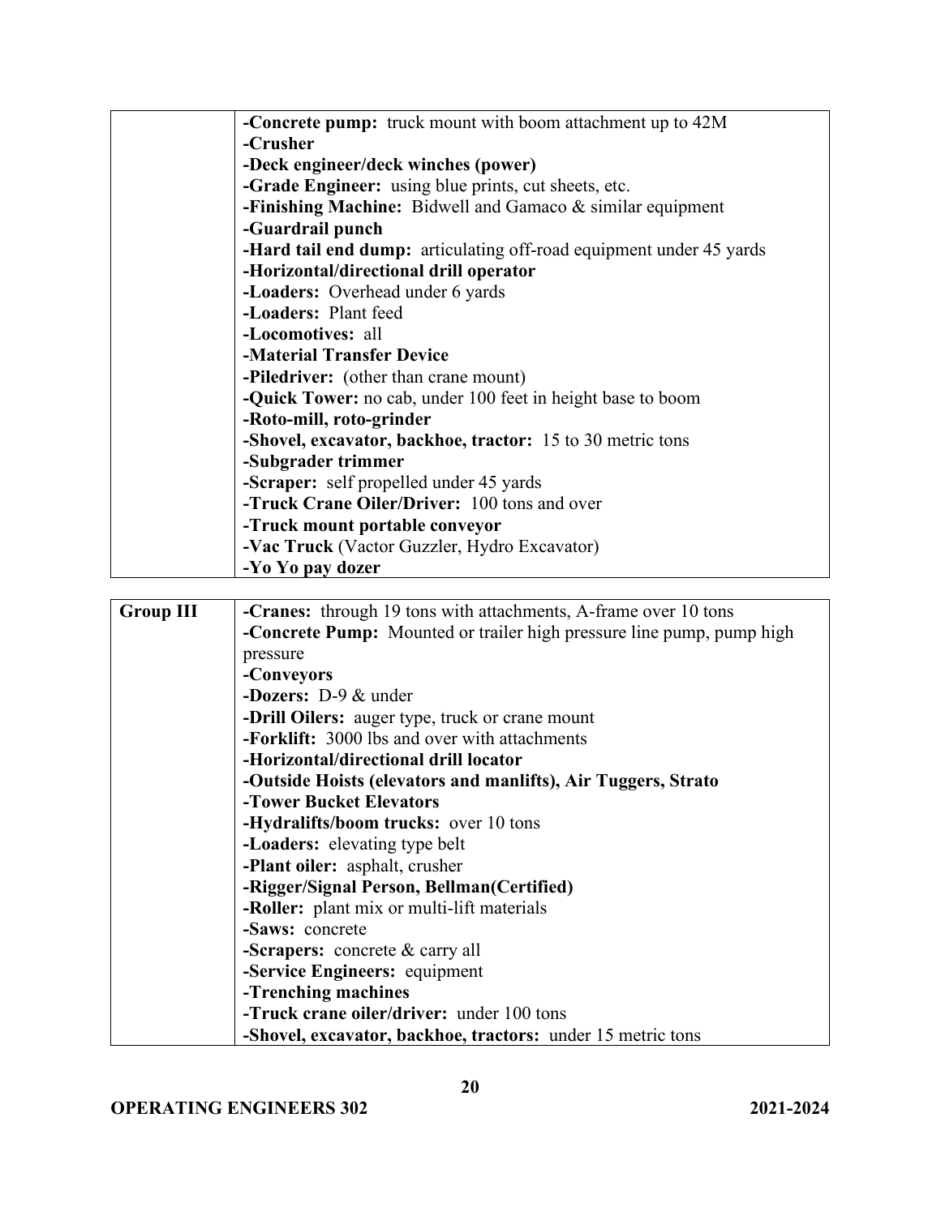| | |
|---|---|
| | **-Concrete pump:** truck mount with boom attachment up to 42M<br>**-Crusher**<br>**-Deck engineer/deck winches (power)**<br>**-Grade Engineer:** using blue prints, cut sheets, etc.<br>**-Finishing Machine:** Bidwell and Gamaco & similar equipment<br>**-Guardrail punch**<br>**-Hard tail end dump:** articulating off-road equipment under 45 yards<br>**-Horizontal/directional drill operator**<br>**-Loaders:** Overhead under 6 yards<br>**-Loaders:** Plant feed<br>**-Locomotives:** all<br>**-Material Transfer Device**<br>**-Piledriver:** (other than crane mount)<br>**-Quick Tower:** no cab, under 100 feet in height base to boom<br>**-Roto-mill, roto-grinder**<br>**-Shovel, excavator, backhoe, tractor:** 15 to 30 metric tons<br>**-Subgrader trimmer**<br>**-Scraper:** self propelled under 45 yards<br>**-Truck Crane Oiler/Driver:** 100 tons and over<br>**-Truck mount portable conveyor**<br>**-Vac Truck** (Vactor Guzzler, Hydro Excavator)<br>**-Yo Yo pay dozer** |

| | |
|---|---|
| **Group III** | **-Cranes:** through 19 tons with attachments, A-frame over 10 tons<br>**-Concrete Pump:** Mounted or trailer high pressure line pump, pump high pressure<br>**-Conveyors**<br>**-Dozers:** D-9 & under<br>**-Drill Oilers:** auger type, truck or crane mount<br>**-Forklift:** 3000 lbs and over with attachments<br>**-Horizontal/directional drill locator**<br>**-Outside Hoists (elevators and manlifts), Air Tuggers, Strato**<br>**-Tower Bucket Elevators**<br>**-Hydralifts/boom trucks:** over 10 tons<br>**-Loaders:** elevating type belt<br>**-Plant oiler:** asphalt, crusher<br>**-Rigger/Signal Person, Bellman(Certified)**<br>**-Roller:** plant mix or multi-lift materials<br>**-Saws:** concrete<br>**-Scrapers:** concrete & carry all<br>**-Service Engineers:** equipment<br>**-Trenching machines**<br>**-Truck crane oiler/driver:** under 100 tons<br>**-Shovel, excavator, backhoe, tractors:** under 15 metric tons |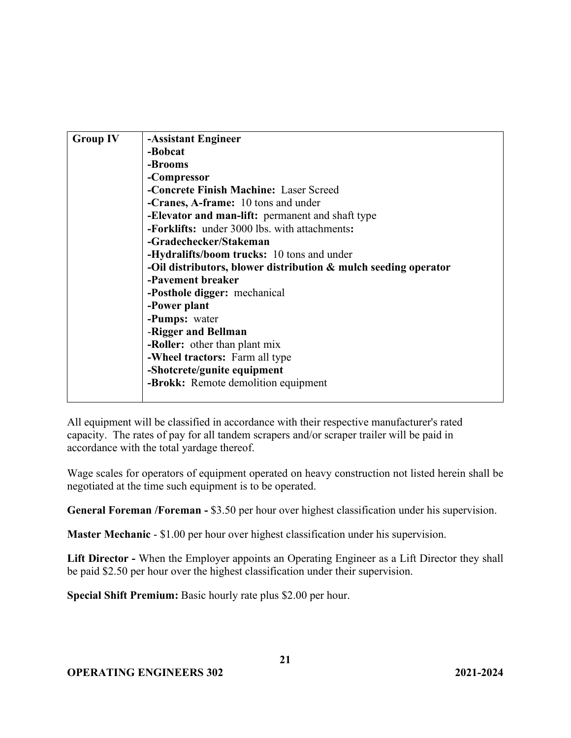| Group IV | **-Assistant Engineer**<br>**-Bobcat**<br>**-Brooms**<br>**-Compressor**<br>**-Concrete Finish Machine:** Laser Screed<br>**-Cranes, A-frame:** 10 tons and under<br>**-Elevator and man-lift:** permanent and shaft type<br>**-Forklifts:** under 3000 lbs. with attachments**:**<br>**-Gradechecker/Stakeman**<br>**-Hydralifts/boom trucks:** 10 tons and under<br>**-Oil distributors, blower distribution & mulch seeding operator**<br>**-Pavement breaker**<br>**-Posthole digger:** mechanical<br>**-Power plant**<br>**-Pumps:** water<br>-**Rigger and Bellman**<br>**-Roller:** other than plant mix<br>**-Wheel tractors:** Farm all type<br>**-Shotcrete/gunite equipment**<br>**-Brokk:** Remote demolition equipment |
|---|---|

All equipment will be classified in accordance with their respective manufacturer's rated capacity. The rates of pay for all tandem scrapers and/or scraper trailer will be paid in accordance with the total yardage thereof.

Wage scales for operators of equipment operated on heavy construction not listed herein shall be negotiated at the time such equipment is to be operated.

**General Foreman /Foreman -** $3.50 per hour over highest classification under his supervision.

**Master Mechanic** - $1.00 per hour over highest classification under his supervision.

**Lift Director -** When the Employer appoints an Operating Engineer as a Lift Director they shall be paid $2.50 per hour over the highest classification under their supervision.

**Special Shift Premium:** Basic hourly rate plus $2.00 per hour.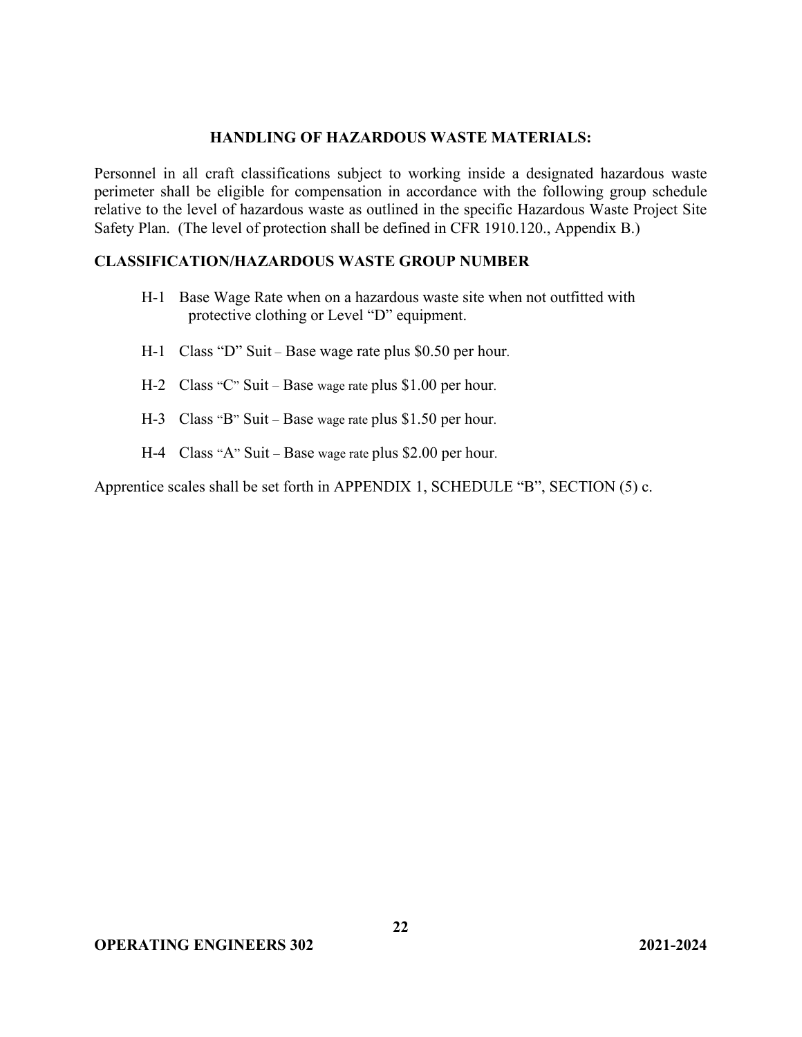## HANDLING OF HAZARDOUS WASTE MATERIALS:

Personnel in all craft classifications subject to working inside a designated hazardous waste perimeter shall be eligible for compensation in accordance with the following group schedule relative to the level of hazardous waste as outlined in the specific Hazardous Waste Project Site Safety Plan. (The level of protection shall be defined in CFR 1910.120., Appendix B.)

### CLASSIFICATION/HAZARDOUS WASTE GROUP NUMBER

- H-1 Base Wage Rate when on a hazardous waste site when not outfitted with protective clothing or Level "D" equipment.
- H-1 Class "D" Suit – Base wage rate plus $0.50 per hour.
- H-2 Class "C" Suit – Base wage rate plus $1.00 per hour.
- H-3 Class "B" Suit – Base wage rate plus $1.50 per hour.
- H-4 Class "A" Suit – Base wage rate plus $2.00 per hour.

Apprentice scales shall be set forth in APPENDIX 1, SCHEDULE "B", SECTION (5) c.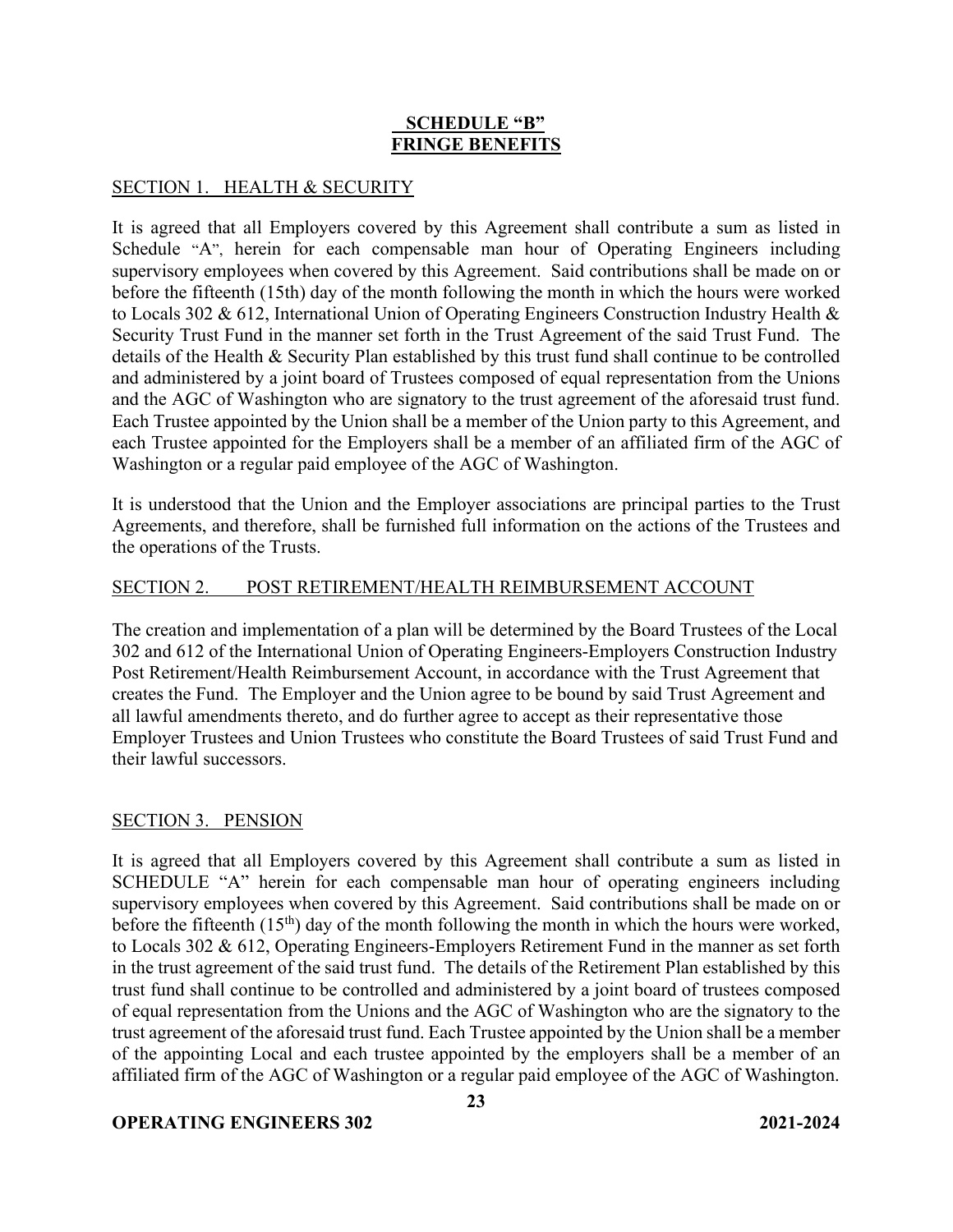# SCHEDULE "B"
# FRINGE BENEFITS

## SECTION 1. HEALTH & SECURITY

It is agreed that all Employers covered by this Agreement shall contribute a sum as listed in Schedule "A", herein for each compensable man hour of Operating Engineers including supervisory employees when covered by this Agreement. Said contributions shall be made on or before the fifteenth (15th) day of the month following the month in which the hours were worked to Locals 302 & 612, International Union of Operating Engineers Construction Industry Health & Security Trust Fund in the manner set forth in the Trust Agreement of the said Trust Fund. The details of the Health & Security Plan established by this trust fund shall continue to be controlled and administered by a joint board of Trustees composed of equal representation from the Unions and the AGC of Washington who are signatory to the trust agreement of the aforesaid trust fund. Each Trustee appointed by the Union shall be a member of the Union party to this Agreement, and each Trustee appointed for the Employers shall be a member of an affiliated firm of the AGC of Washington or a regular paid employee of the AGC of Washington.

It is understood that the Union and the Employer associations are principal parties to the Trust Agreements, and therefore, shall be furnished full information on the actions of the Trustees and the operations of the Trusts.

## SECTION 2. POST RETIREMENT/HEALTH REIMBURSEMENT ACCOUNT

The creation and implementation of a plan will be determined by the Board Trustees of the Local 302 and 612 of the International Union of Operating Engineers-Employers Construction Industry Post Retirement/Health Reimbursement Account, in accordance with the Trust Agreement that creates the Fund. The Employer and the Union agree to be bound by said Trust Agreement and all lawful amendments thereto, and do further agree to accept as their representative those Employer Trustees and Union Trustees who constitute the Board Trustees of said Trust Fund and their lawful successors.

## SECTION 3. PENSION

It is agreed that all Employers covered by this Agreement shall contribute a sum as listed in SCHEDULE "A" herein for each compensable man hour of operating engineers including supervisory employees when covered by this Agreement. Said contributions shall be made on or before the fifteenth (15th) day of the month following the month in which the hours were worked, to Locals 302 & 612, Operating Engineers-Employers Retirement Fund in the manner as set forth in the trust agreement of the said trust fund. The details of the Retirement Plan established by this trust fund shall continue to be controlled and administered by a joint board of trustees composed of equal representation from the Unions and the AGC of Washington who are the signatory to the trust agreement of the aforesaid trust fund. Each Trustee appointed by the Union shall be a member of the appointing Local and each trustee appointed by the employers shall be a member of an affiliated firm of the AGC of Washington or a regular paid employee of the AGC of Washington.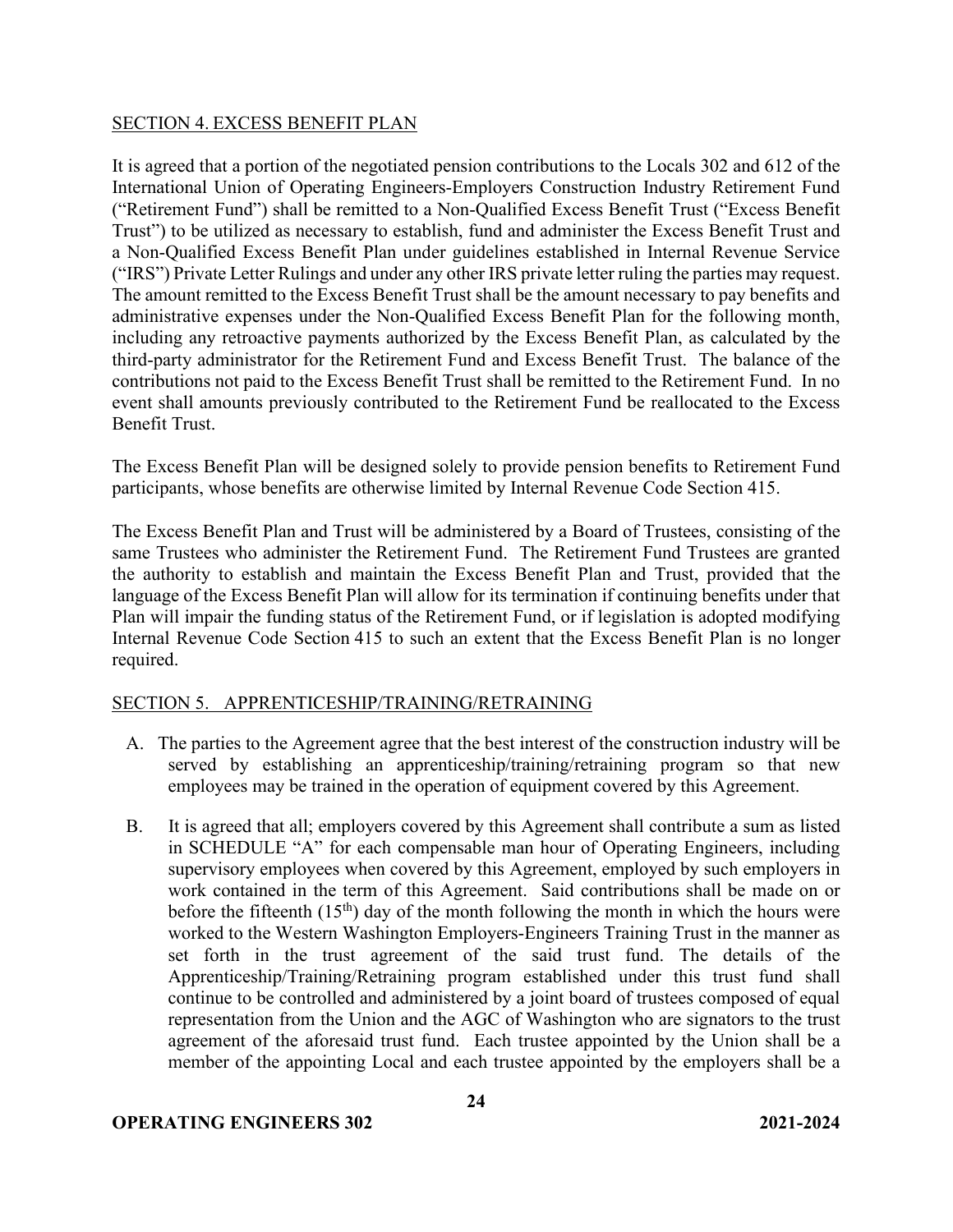## SECTION 4. EXCESS BENEFIT PLAN

It is agreed that a portion of the negotiated pension contributions to the Locals 302 and 612 of the International Union of Operating Engineers-Employers Construction Industry Retirement Fund ("Retirement Fund") shall be remitted to a Non-Qualified Excess Benefit Trust ("Excess Benefit Trust") to be utilized as necessary to establish, fund and administer the Excess Benefit Trust and a Non-Qualified Excess Benefit Plan under guidelines established in Internal Revenue Service ("IRS") Private Letter Rulings and under any other IRS private letter ruling the parties may request. The amount remitted to the Excess Benefit Trust shall be the amount necessary to pay benefits and administrative expenses under the Non-Qualified Excess Benefit Plan for the following month, including any retroactive payments authorized by the Excess Benefit Plan, as calculated by the third-party administrator for the Retirement Fund and Excess Benefit Trust. The balance of the contributions not paid to the Excess Benefit Trust shall be remitted to the Retirement Fund. In no event shall amounts previously contributed to the Retirement Fund be reallocated to the Excess Benefit Trust.

The Excess Benefit Plan will be designed solely to provide pension benefits to Retirement Fund participants, whose benefits are otherwise limited by Internal Revenue Code Section 415.

The Excess Benefit Plan and Trust will be administered by a Board of Trustees, consisting of the same Trustees who administer the Retirement Fund. The Retirement Fund Trustees are granted the authority to establish and maintain the Excess Benefit Plan and Trust, provided that the language of the Excess Benefit Plan will allow for its termination if continuing benefits under that Plan will impair the funding status of the Retirement Fund, or if legislation is adopted modifying Internal Revenue Code Section 415 to such an extent that the Excess Benefit Plan is no longer required.

## SECTION 5. APPRENTICESHIP/TRAINING/RETRAINING

A. The parties to the Agreement agree that the best interest of the construction industry will be served by establishing an apprenticeship/training/retraining program so that new employees may be trained in the operation of equipment covered by this Agreement.

B. It is agreed that all; employers covered by this Agreement shall contribute a sum as listed in SCHEDULE "A" for each compensable man hour of Operating Engineers, including supervisory employees when covered by this Agreement, employed by such employers in work contained in the term of this Agreement. Said contributions shall be made on or before the fifteenth (15th) day of the month following the month in which the hours were worked to the Western Washington Employers-Engineers Training Trust in the manner as set forth in the trust agreement of the said trust fund. The details of the Apprenticeship/Training/Retraining program established under this trust fund shall continue to be controlled and administered by a joint board of trustees composed of equal representation from the Union and the AGC of Washington who are signators to the trust agreement of the aforesaid trust fund. Each trustee appointed by the Union shall be a member of the appointing Local and each trustee appointed by the employers shall be a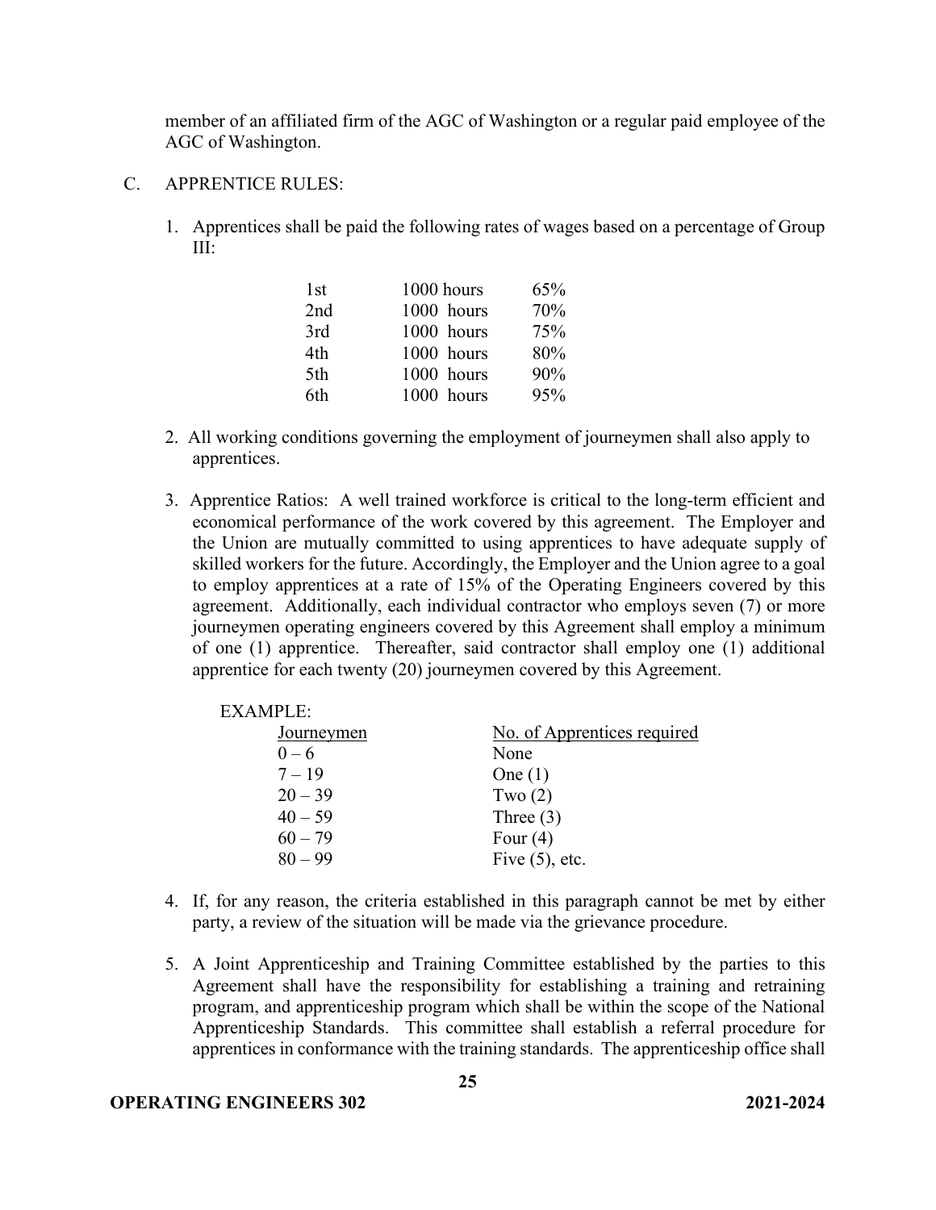member of an affiliated firm of the AGC of Washington or a regular paid employee of the AGC of Washington.

C. APPRENTICE RULES:

1. Apprentices shall be paid the following rates of wages based on a percentage of Group III:

| | | |
|---|---|---|
| 1st | 1000 hours | 65% |
| 2nd | 1000 hours | 70% |
| 3rd | 1000 hours | 75% |
| 4th | 1000 hours | 80% |
| 5th | 1000 hours | 90% |
| 6th | 1000 hours | 95% |

2. All working conditions governing the employment of journeymen shall also apply to apprentices.

3. Apprentice Ratios: A well trained workforce is critical to the long-term efficient and economical performance of the work covered by this agreement. The Employer and the Union are mutually committed to using apprentices to have adequate supply of skilled workers for the future. Accordingly, the Employer and the Union agree to a goal to employ apprentices at a rate of 15% of the Operating Engineers covered by this agreement. Additionally, each individual contractor who employs seven (7) or more journeymen operating engineers covered by this Agreement shall employ a minimum of one (1) apprentice. Thereafter, said contractor shall employ one (1) additional apprentice for each twenty (20) journeymen covered by this Agreement.

EXAMPLE:

| Journeymen | No. of Apprentices required |
|---|---|
| 0 – 6 | None |
| 7 – 19 | One (1) |
| 20 – 39 | Two (2) |
| 40 – 59 | Three (3) |
| 60 – 79 | Four (4) |
| 80 – 99 | Five (5), etc. |

4. If, for any reason, the criteria established in this paragraph cannot be met by either party, a review of the situation will be made via the grievance procedure.

5. A Joint Apprenticeship and Training Committee established by the parties to this Agreement shall have the responsibility for establishing a training and retraining program, and apprenticeship program which shall be within the scope of the National Apprenticeship Standards. This committee shall establish a referral procedure for apprentices in conformance with the training standards. The apprenticeship office shall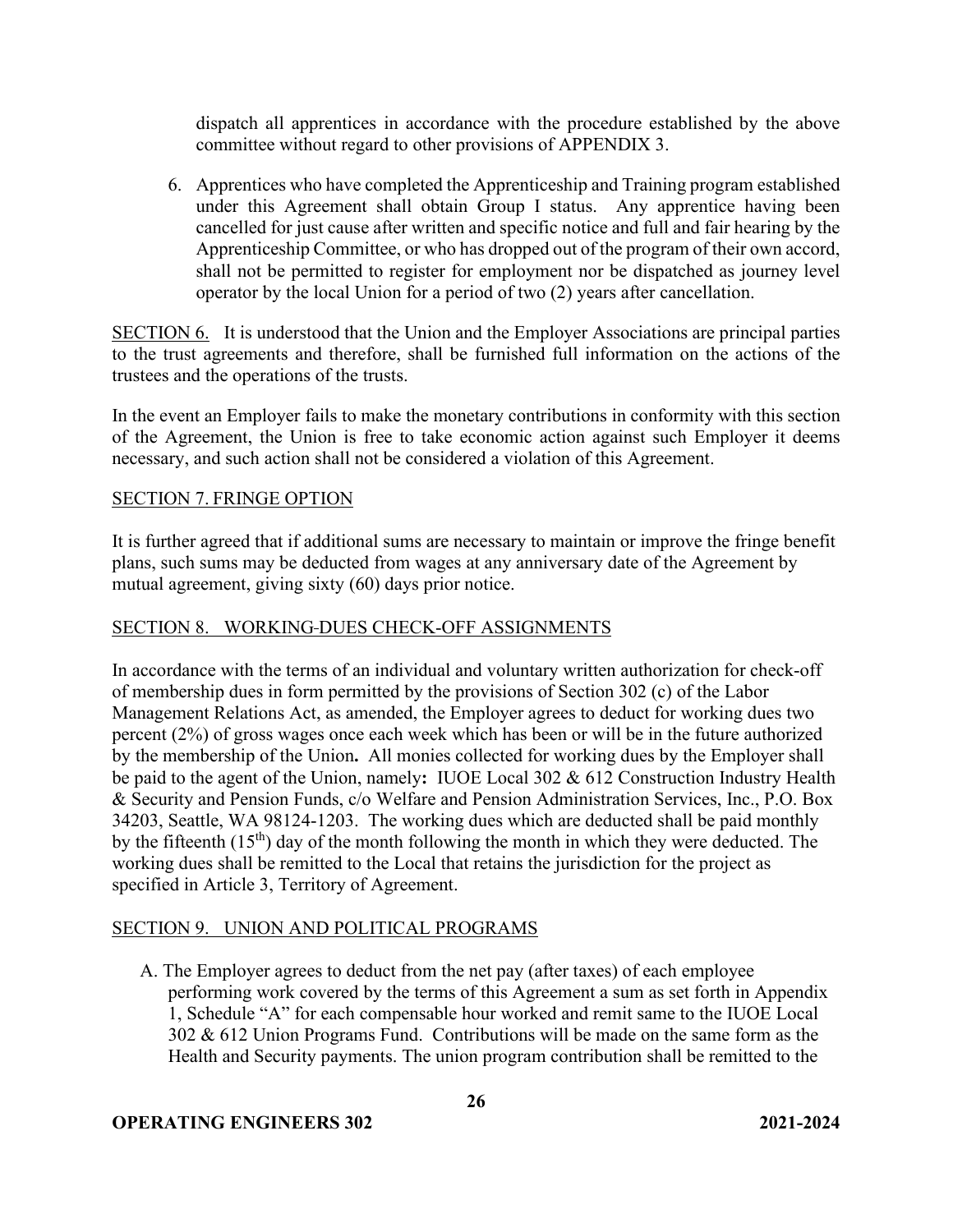dispatch all apprentices in accordance with the procedure established by the above committee without regard to other provisions of APPENDIX 3.

6. Apprentices who have completed the Apprenticeship and Training program established under this Agreement shall obtain Group I status. Any apprentice having been cancelled for just cause after written and specific notice and full and fair hearing by the Apprenticeship Committee, or who has dropped out of the program of their own accord, shall not be permitted to register for employment nor be dispatched as journey level operator by the local Union for a period of two (2) years after cancellation.

SECTION 6. It is understood that the Union and the Employer Associations are principal parties to the trust agreements and therefore, shall be furnished full information on the actions of the trustees and the operations of the trusts.

In the event an Employer fails to make the monetary contributions in conformity with this section of the Agreement, the Union is free to take economic action against such Employer it deems necessary, and such action shall not be considered a violation of this Agreement.

SECTION 7. FRINGE OPTION

It is further agreed that if additional sums are necessary to maintain or improve the fringe benefit plans, such sums may be deducted from wages at any anniversary date of the Agreement by mutual agreement, giving sixty (60) days prior notice.

SECTION 8. WORKING-DUES CHECK-OFF ASSIGNMENTS

In accordance with the terms of an individual and voluntary written authorization for check-off of membership dues in form permitted by the provisions of Section 302 (c) of the Labor Management Relations Act, as amended, the Employer agrees to deduct for working dues two percent (2%) of gross wages once each week which has been or will be in the future authorized by the membership of the Union**.** All monies collected for working dues by the Employer shall be paid to the agent of the Union, namely**:** IUOE Local 302 & 612 Construction Industry Health & Security and Pension Funds, c/o Welfare and Pension Administration Services, Inc., P.O. Box 34203, Seattle, WA 98124-1203. The working dues which are deducted shall be paid monthly by the fifteenth (15th) day of the month following the month in which they were deducted. The working dues shall be remitted to the Local that retains the jurisdiction for the project as specified in Article 3, Territory of Agreement.

SECTION 9. UNION AND POLITICAL PROGRAMS

A. The Employer agrees to deduct from the net pay (after taxes) of each employee performing work covered by the terms of this Agreement a sum as set forth in Appendix 1, Schedule "A" for each compensable hour worked and remit same to the IUOE Local 302 & 612 Union Programs Fund. Contributions will be made on the same form as the Health and Security payments. The union program contribution shall be remitted to the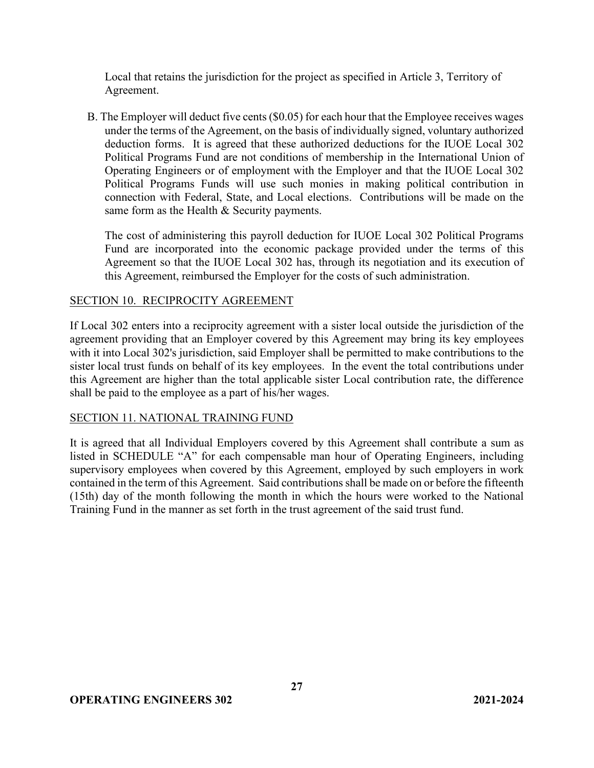Local that retains the jurisdiction for the project as specified in Article 3, Territory of Agreement.

B. The Employer will deduct five cents ($0.05) for each hour that the Employee receives wages under the terms of the Agreement, on the basis of individually signed, voluntary authorized deduction forms. It is agreed that these authorized deductions for the IUOE Local 302 Political Programs Fund are not conditions of membership in the International Union of Operating Engineers or of employment with the Employer and that the IUOE Local 302 Political Programs Funds will use such monies in making political contribution in connection with Federal, State, and Local elections. Contributions will be made on the same form as the Health & Security payments.

The cost of administering this payroll deduction for IUOE Local 302 Political Programs Fund are incorporated into the economic package provided under the terms of this Agreement so that the IUOE Local 302 has, through its negotiation and its execution of this Agreement, reimbursed the Employer for the costs of such administration.

## SECTION 10. RECIPROCITY AGREEMENT

If Local 302 enters into a reciprocity agreement with a sister local outside the jurisdiction of the agreement providing that an Employer covered by this Agreement may bring its key employees with it into Local 302's jurisdiction, said Employer shall be permitted to make contributions to the sister local trust funds on behalf of its key employees. In the event the total contributions under this Agreement are higher than the total applicable sister Local contribution rate, the difference shall be paid to the employee as a part of his/her wages.

## SECTION 11. NATIONAL TRAINING FUND

It is agreed that all Individual Employers covered by this Agreement shall contribute a sum as listed in SCHEDULE "A" for each compensable man hour of Operating Engineers, including supervisory employees when covered by this Agreement, employed by such employers in work contained in the term of this Agreement. Said contributions shall be made on or before the fifteenth (15th) day of the month following the month in which the hours were worked to the National Training Fund in the manner as set forth in the trust agreement of the said trust fund.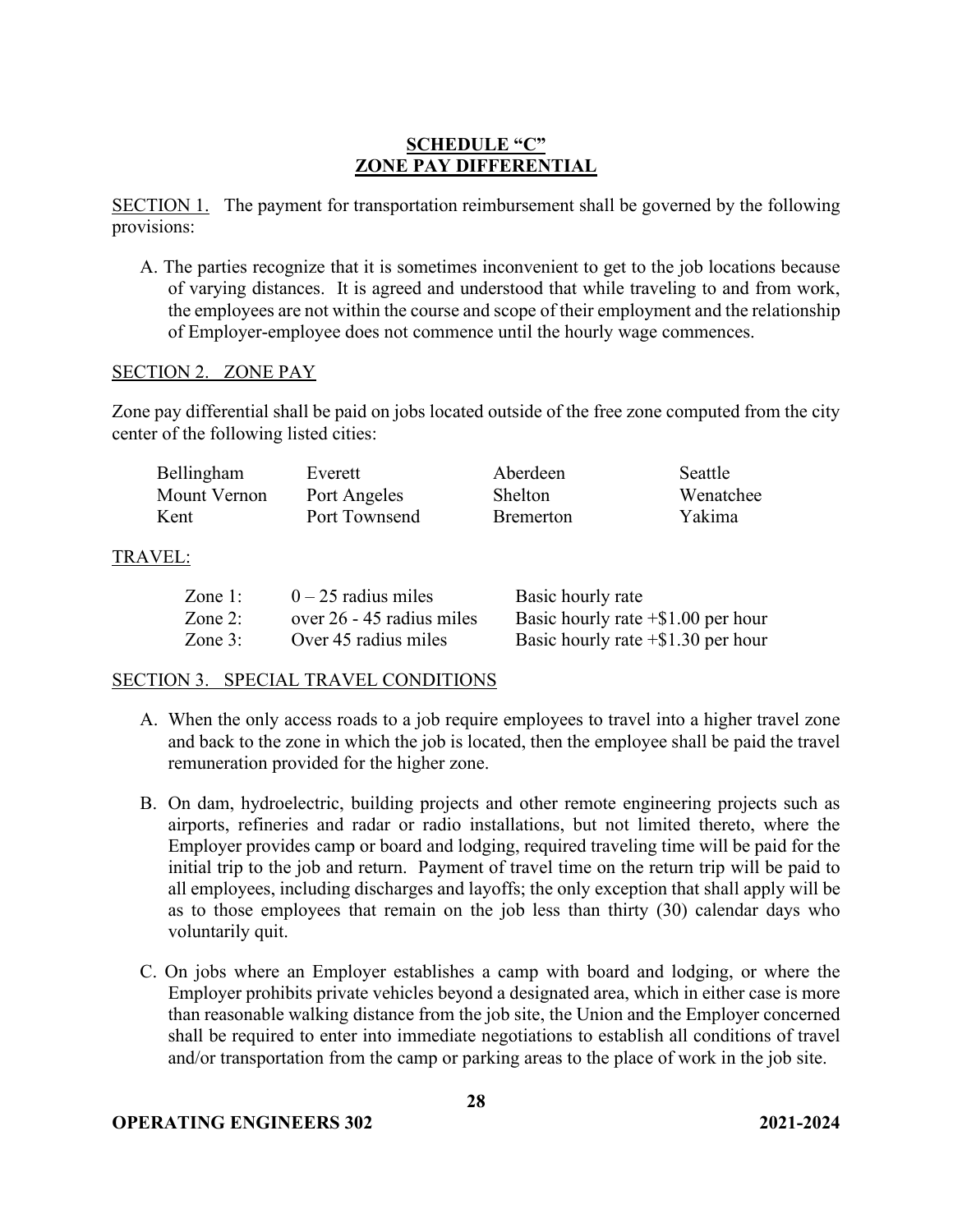## SCHEDULE "C"
## ZONE PAY DIFFERENTIAL

SECTION 1. The payment for transportation reimbursement shall be governed by the following provisions:

A. The parties recognize that it is sometimes inconvenient to get to the job locations because of varying distances. It is agreed and understood that while traveling to and from work, the employees are not within the course and scope of their employment and the relationship of Employer-employee does not commence until the hourly wage commences.

SECTION 2. ZONE PAY

Zone pay differential shall be paid on jobs located outside of the free zone computed from the city center of the following listed cities:

| | | | |
|---|---|---|---|
| Bellingham | Everett | Aberdeen | Seattle |
| Mount Vernon | Port Angeles | Shelton | Wenatchee |
| Kent | Port Townsend | Bremerton | Yakima |

TRAVEL:

| | | |
|---|---|---|
| Zone 1: | 0 – 25 radius miles | Basic hourly rate |
| Zone 2: | over 26 - 45 radius miles | Basic hourly rate +$1.00 per hour |
| Zone 3: | Over 45 radius miles | Basic hourly rate +$1.30 per hour |

SECTION 3. SPECIAL TRAVEL CONDITIONS

A. When the only access roads to a job require employees to travel into a higher travel zone and back to the zone in which the job is located, then the employee shall be paid the travel remuneration provided for the higher zone.

B. On dam, hydroelectric, building projects and other remote engineering projects such as airports, refineries and radar or radio installations, but not limited thereto, where the Employer provides camp or board and lodging, required traveling time will be paid for the initial trip to the job and return. Payment of travel time on the return trip will be paid to all employees, including discharges and layoffs; the only exception that shall apply will be as to those employees that remain on the job less than thirty (30) calendar days who voluntarily quit.

C. On jobs where an Employer establishes a camp with board and lodging, or where the Employer prohibits private vehicles beyond a designated area, which in either case is more than reasonable walking distance from the job site, the Union and the Employer concerned shall be required to enter into immediate negotiations to establish all conditions of travel and/or transportation from the camp or parking areas to the place of work in the job site.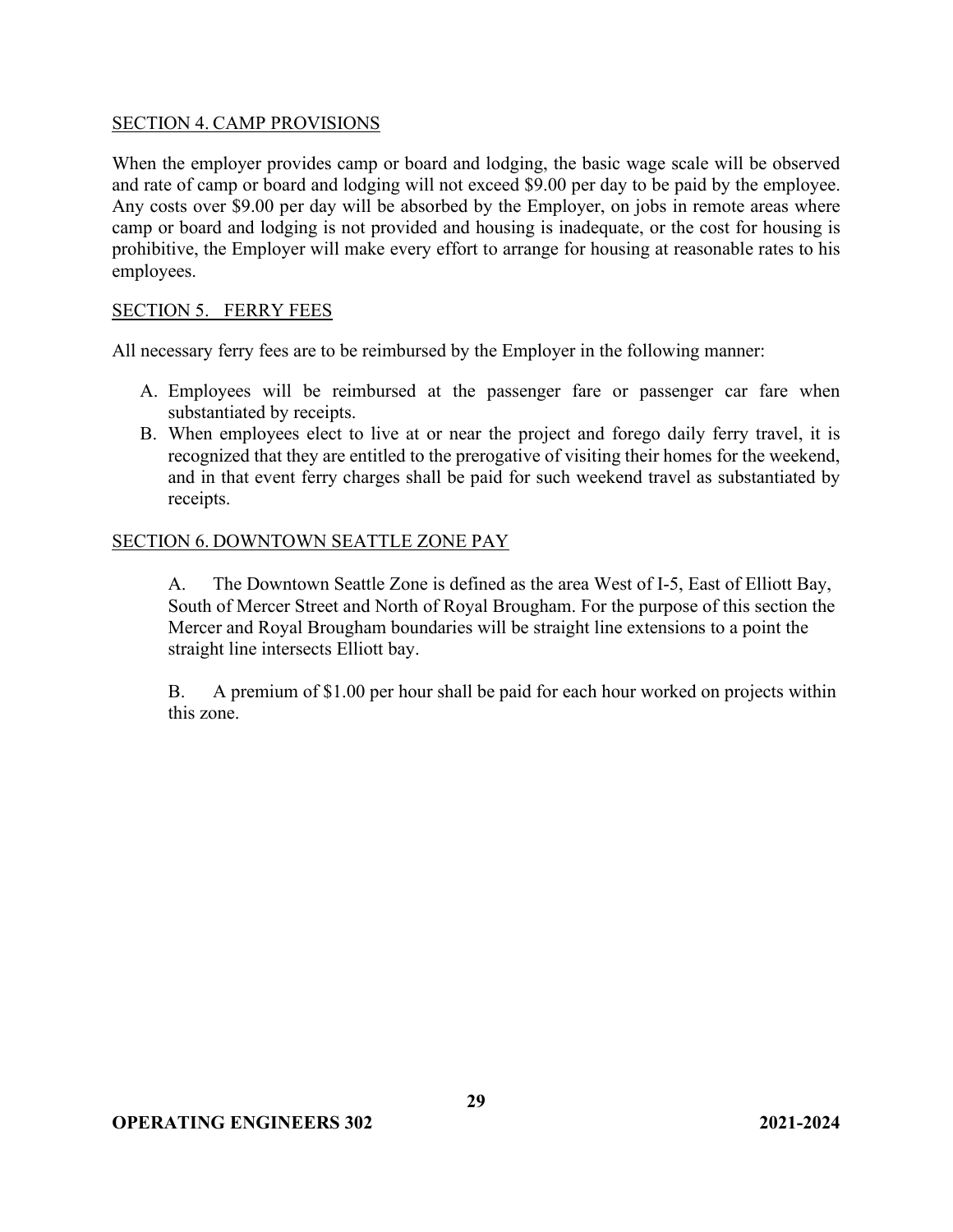## SECTION 4. CAMP PROVISIONS

When the employer provides camp or board and lodging, the basic wage scale will be observed and rate of camp or board and lodging will not exceed $9.00 per day to be paid by the employee. Any costs over $9.00 per day will be absorbed by the Employer, on jobs in remote areas where camp or board and lodging is not provided and housing is inadequate, or the cost for housing is prohibitive, the Employer will make every effort to arrange for housing at reasonable rates to his employees.

## SECTION 5. FERRY FEES

All necessary ferry fees are to be reimbursed by the Employer in the following manner:

A. Employees will be reimbursed at the passenger fare or passenger car fare when substantiated by receipts.
B. When employees elect to live at or near the project and forego daily ferry travel, it is recognized that they are entitled to the prerogative of visiting their homes for the weekend, and in that event ferry charges shall be paid for such weekend travel as substantiated by receipts.

## SECTION 6. DOWNTOWN SEATTLE ZONE PAY

A. The Downtown Seattle Zone is defined as the area West of I-5, East of Elliott Bay, South of Mercer Street and North of Royal Brougham. For the purpose of this section the Mercer and Royal Brougham boundaries will be straight line extensions to a point the straight line intersects Elliott bay.

B. A premium of $1.00 per hour shall be paid for each hour worked on projects within this zone.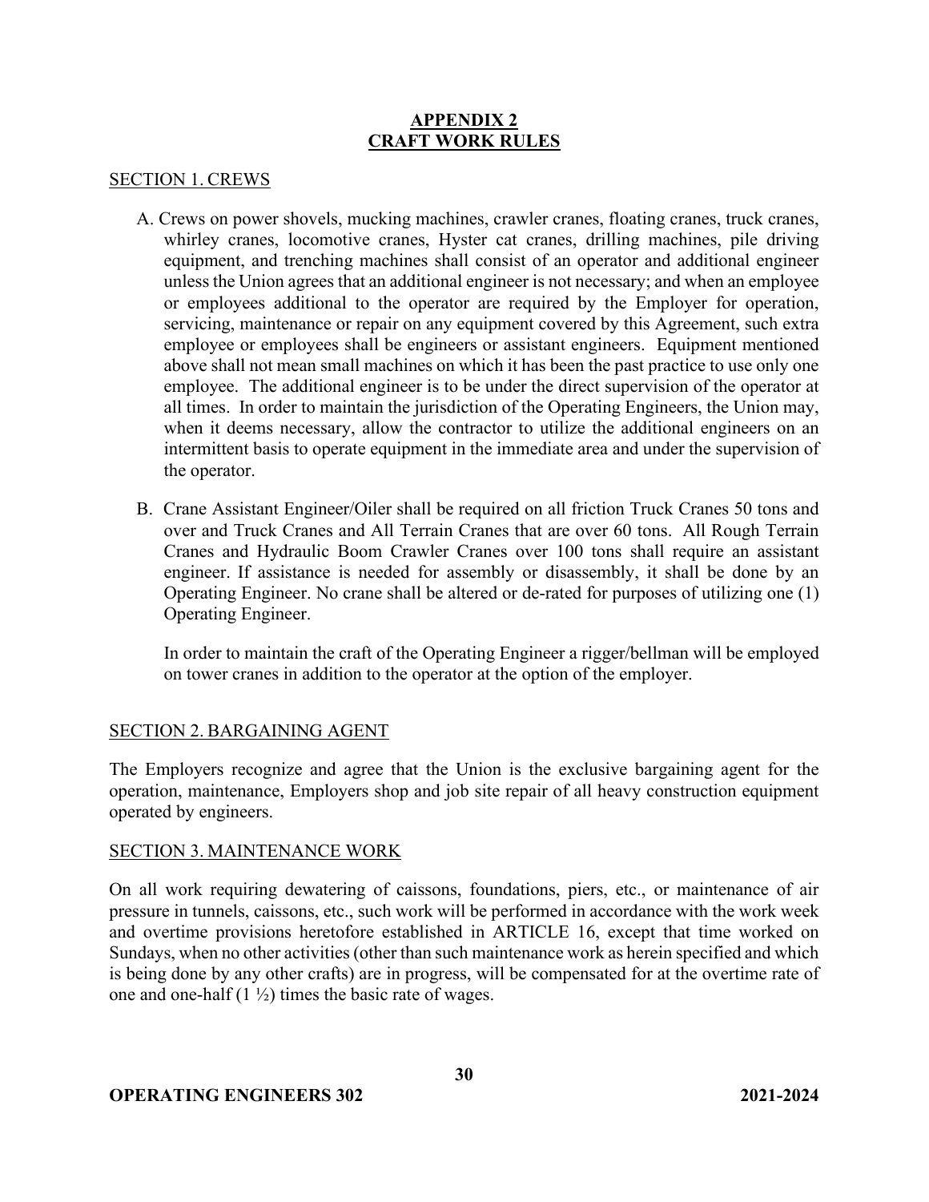# APPENDIX 2
# CRAFT WORK RULES

## SECTION 1. CREWS

A. Crews on power shovels, mucking machines, crawler cranes, floating cranes, truck cranes, whirley cranes, locomotive cranes, Hyster cat cranes, drilling machines, pile driving equipment, and trenching machines shall consist of an operator and additional engineer unless the Union agrees that an additional engineer is not necessary; and when an employee or employees additional to the operator are required by the Employer for operation, servicing, maintenance or repair on any equipment covered by this Agreement, such extra employee or employees shall be engineers or assistant engineers. Equipment mentioned above shall not mean small machines on which it has been the past practice to use only one employee. The additional engineer is to be under the direct supervision of the operator at all times. In order to maintain the jurisdiction of the Operating Engineers, the Union may, when it deems necessary, allow the contractor to utilize the additional engineers on an intermittent basis to operate equipment in the immediate area and under the supervision of the operator.

B. Crane Assistant Engineer/Oiler shall be required on all friction Truck Cranes 50 tons and over and Truck Cranes and All Terrain Cranes that are over 60 tons. All Rough Terrain Cranes and Hydraulic Boom Crawler Cranes over 100 tons shall require an assistant engineer. If assistance is needed for assembly or disassembly, it shall be done by an Operating Engineer. No crane shall be altered or de-rated for purposes of utilizing one (1) Operating Engineer.

   In order to maintain the craft of the Operating Engineer a rigger/bellman will be employed on tower cranes in addition to the operator at the option of the employer.

## SECTION 2. BARGAINING AGENT

The Employers recognize and agree that the Union is the exclusive bargaining agent for the operation, maintenance, Employers shop and job site repair of all heavy construction equipment operated by engineers.

## SECTION 3. MAINTENANCE WORK

On all work requiring dewatering of caissons, foundations, piers, etc., or maintenance of air pressure in tunnels, caissons, etc., such work will be performed in accordance with the work week and overtime provisions heretofore established in ARTICLE 16, except that time worked on Sundays, when no other activities (other than such maintenance work as herein specified and which is being done by any other crafts) are in progress, will be compensated for at the overtime rate of one and one-half (1 ½) times the basic rate of wages.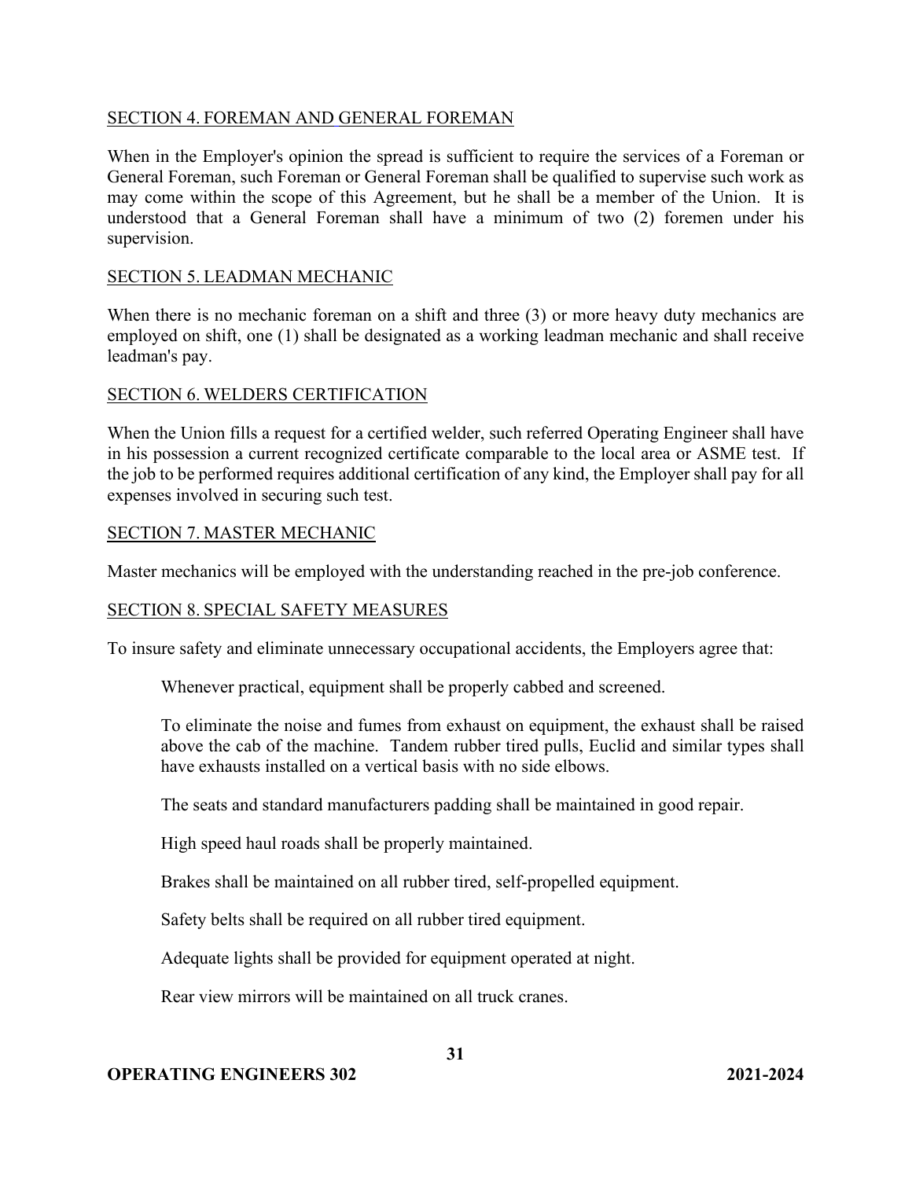## SECTION 4. FOREMAN AND GENERAL FOREMAN

When in the Employer's opinion the spread is sufficient to require the services of a Foreman or General Foreman, such Foreman or General Foreman shall be qualified to supervise such work as may come within the scope of this Agreement, but he shall be a member of the Union. It is understood that a General Foreman shall have a minimum of two (2) foremen under his supervision.

## SECTION 5. LEADMAN MECHANIC

When there is no mechanic foreman on a shift and three (3) or more heavy duty mechanics are employed on shift, one (1) shall be designated as a working leadman mechanic and shall receive leadman's pay.

## SECTION 6. WELDERS CERTIFICATION

When the Union fills a request for a certified welder, such referred Operating Engineer shall have in his possession a current recognized certificate comparable to the local area or ASME test. If the job to be performed requires additional certification of any kind, the Employer shall pay for all expenses involved in securing such test.

## SECTION 7. MASTER MECHANIC

Master mechanics will be employed with the understanding reached in the pre-job conference.

## SECTION 8. SPECIAL SAFETY MEASURES

To insure safety and eliminate unnecessary occupational accidents, the Employers agree that:

> Whenever practical, equipment shall be properly cabbed and screened.
>
> To eliminate the noise and fumes from exhaust on equipment, the exhaust shall be raised above the cab of the machine. Tandem rubber tired pulls, Euclid and similar types shall have exhausts installed on a vertical basis with no side elbows.
>
> The seats and standard manufacturers padding shall be maintained in good repair.
>
> High speed haul roads shall be properly maintained.
>
> Brakes shall be maintained on all rubber tired, self-propelled equipment.
>
> Safety belts shall be required on all rubber tired equipment.
>
> Adequate lights shall be provided for equipment operated at night.
>
> Rear view mirrors will be maintained on all truck cranes.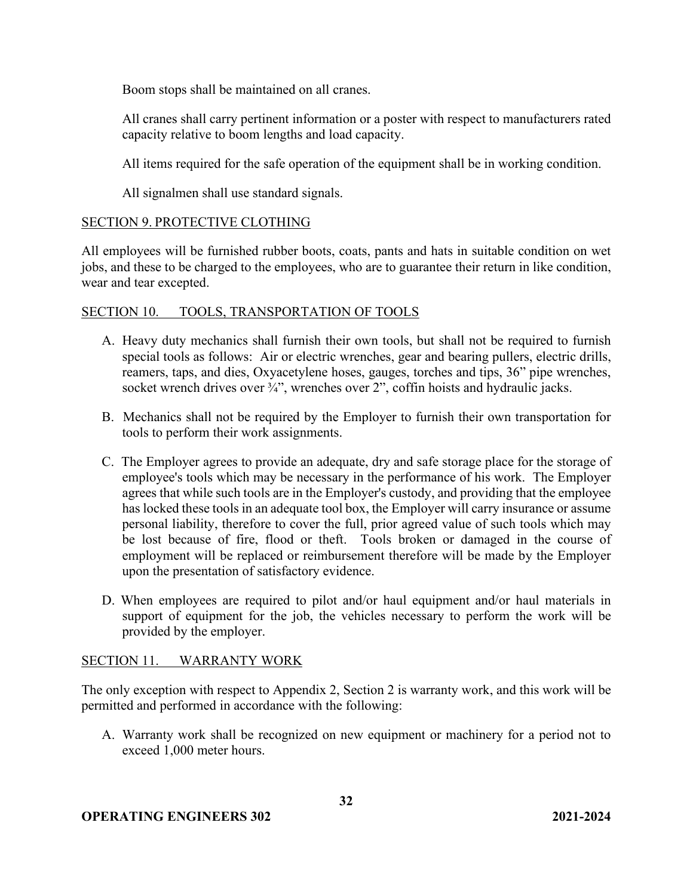Boom stops shall be maintained on all cranes.

All cranes shall carry pertinent information or a poster with respect to manufacturers rated capacity relative to boom lengths and load capacity.

All items required for the safe operation of the equipment shall be in working condition.

All signalmen shall use standard signals.

## SECTION 9. PROTECTIVE CLOTHING

All employees will be furnished rubber boots, coats, pants and hats in suitable condition on wet jobs, and these to be charged to the employees, who are to guarantee their return in like condition, wear and tear excepted.

## SECTION 10. TOOLS, TRANSPORTATION OF TOOLS

A. Heavy duty mechanics shall furnish their own tools, but shall not be required to furnish special tools as follows: Air or electric wrenches, gear and bearing pullers, electric drills, reamers, taps, and dies, Oxyacetylene hoses, gauges, torches and tips, 36" pipe wrenches, socket wrench drives over ¾", wrenches over 2", coffin hoists and hydraulic jacks.

B. Mechanics shall not be required by the Employer to furnish their own transportation for tools to perform their work assignments.

C. The Employer agrees to provide an adequate, dry and safe storage place for the storage of employee's tools which may be necessary in the performance of his work. The Employer agrees that while such tools are in the Employer's custody, and providing that the employee has locked these tools in an adequate tool box, the Employer will carry insurance or assume personal liability, therefore to cover the full, prior agreed value of such tools which may be lost because of fire, flood or theft. Tools broken or damaged in the course of employment will be replaced or reimbursement therefore will be made by the Employer upon the presentation of satisfactory evidence.

D. When employees are required to pilot and/or haul equipment and/or haul materials in support of equipment for the job, the vehicles necessary to perform the work will be provided by the employer.

## SECTION 11. WARRANTY WORK

The only exception with respect to Appendix 2, Section 2 is warranty work, and this work will be permitted and performed in accordance with the following:

A. Warranty work shall be recognized on new equipment or machinery for a period not to exceed 1,000 meter hours.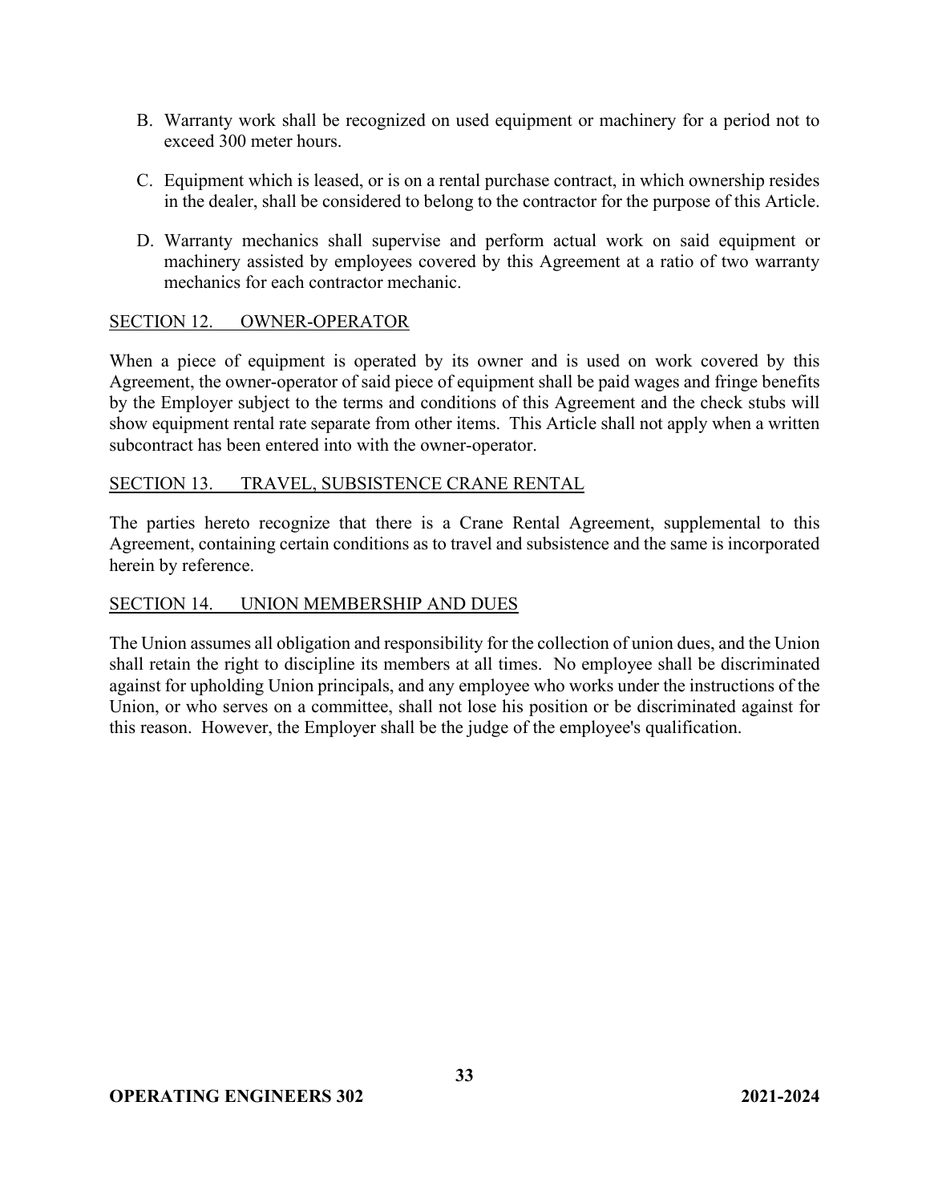B. Warranty work shall be recognized on used equipment or machinery for a period not to exceed 300 meter hours.

C. Equipment which is leased, or is on a rental purchase contract, in which ownership resides in the dealer, shall be considered to belong to the contractor for the purpose of this Article.

D. Warranty mechanics shall supervise and perform actual work on said equipment or machinery assisted by employees covered by this Agreement at a ratio of two warranty mechanics for each contractor mechanic.

## SECTION 12. OWNER-OPERATOR

When a piece of equipment is operated by its owner and is used on work covered by this Agreement, the owner-operator of said piece of equipment shall be paid wages and fringe benefits by the Employer subject to the terms and conditions of this Agreement and the check stubs will show equipment rental rate separate from other items. This Article shall not apply when a written subcontract has been entered into with the owner-operator.

## SECTION 13. TRAVEL, SUBSISTENCE CRANE RENTAL

The parties hereto recognize that there is a Crane Rental Agreement, supplemental to this Agreement, containing certain conditions as to travel and subsistence and the same is incorporated herein by reference.

## SECTION 14. UNION MEMBERSHIP AND DUES

The Union assumes all obligation and responsibility for the collection of union dues, and the Union shall retain the right to discipline its members at all times. No employee shall be discriminated against for upholding Union principals, and any employee who works under the instructions of the Union, or who serves on a committee, shall not lose his position or be discriminated against for this reason. However, the Employer shall be the judge of the employee's qualification.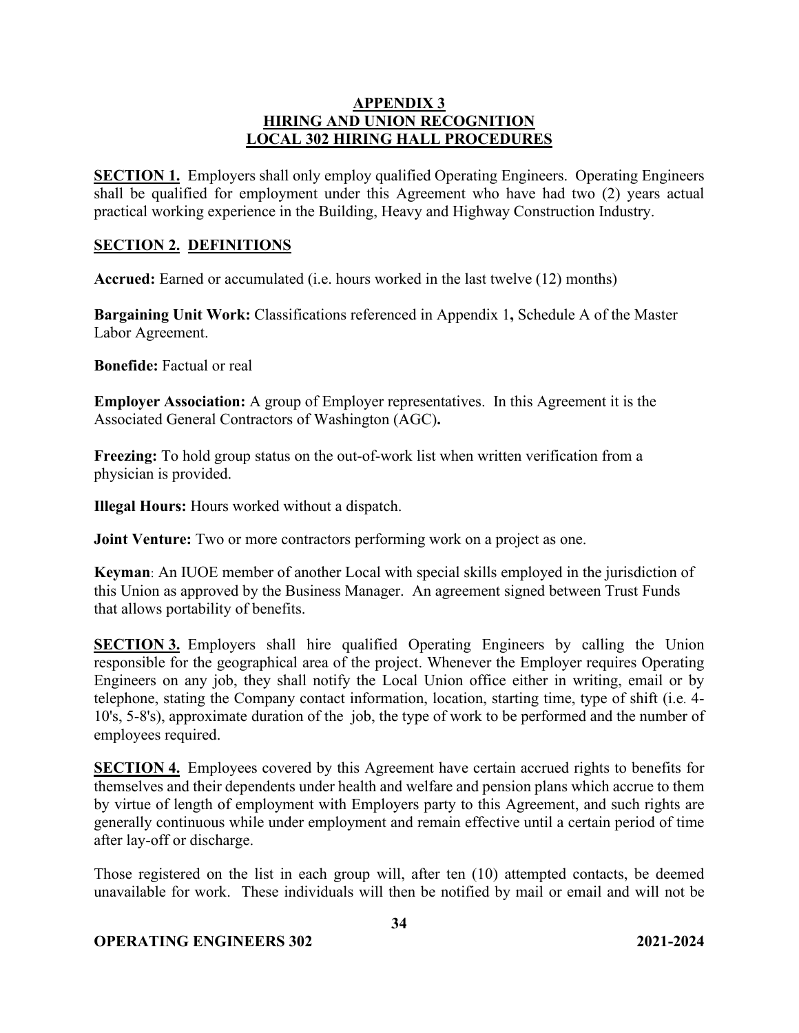# APPENDIX 3
## HIRING AND UNION RECOGNITION
## LOCAL 302 HIRING HALL PROCEDURES

**SECTION 1.** Employers shall only employ qualified Operating Engineers. Operating Engineers shall be qualified for employment under this Agreement who have had two (2) years actual practical working experience in the Building, Heavy and Highway Construction Industry.

**SECTION 2. DEFINITIONS**

**Accrued:** Earned or accumulated (i.e. hours worked in the last twelve (12) months)

**Bargaining Unit Work:** Classifications referenced in Appendix 1**,** Schedule A of the Master Labor Agreement.

**Bonefide:** Factual or real

**Employer Association:** A group of Employer representatives. In this Agreement it is the Associated General Contractors of Washington (AGC)**.**

**Freezing:** To hold group status on the out-of-work list when written verification from a physician is provided.

**Illegal Hours:** Hours worked without a dispatch.

**Joint Venture:** Two or more contractors performing work on a project as one.

**Keyman**: An IUOE member of another Local with special skills employed in the jurisdiction of this Union as approved by the Business Manager. An agreement signed between Trust Funds that allows portability of benefits.

**SECTION 3.** Employers shall hire qualified Operating Engineers by calling the Union responsible for the geographical area of the project. Whenever the Employer requires Operating Engineers on any job, they shall notify the Local Union office either in writing, email or by telephone, stating the Company contact information, location, starting time, type of shift (i.e. 4-10's, 5-8's), approximate duration of the job, the type of work to be performed and the number of employees required.

**SECTION 4.** Employees covered by this Agreement have certain accrued rights to benefits for themselves and their dependents under health and welfare and pension plans which accrue to them by virtue of length of employment with Employers party to this Agreement, and such rights are generally continuous while under employment and remain effective until a certain period of time after lay-off or discharge.

Those registered on the list in each group will, after ten (10) attempted contacts, be deemed unavailable for work. These individuals will then be notified by mail or email and will not be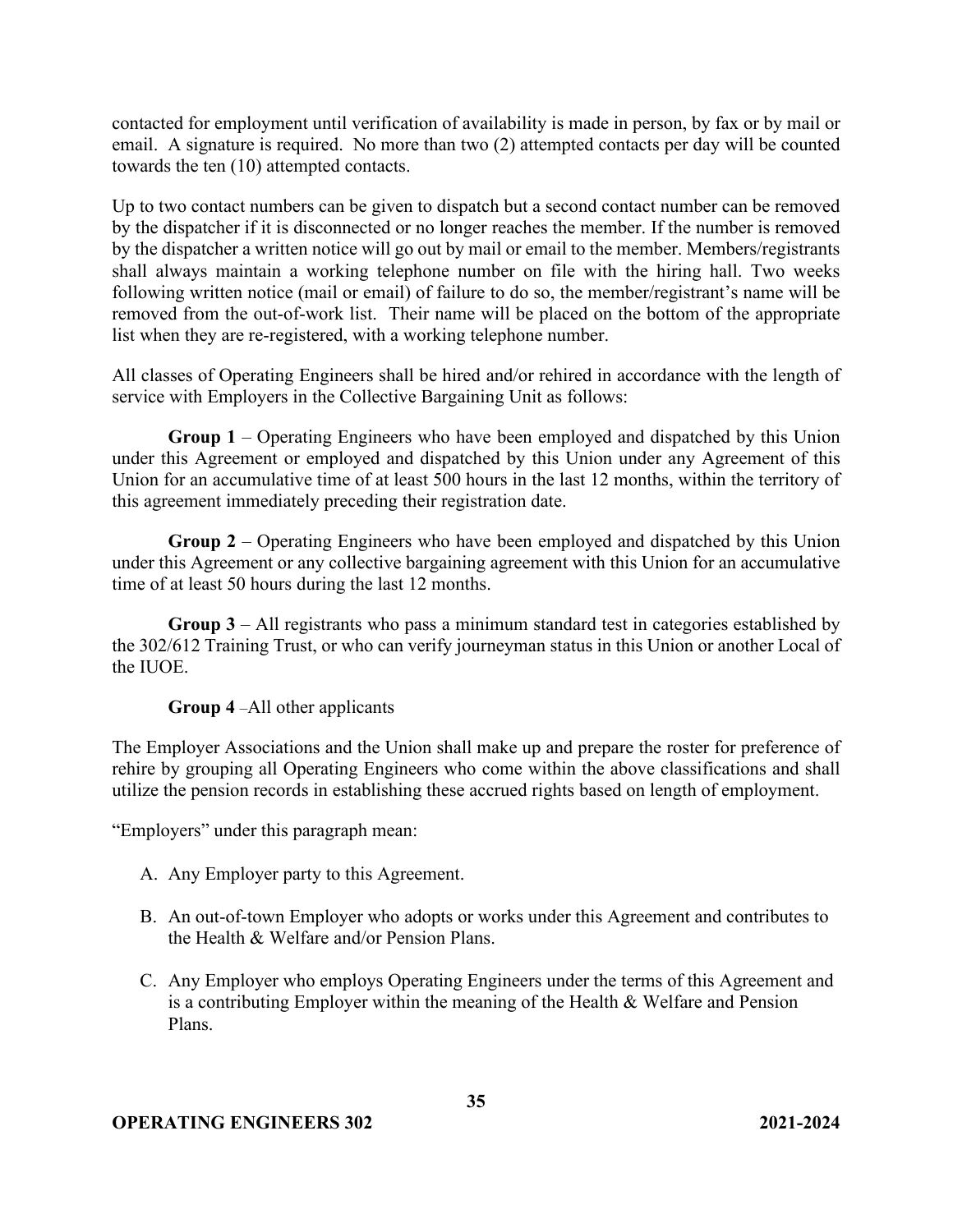contacted for employment until verification of availability is made in person, by fax or by mail or email. A signature is required. No more than two (2) attempted contacts per day will be counted towards the ten (10) attempted contacts.

Up to two contact numbers can be given to dispatch but a second contact number can be removed by the dispatcher if it is disconnected or no longer reaches the member. If the number is removed by the dispatcher a written notice will go out by mail or email to the member. Members/registrants shall always maintain a working telephone number on file with the hiring hall. Two weeks following written notice (mail or email) of failure to do so, the member/registrant's name will be removed from the out-of-work list. Their name will be placed on the bottom of the appropriate list when they are re-registered, with a working telephone number.

All classes of Operating Engineers shall be hired and/or rehired in accordance with the length of service with Employers in the Collective Bargaining Unit as follows:

**Group 1** – Operating Engineers who have been employed and dispatched by this Union under this Agreement or employed and dispatched by this Union under any Agreement of this Union for an accumulative time of at least 500 hours in the last 12 months, within the territory of this agreement immediately preceding their registration date.

**Group 2** – Operating Engineers who have been employed and dispatched by this Union under this Agreement or any collective bargaining agreement with this Union for an accumulative time of at least 50 hours during the last 12 months.

**Group 3** – All registrants who pass a minimum standard test in categories established by the 302/612 Training Trust, or who can verify journeyman status in this Union or another Local of the IUOE.

**Group 4** –All other applicants

The Employer Associations and the Union shall make up and prepare the roster for preference of rehire by grouping all Operating Engineers who come within the above classifications and shall utilize the pension records in establishing these accrued rights based on length of employment.

"Employers" under this paragraph mean:

A. Any Employer party to this Agreement.

B. An out-of-town Employer who adopts or works under this Agreement and contributes to the Health & Welfare and/or Pension Plans.

C. Any Employer who employs Operating Engineers under the terms of this Agreement and is a contributing Employer within the meaning of the Health & Welfare and Pension Plans.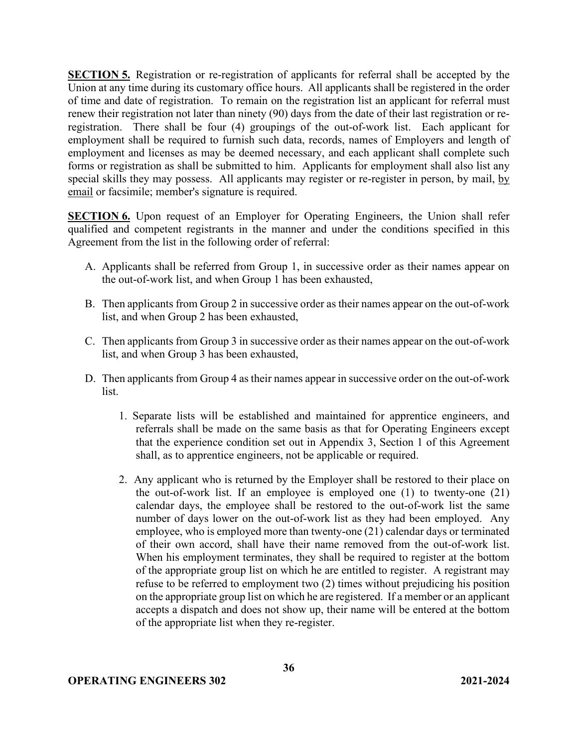**SECTION 5.** Registration or re-registration of applicants for referral shall be accepted by the Union at any time during its customary office hours. All applicants shall be registered in the order of time and date of registration. To remain on the registration list an applicant for referral must renew their registration not later than ninety (90) days from the date of their last registration or re-registration. There shall be four (4) groupings of the out-of-work list. Each applicant for employment shall be required to furnish such data, records, names of Employers and length of employment and licenses as may be deemed necessary, and each applicant shall complete such forms or registration as shall be submitted to him. Applicants for employment shall also list any special skills they may possess. All applicants may register or re-register in person, by mail, by email or facsimile; member's signature is required.

**SECTION 6.** Upon request of an Employer for Operating Engineers, the Union shall refer qualified and competent registrants in the manner and under the conditions specified in this Agreement from the list in the following order of referral:

A. Applicants shall be referred from Group 1, in successive order as their names appear on the out-of-work list, and when Group 1 has been exhausted,

B. Then applicants from Group 2 in successive order as their names appear on the out-of-work list, and when Group 2 has been exhausted,

C. Then applicants from Group 3 in successive order as their names appear on the out-of-work list, and when Group 3 has been exhausted,

D. Then applicants from Group 4 as their names appear in successive order on the out-of-work list.

1. Separate lists will be established and maintained for apprentice engineers, and referrals shall be made on the same basis as that for Operating Engineers except that the experience condition set out in Appendix 3, Section 1 of this Agreement shall, as to apprentice engineers, not be applicable or required.

2. Any applicant who is returned by the Employer shall be restored to their place on the out-of-work list. If an employee is employed one (1) to twenty-one (21) calendar days, the employee shall be restored to the out-of-work list the same number of days lower on the out-of-work list as they had been employed. Any employee, who is employed more than twenty-one (21) calendar days or terminated of their own accord, shall have their name removed from the out-of-work list. When his employment terminates, they shall be required to register at the bottom of the appropriate group list on which he are entitled to register. A registrant may refuse to be referred to employment two (2) times without prejudicing his position on the appropriate group list on which he are registered. If a member or an applicant accepts a dispatch and does not show up, their name will be entered at the bottom of the appropriate list when they re-register.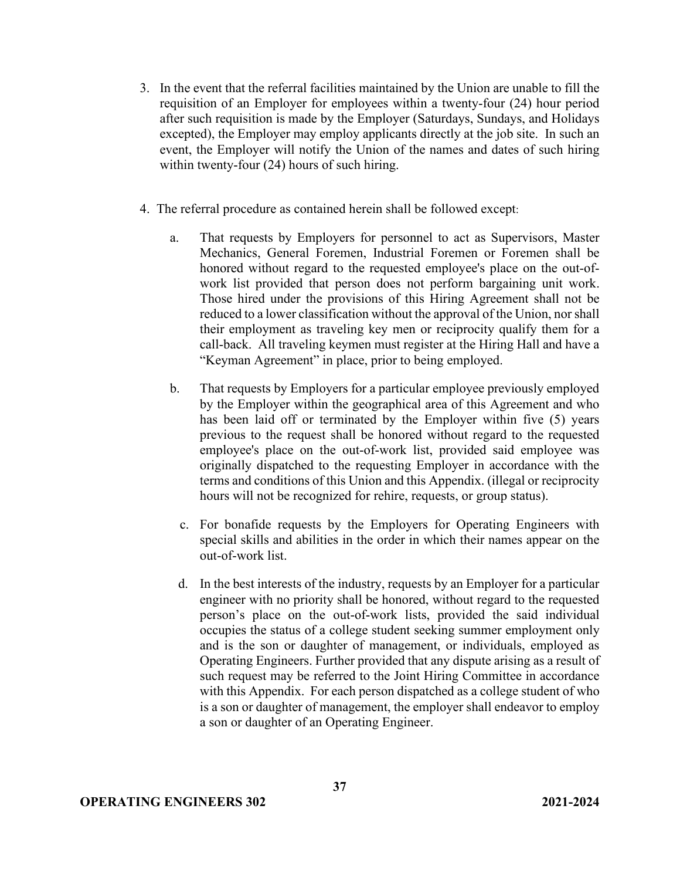3. In the event that the referral facilities maintained by the Union are unable to fill the requisition of an Employer for employees within a twenty-four (24) hour period after such requisition is made by the Employer (Saturdays, Sundays, and Holidays excepted), the Employer may employ applicants directly at the job site. In such an event, the Employer will notify the Union of the names and dates of such hiring within twenty-four (24) hours of such hiring.

4. The referral procedure as contained herein shall be followed except:

   a. That requests by Employers for personnel to act as Supervisors, Master Mechanics, General Foremen, Industrial Foremen or Foremen shall be honored without regard to the requested employee's place on the out-of-work list provided that person does not perform bargaining unit work. Those hired under the provisions of this Hiring Agreement shall not be reduced to a lower classification without the approval of the Union, nor shall their employment as traveling key men or reciprocity qualify them for a call-back. All traveling keymen must register at the Hiring Hall and have a "Keyman Agreement" in place, prior to being employed.

   b. That requests by Employers for a particular employee previously employed by the Employer within the geographical area of this Agreement and who has been laid off or terminated by the Employer within five (5) years previous to the request shall be honored without regard to the requested employee's place on the out-of-work list, provided said employee was originally dispatched to the requesting Employer in accordance with the terms and conditions of this Union and this Appendix. (illegal or reciprocity hours will not be recognized for rehire, requests, or group status).

   c. For bonafide requests by the Employers for Operating Engineers with special skills and abilities in the order in which their names appear on the out-of-work list.

   d. In the best interests of the industry, requests by an Employer for a particular engineer with no priority shall be honored, without regard to the requested person's place on the out-of-work lists, provided the said individual occupies the status of a college student seeking summer employment only and is the son or daughter of management, or individuals, employed as Operating Engineers. Further provided that any dispute arising as a result of such request may be referred to the Joint Hiring Committee in accordance with this Appendix. For each person dispatched as a college student of who is a son or daughter of management, the employer shall endeavor to employ a son or daughter of an Operating Engineer.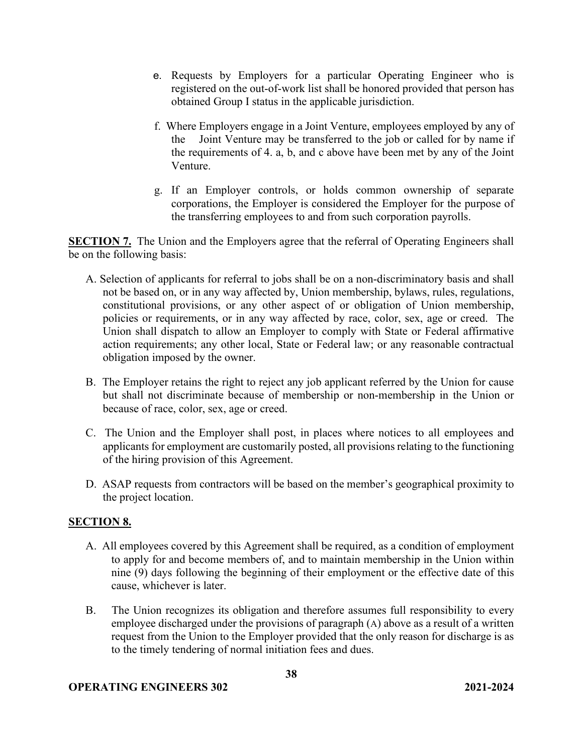e. Requests by Employers for a particular Operating Engineer who is registered on the out-of-work list shall be honored provided that person has obtained Group I status in the applicable jurisdiction.

f. Where Employers engage in a Joint Venture, employees employed by any of the Joint Venture may be transferred to the job or called for by name if the requirements of 4. a, b, and c above have been met by any of the Joint Venture.

g. If an Employer controls, or holds common ownership of separate corporations, the Employer is considered the Employer for the purpose of the transferring employees to and from such corporation payrolls.

**SECTION 7.** The Union and the Employers agree that the referral of Operating Engineers shall be on the following basis:

A. Selection of applicants for referral to jobs shall be on a non-discriminatory basis and shall not be based on, or in any way affected by, Union membership, bylaws, rules, regulations, constitutional provisions, or any other aspect of or obligation of Union membership, policies or requirements, or in any way affected by race, color, sex, age or creed. The Union shall dispatch to allow an Employer to comply with State or Federal affirmative action requirements; any other local, State or Federal law; or any reasonable contractual obligation imposed by the owner.

B. The Employer retains the right to reject any job applicant referred by the Union for cause but shall not discriminate because of membership or non-membership in the Union or because of race, color, sex, age or creed.

C. The Union and the Employer shall post, in places where notices to all employees and applicants for employment are customarily posted, all provisions relating to the functioning of the hiring provision of this Agreement.

D. ASAP requests from contractors will be based on the member's geographical proximity to the project location.

**SECTION 8.**

A. All employees covered by this Agreement shall be required, as a condition of employment to apply for and become members of, and to maintain membership in the Union within nine (9) days following the beginning of their employment or the effective date of this cause, whichever is later.

B. The Union recognizes its obligation and therefore assumes full responsibility to every employee discharged under the provisions of paragraph (A) above as a result of a written request from the Union to the Employer provided that the only reason for discharge is as to the timely tendering of normal initiation fees and dues.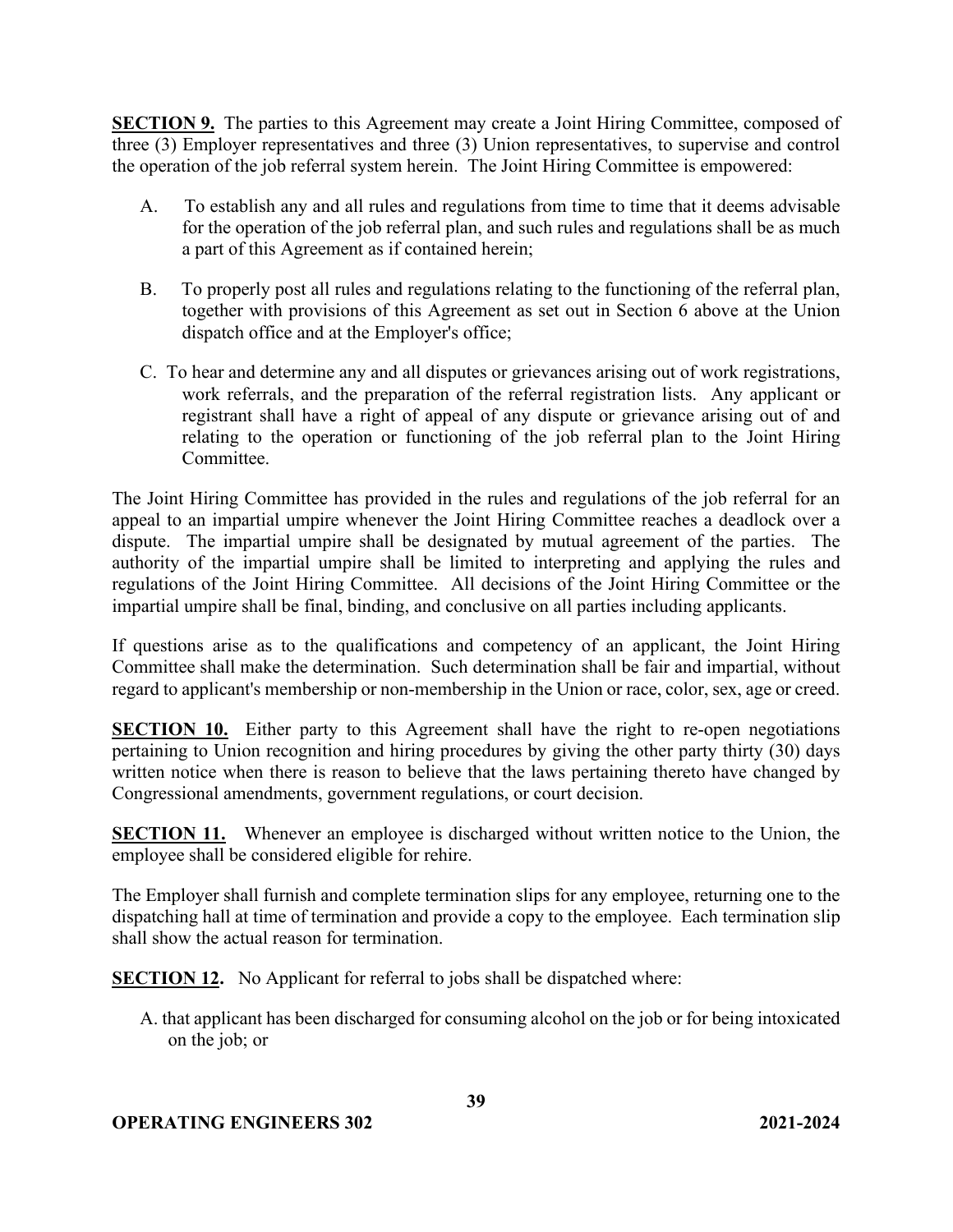**SECTION 9.** The parties to this Agreement may create a Joint Hiring Committee, composed of three (3) Employer representatives and three (3) Union representatives, to supervise and control the operation of the job referral system herein. The Joint Hiring Committee is empowered:

A. To establish any and all rules and regulations from time to time that it deems advisable for the operation of the job referral plan, and such rules and regulations shall be as much a part of this Agreement as if contained herein;

B. To properly post all rules and regulations relating to the functioning of the referral plan, together with provisions of this Agreement as set out in Section 6 above at the Union dispatch office and at the Employer's office;

C. To hear and determine any and all disputes or grievances arising out of work registrations, work referrals, and the preparation of the referral registration lists. Any applicant or registrant shall have a right of appeal of any dispute or grievance arising out of and relating to the operation or functioning of the job referral plan to the Joint Hiring Committee.

The Joint Hiring Committee has provided in the rules and regulations of the job referral for an appeal to an impartial umpire whenever the Joint Hiring Committee reaches a deadlock over a dispute. The impartial umpire shall be designated by mutual agreement of the parties. The authority of the impartial umpire shall be limited to interpreting and applying the rules and regulations of the Joint Hiring Committee. All decisions of the Joint Hiring Committee or the impartial umpire shall be final, binding, and conclusive on all parties including applicants.

If questions arise as to the qualifications and competency of an applicant, the Joint Hiring Committee shall make the determination. Such determination shall be fair and impartial, without regard to applicant's membership or non-membership in the Union or race, color, sex, age or creed.

**SECTION 10.** Either party to this Agreement shall have the right to re-open negotiations pertaining to Union recognition and hiring procedures by giving the other party thirty (30) days written notice when there is reason to believe that the laws pertaining thereto have changed by Congressional amendments, government regulations, or court decision.

**SECTION 11.** Whenever an employee is discharged without written notice to the Union, the employee shall be considered eligible for rehire.

The Employer shall furnish and complete termination slips for any employee, returning one to the dispatching hall at time of termination and provide a copy to the employee. Each termination slip shall show the actual reason for termination.

**SECTION 12.** No Applicant for referral to jobs shall be dispatched where:

A. that applicant has been discharged for consuming alcohol on the job or for being intoxicated on the job; or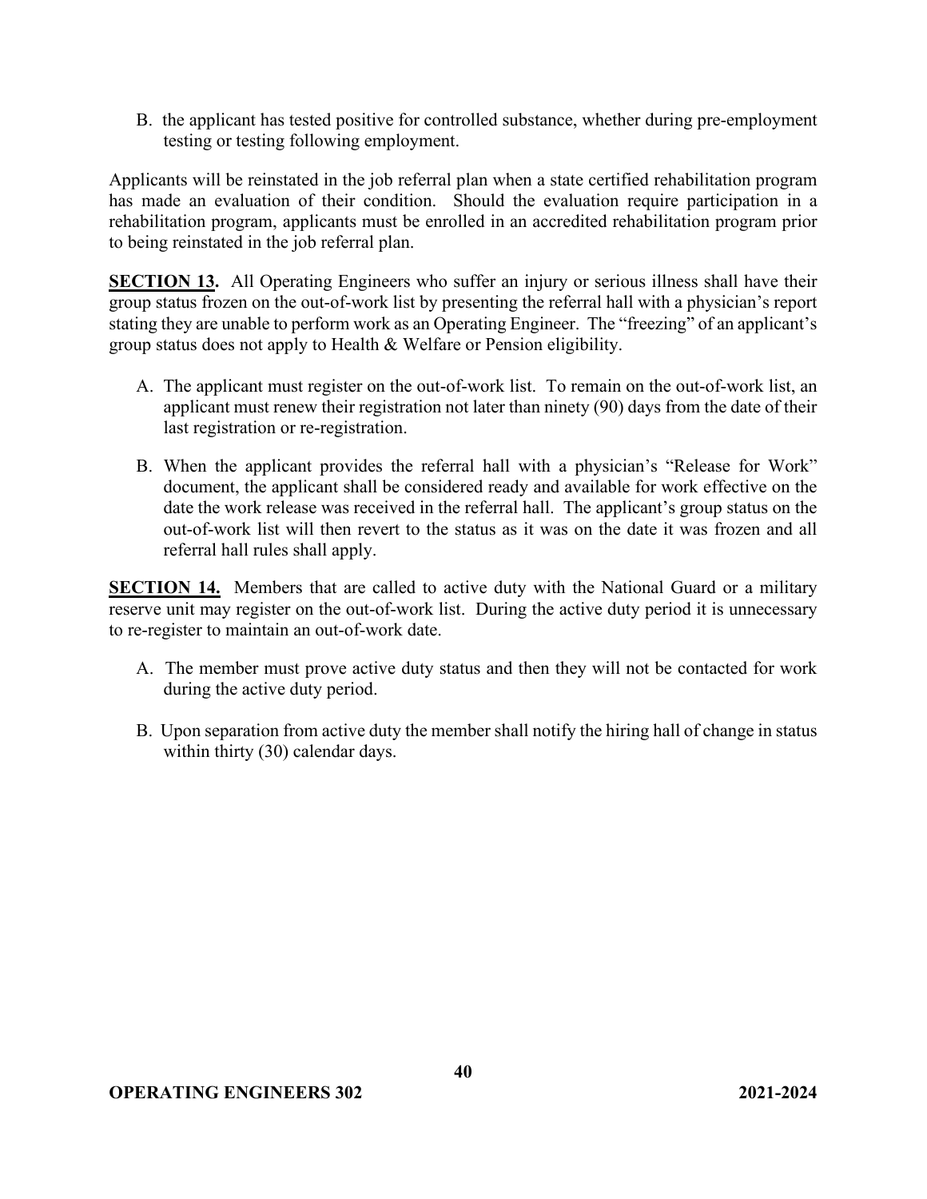B. the applicant has tested positive for controlled substance, whether during pre-employment testing or testing following employment.

Applicants will be reinstated in the job referral plan when a state certified rehabilitation program has made an evaluation of their condition. Should the evaluation require participation in a rehabilitation program, applicants must be enrolled in an accredited rehabilitation program prior to being reinstated in the job referral plan.

**SECTION 13.** All Operating Engineers who suffer an injury or serious illness shall have their group status frozen on the out-of-work list by presenting the referral hall with a physician's report stating they are unable to perform work as an Operating Engineer. The "freezing" of an applicant's group status does not apply to Health & Welfare or Pension eligibility.

A. The applicant must register on the out-of-work list. To remain on the out-of-work list, an applicant must renew their registration not later than ninety (90) days from the date of their last registration or re-registration.

B. When the applicant provides the referral hall with a physician's "Release for Work" document, the applicant shall be considered ready and available for work effective on the date the work release was received in the referral hall. The applicant's group status on the out-of-work list will then revert to the status as it was on the date it was frozen and all referral hall rules shall apply.

**SECTION 14.** Members that are called to active duty with the National Guard or a military reserve unit may register on the out-of-work list. During the active duty period it is unnecessary to re-register to maintain an out-of-work date.

A. The member must prove active duty status and then they will not be contacted for work during the active duty period.

B. Upon separation from active duty the member shall notify the hiring hall of change in status within thirty (30) calendar days.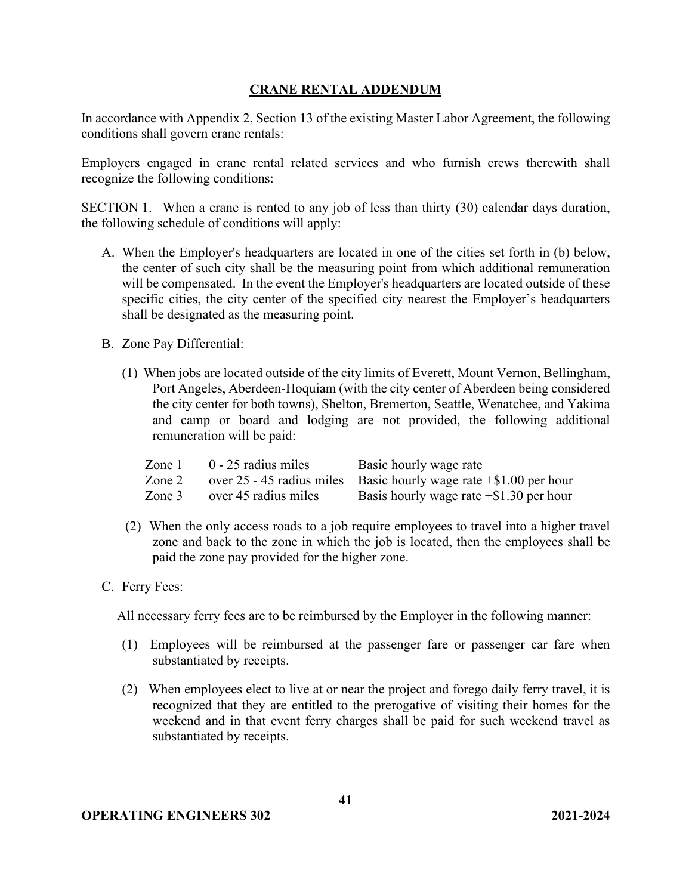# CRANE RENTAL ADDENDUM

In accordance with Appendix 2, Section 13 of the existing Master Labor Agreement, the following conditions shall govern crane rentals:

Employers engaged in crane rental related services and who furnish crews therewith shall recognize the following conditions:

SECTION 1. When a crane is rented to any job of less than thirty (30) calendar days duration, the following schedule of conditions will apply:

A. When the Employer's headquarters are located in one of the cities set forth in (b) below, the center of such city shall be the measuring point from which additional remuneration will be compensated. In the event the Employer's headquarters are located outside of these specific cities, the city center of the specified city nearest the Employer's headquarters shall be designated as the measuring point.

B. Zone Pay Differential:

(1) When jobs are located outside of the city limits of Everett, Mount Vernon, Bellingham, Port Angeles, Aberdeen-Hoquiam (with the city center of Aberdeen being considered the city center for both towns), Shelton, Bremerton, Seattle, Wenatchee, and Yakima and camp or board and lodging are not provided, the following additional remuneration will be paid:

| | | |
|---|---|---|
| Zone 1 | 0 - 25 radius miles | Basic hourly wage rate |
| Zone 2 | over 25 - 45 radius miles | Basic hourly wage rate +$1.00 per hour |
| Zone 3 | over 45 radius miles | Basis hourly wage rate +$1.30 per hour |

(2) When the only access roads to a job require employees to travel into a higher travel zone and back to the zone in which the job is located, then the employees shall be paid the zone pay provided for the higher zone.

C. Ferry Fees:

All necessary ferry fees are to be reimbursed by the Employer in the following manner:

(1) Employees will be reimbursed at the passenger fare or passenger car fare when substantiated by receipts.

(2) When employees elect to live at or near the project and forego daily ferry travel, it is recognized that they are entitled to the prerogative of visiting their homes for the weekend and in that event ferry charges shall be paid for such weekend travel as substantiated by receipts.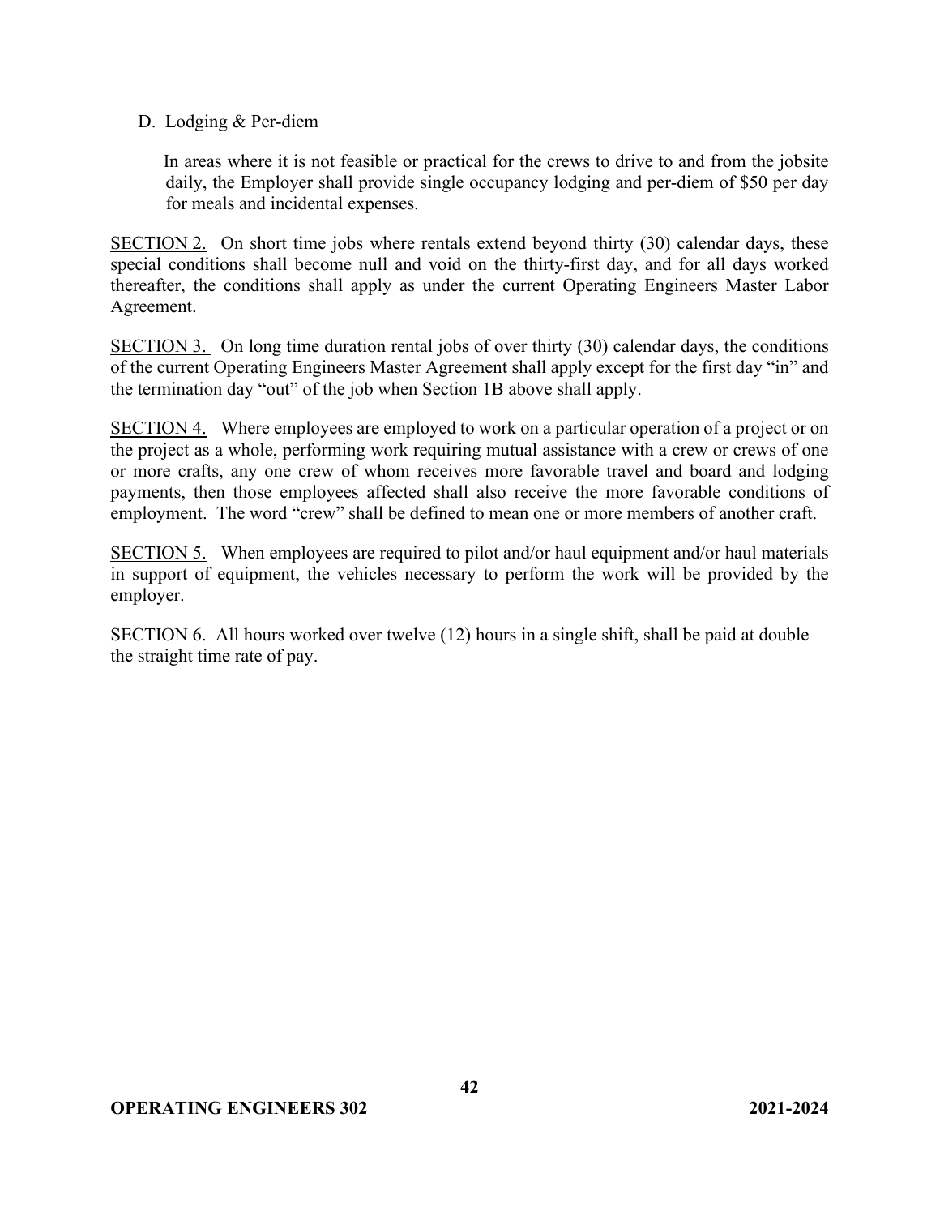D. Lodging & Per-diem

In areas where it is not feasible or practical for the crews to drive to and from the jobsite daily, the Employer shall provide single occupancy lodging and per-diem of $50 per day for meals and incidental expenses.

SECTION 2. On short time jobs where rentals extend beyond thirty (30) calendar days, these special conditions shall become null and void on the thirty-first day, and for all days worked thereafter, the conditions shall apply as under the current Operating Engineers Master Labor Agreement.

SECTION 3. On long time duration rental jobs of over thirty (30) calendar days, the conditions of the current Operating Engineers Master Agreement shall apply except for the first day "in" and the termination day "out" of the job when Section 1B above shall apply.

SECTION 4. Where employees are employed to work on a particular operation of a project or on the project as a whole, performing work requiring mutual assistance with a crew or crews of one or more crafts, any one crew of whom receives more favorable travel and board and lodging payments, then those employees affected shall also receive the more favorable conditions of employment. The word "crew" shall be defined to mean one or more members of another craft.

SECTION 5. When employees are required to pilot and/or haul equipment and/or haul materials in support of equipment, the vehicles necessary to perform the work will be provided by the employer.

SECTION 6. All hours worked over twelve (12) hours in a single shift, shall be paid at double the straight time rate of pay.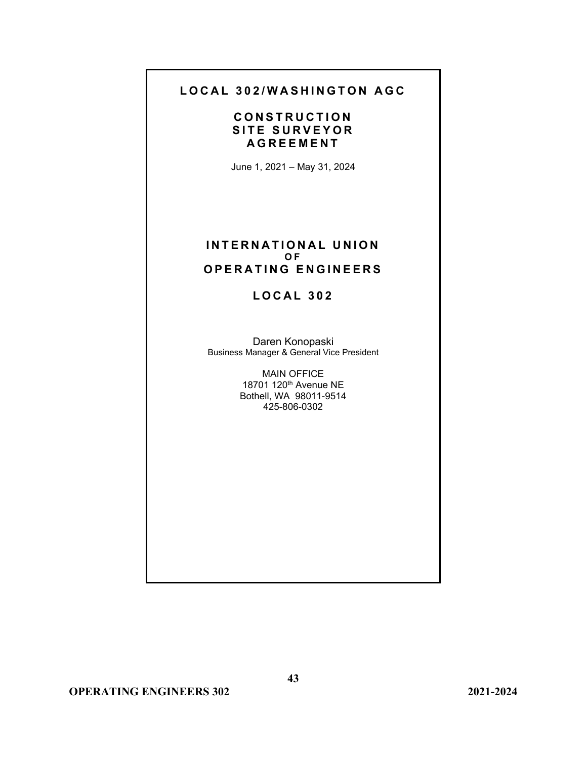# LOCAL 302/WASHINGTON AGC

## CONSTRUCTION SITE SURVEYOR AGREEMENT

June 1, 2021 – May 31, 2024

## INTERNATIONAL UNION OF OPERATING ENGINEERS

## LOCAL 302

Daren Konopaski
Business Manager & General Vice President

MAIN OFFICE
18701 120th Avenue NE
Bothell, WA 98011-9514
425-806-0302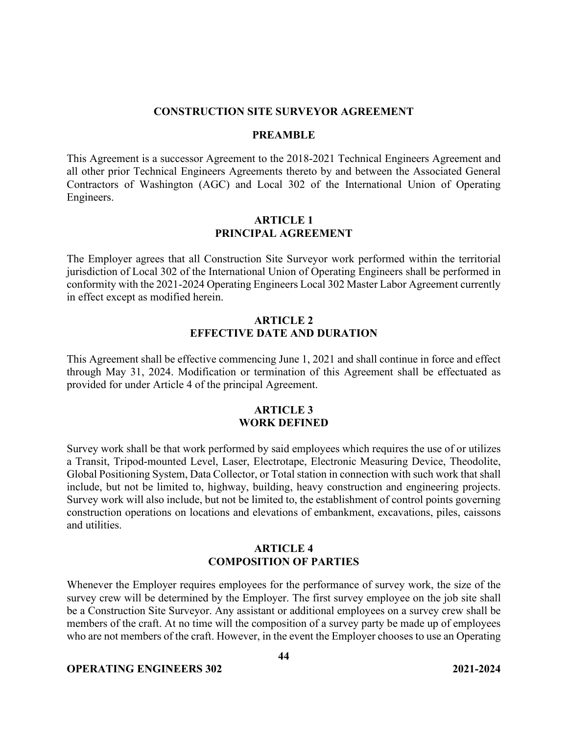## CONSTRUCTION SITE SURVEYOR AGREEMENT

### PREAMBLE

This Agreement is a successor Agreement to the 2018-2021 Technical Engineers Agreement and all other prior Technical Engineers Agreements thereto by and between the Associated General Contractors of Washington (AGC) and Local 302 of the International Union of Operating Engineers.

### ARTICLE 1
### PRINCIPAL AGREEMENT

The Employer agrees that all Construction Site Surveyor work performed within the territorial jurisdiction of Local 302 of the International Union of Operating Engineers shall be performed in conformity with the 2021-2024 Operating Engineers Local 302 Master Labor Agreement currently in effect except as modified herein.

### ARTICLE 2
### EFFECTIVE DATE AND DURATION

This Agreement shall be effective commencing June 1, 2021 and shall continue in force and effect through May 31, 2024. Modification or termination of this Agreement shall be effectuated as provided for under Article 4 of the principal Agreement.

### ARTICLE 3
### WORK DEFINED

Survey work shall be that work performed by said employees which requires the use of or utilizes a Transit, Tripod-mounted Level, Laser, Electrotape, Electronic Measuring Device, Theodolite, Global Positioning System, Data Collector, or Total station in connection with such work that shall include, but not be limited to, highway, building, heavy construction and engineering projects. Survey work will also include, but not be limited to, the establishment of control points governing construction operations on locations and elevations of embankment, excavations, piles, caissons and utilities.

### ARTICLE 4
### COMPOSITION OF PARTIES

Whenever the Employer requires employees for the performance of survey work, the size of the survey crew will be determined by the Employer. The first survey employee on the job site shall be a Construction Site Surveyor. Any assistant or additional employees on a survey crew shall be members of the craft. At no time will the composition of a survey party be made up of employees who are not members of the craft. However, in the event the Employer chooses to use an Operating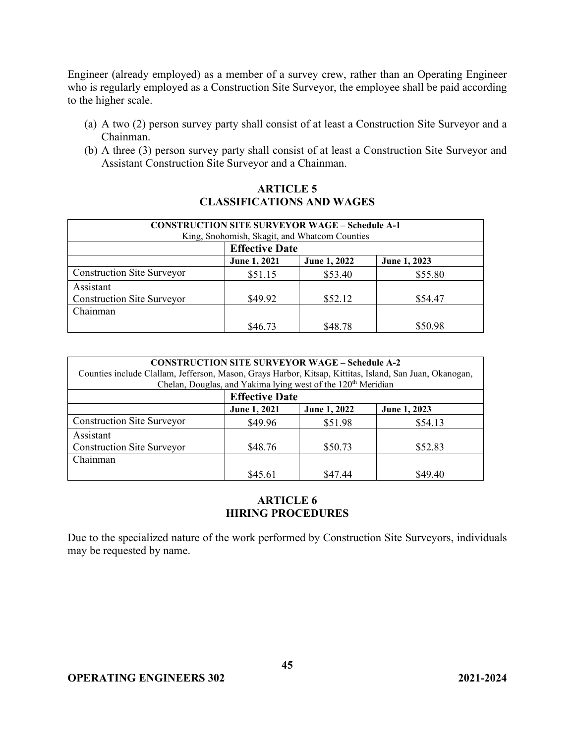Engineer (already employed) as a member of a survey crew, rather than an Operating Engineer who is regularly employed as a Construction Site Surveyor, the employee shall be paid according to the higher scale.

(a) A two (2) person survey party shall consist of at least a Construction Site Surveyor and a Chainman.
(b) A three (3) person survey party shall consist of at least a Construction Site Surveyor and Assistant Construction Site Surveyor and a Chainman.

## ARTICLE 5
## CLASSIFICATIONS AND WAGES

| **CONSTRUCTION SITE SURVEYOR WAGE – Schedule A-1** King, Snohomish, Skagit, and Whatcom Counties | | | |
|---|---|---|---|
| | **Effective Date** | | |
| | **June 1, 2021** | **June 1, 2022** | **June 1, 2023** |
| Construction Site Surveyor | $51.15 | $53.40 | $55.80 |
| Assistant Construction Site Surveyor | $49.92 | $52.12 | $54.47 |
| Chainman | $46.73 | $48.78 | $50.98 |

| **CONSTRUCTION SITE SURVEYOR WAGE – Schedule A-2** Counties include Clallam, Jefferson, Mason, Grays Harbor, Kitsap, Kittitas, Island, San Juan, Okanogan, Chelan, Douglas, and Yakima lying west of the 120th Meridian | | | |
|---|---|---|---|
| | **Effective Date** | | |
| | **June 1, 2021** | **June 1, 2022** | **June 1, 2023** |
| Construction Site Surveyor | $49.96 | $51.98 | $54.13 |
| Assistant Construction Site Surveyor | $48.76 | $50.73 | $52.83 |
| Chainman | $45.61 | $47.44 | $49.40 |

## ARTICLE 6
## HIRING PROCEDURES

Due to the specialized nature of the work performed by Construction Site Surveyors, individuals may be requested by name.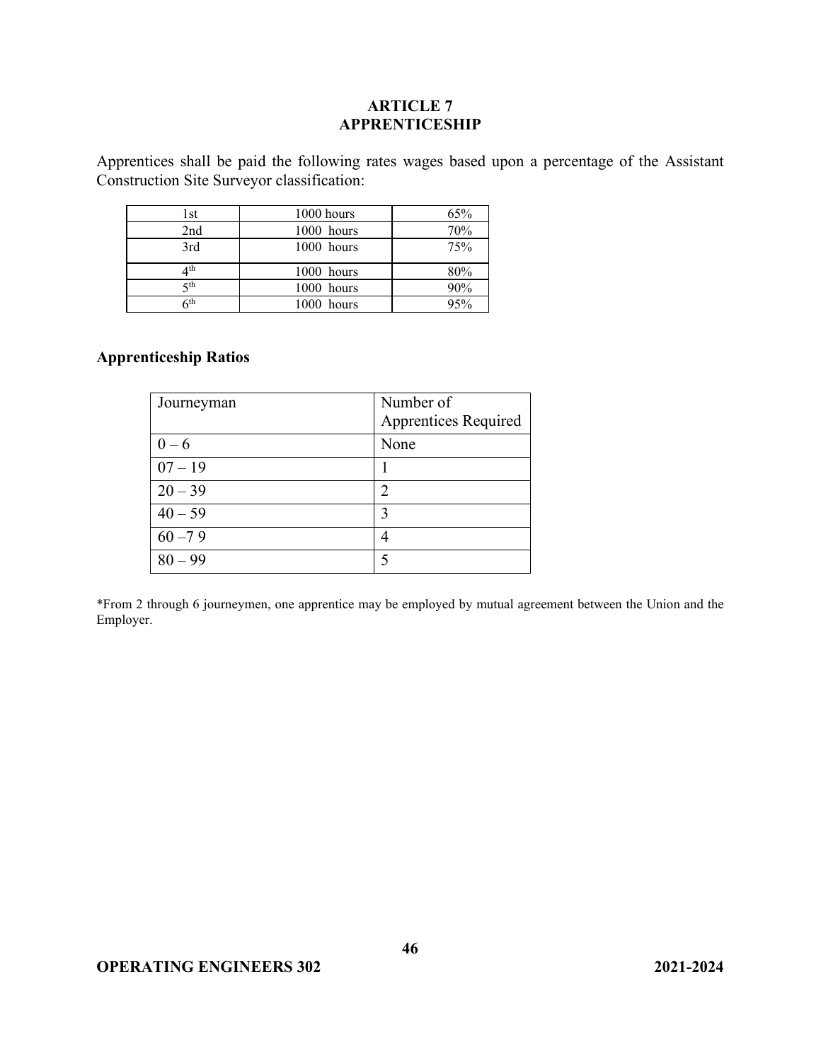# ARTICLE 7
# APPRENTICESHIP

Apprentices shall be paid the following rates wages based upon a percentage of the Assistant Construction Site Surveyor classification:

| | | |
|---|---|---|
| 1st | 1000 hours | 65% |
| 2nd | 1000 hours | 70% |
| 3rd | 1000 hours | 75% |
| 4th | 1000 hours | 80% |
| 5th | 1000 hours | 90% |
| 6th | 1000 hours | 95% |

### Apprenticeship Ratios

| Journeyman | Number of Apprentices Required |
|---|---|
| 0 – 6 | None |
| 07 – 19 | 1 |
| 20 – 39 | 2 |
| 40 – 59 | 3 |
| 60 –7 9 | 4 |
| 80 – 99 | 5 |

*From 2 through 6 journeymen, one apprentice may be employed by mutual agreement between the Union and the Employer.